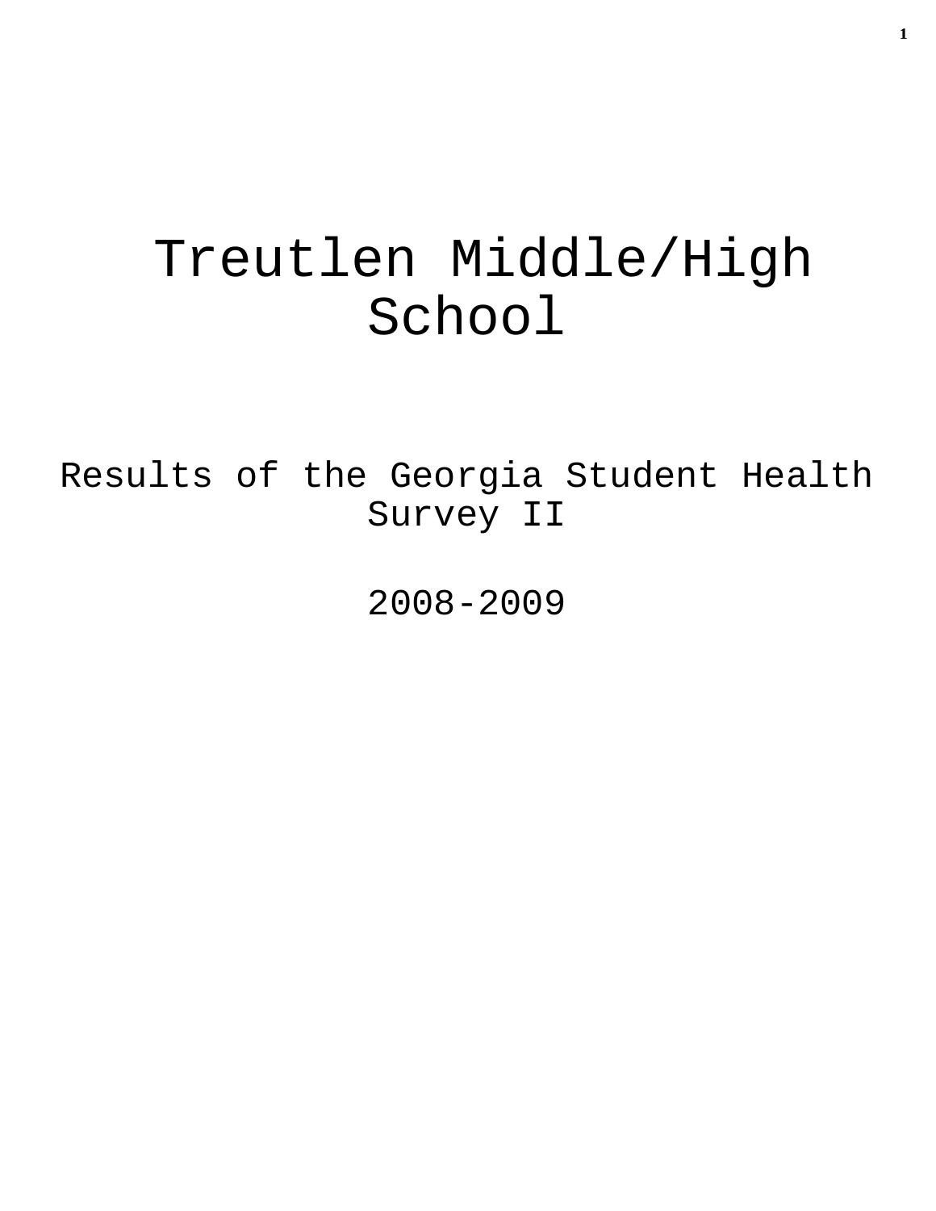# Treutlen Middle/High School

## Results of the Georgia Student Health Survey II

## 2008-2009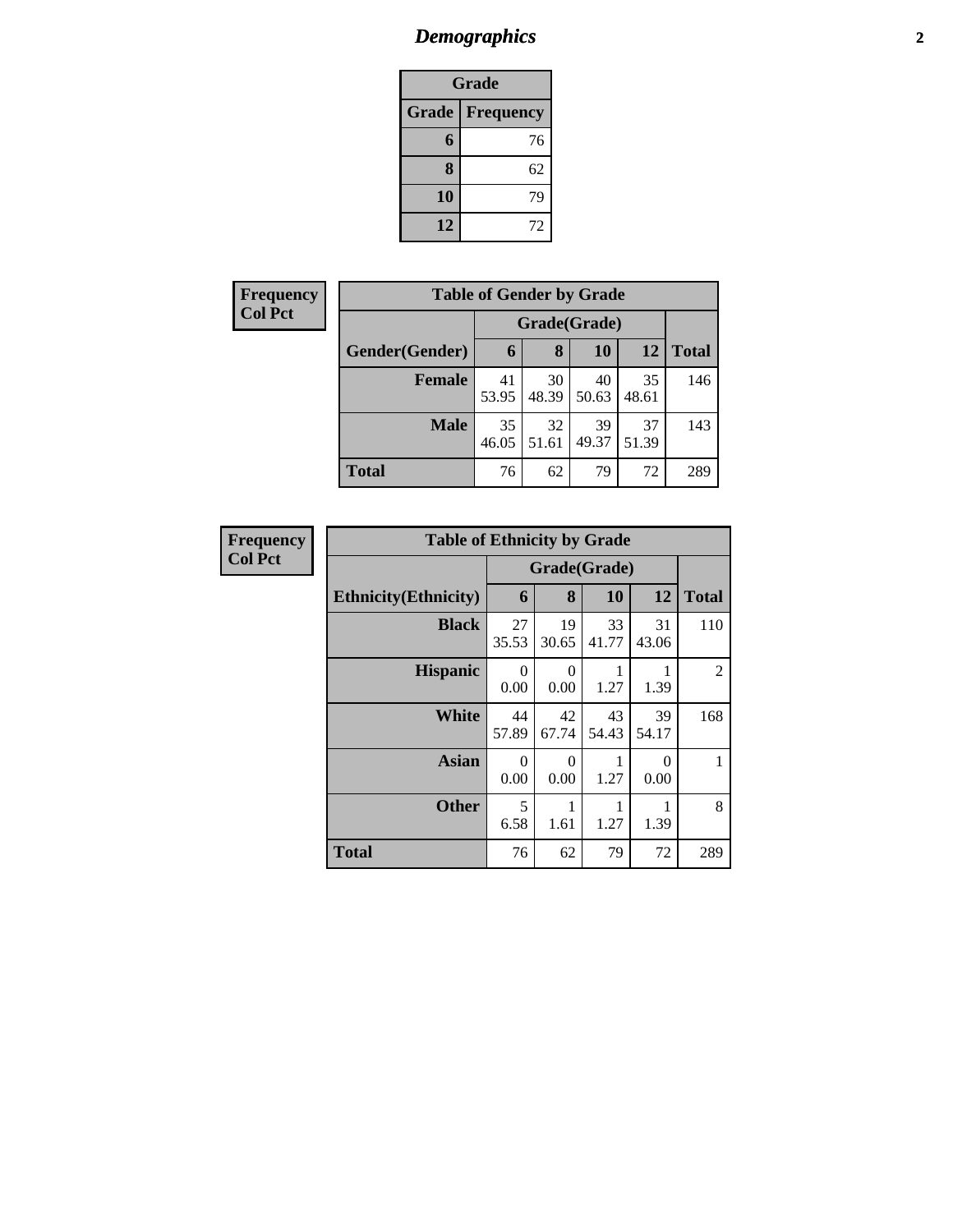# Demographics

| Grade | |
|---|---|
| **Grade** | **Frequency** |
| 6 | 76 |
| 8 | 62 |
| 10 | 79 |
| 12 | 72 |

**Frequency**
**Col Pct**

| Table of Gender by Grade | | | | | |
|---|---|---|---|---|---|
| | Grade(Grade) | | | | |
| **Gender(Gender)** | **6** | **8** | **10** | **12** | **Total** |
| **Female** | 41<br>53.95 | 30<br>48.39 | 40<br>50.63 | 35<br>48.61 | 146 |
| **Male** | 35<br>46.05 | 32<br>51.61 | 39<br>49.37 | 37<br>51.39 | 143 |
| **Total** | 76 | 62 | 79 | 72 | 289 |

**Frequency**
**Col Pct**

| Table of Ethnicity by Grade | | | | | |
|---|---|---|---|---|---|
| | Grade(Grade) | | | | |
| **Ethnicity(Ethnicity)** | **6** | **8** | **10** | **12** | **Total** |
| **Black** | 27<br>35.53 | 19<br>30.65 | 33<br>41.77 | 31<br>43.06 | 110 |
| **Hispanic** | 0<br>0.00 | 0<br>0.00 | 1<br>1.27 | 1<br>1.39 | 2 |
| **White** | 44<br>57.89 | 42<br>67.74 | 43<br>54.43 | 39<br>54.17 | 168 |
| **Asian** | 0<br>0.00 | 0<br>0.00 | 1<br>1.27 | 0<br>0.00 | 1 |
| **Other** | 5<br>6.58 | 1<br>1.61 | 1<br>1.27 | 1<br>1.39 | 8 |
| **Total** | 76 | 62 | 79 | 72 | 289 |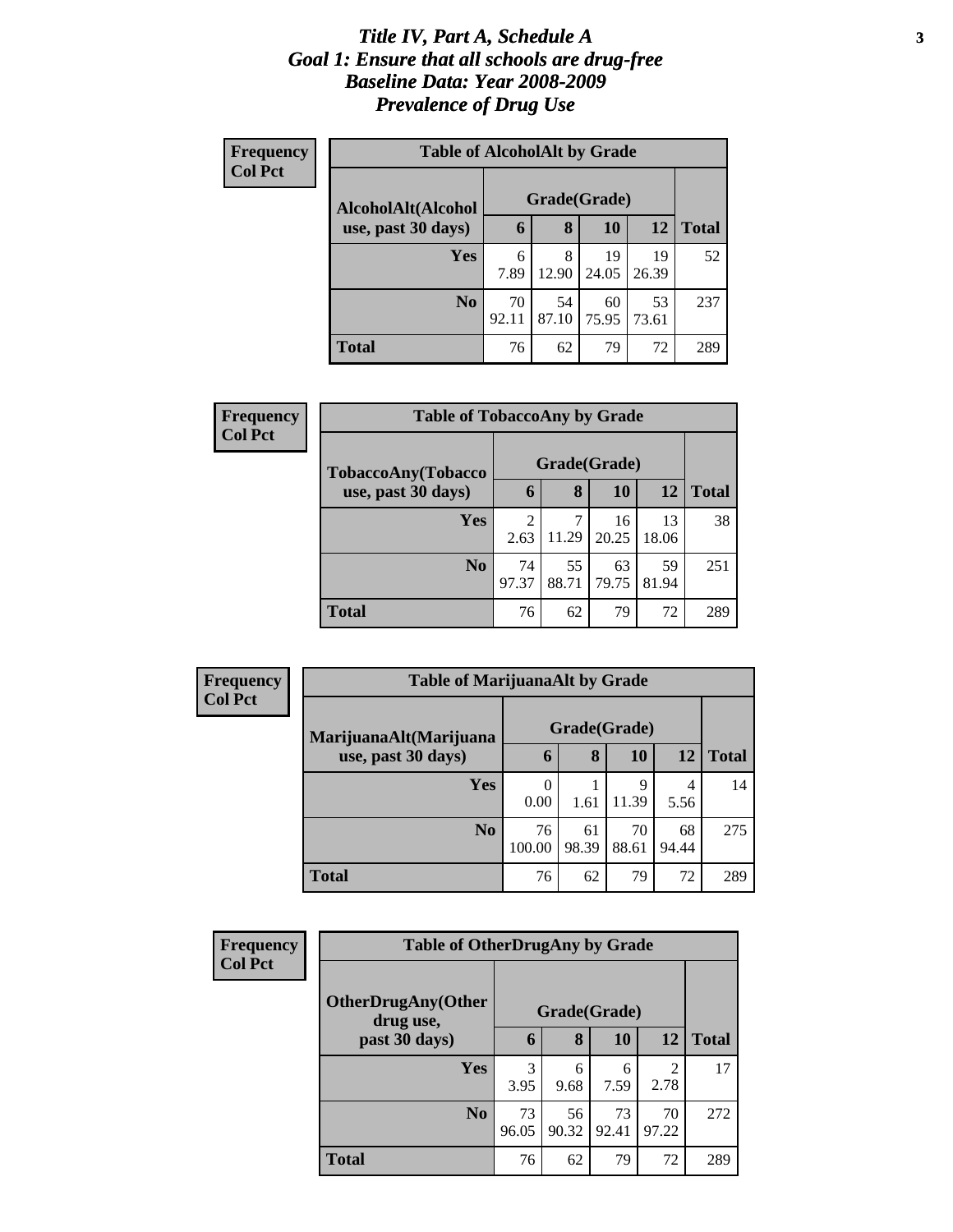# *Title IV, Part A, Schedule A*
## *Goal 1: Ensure that all schools are drug-free*
### *Baseline Data: Year 2008-2009*
### *Prevalence of Drug Use*

**Frequency**
**Col Pct**

**Table of AlcoholAlt by Grade**

| AlcoholAlt(Alcohol use, past 30 days) | Grade(Grade) | | | | Total |
|---|---|---|---|---|---|
| | 6 | 8 | 10 | 12 | |
| **Yes** | 6<br>7.89 | 8<br>12.90 | 19<br>24.05 | 19<br>26.39 | 52 |
| **No** | 70<br>92.11 | 54<br>87.10 | 60<br>75.95 | 53<br>73.61 | 237 |
| **Total** | 76 | 62 | 79 | 72 | 289 |

**Frequency**
**Col Pct**

**Table of TobaccoAny by Grade**

| TobaccoAny(Tobacco use, past 30 days) | Grade(Grade) | | | | Total |
|---|---|---|---|---|---|
| | 6 | 8 | 10 | 12 | |
| **Yes** | 2<br>2.63 | 7<br>11.29 | 16<br>20.25 | 13<br>18.06 | 38 |
| **No** | 74<br>97.37 | 55<br>88.71 | 63<br>79.75 | 59<br>81.94 | 251 |
| **Total** | 76 | 62 | 79 | 72 | 289 |

**Frequency**
**Col Pct**

**Table of MarijuanaAlt by Grade**

| MarijuanaAlt(Marijuana use, past 30 days) | Grade(Grade) | | | | Total |
|---|---|---|---|---|---|
| | 6 | 8 | 10 | 12 | |
| **Yes** | 0<br>0.00 | 1<br>1.61 | 9<br>11.39 | 4<br>5.56 | 14 |
| **No** | 76<br>100.00 | 61<br>98.39 | 70<br>88.61 | 68<br>94.44 | 275 |
| **Total** | 76 | 62 | 79 | 72 | 289 |

**Frequency**
**Col Pct**

**Table of OtherDrugAny by Grade**

| OtherDrugAny(Other drug use, past 30 days) | Grade(Grade) | | | | Total |
|---|---|---|---|---|---|
| | 6 | 8 | 10 | 12 | |
| **Yes** | 3<br>3.95 | 6<br>9.68 | 6<br>7.59 | 2<br>2.78 | 17 |
| **No** | 73<br>96.05 | 56<br>90.32 | 73<br>92.41 | 70<br>97.22 | 272 |
| **Total** | 76 | 62 | 79 | 72 | 289 |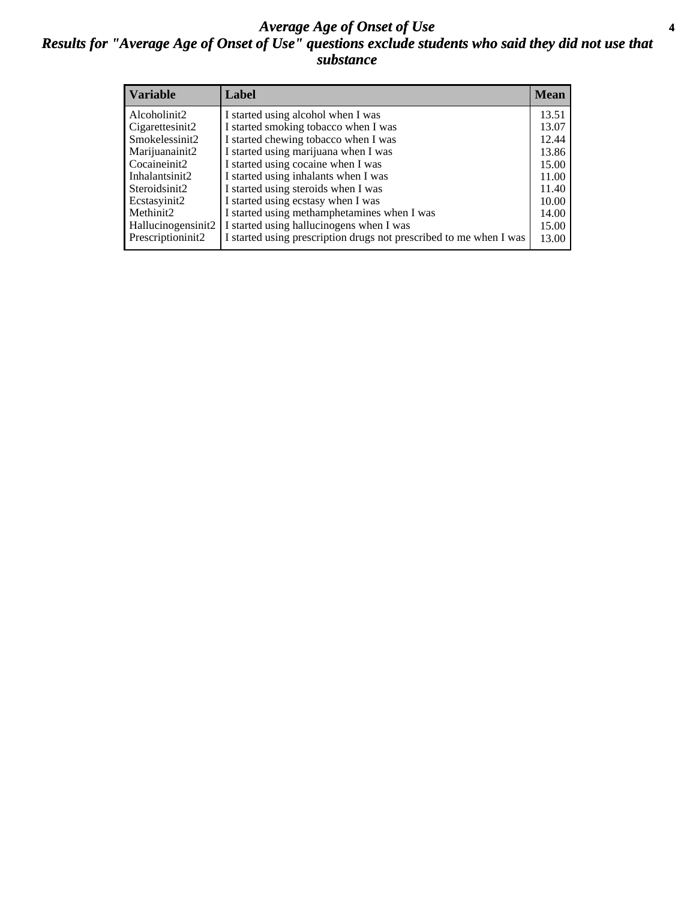# *Average Age of Onset of Use*
## *Results for "Average Age of Onset of Use" questions exclude students who said they did not use that substance*

| Variable | Label | Mean |
|---|---|---|
| Alcoholinit2 | I started using alcohol when I was | 13.51 |
| Cigarettesinit2 | I started smoking tobacco when I was | 13.07 |
| Smokelessinit2 | I started chewing tobacco when I was | 12.44 |
| Marijuanainit2 | I started using marijuana when I was | 13.86 |
| Cocaineinit2 | I started using cocaine when I was | 15.00 |
| Inhalantsinit2 | I started using inhalants when I was | 11.00 |
| Steroidsinit2 | I started using steroids when I was | 11.40 |
| Ecstasyinit2 | I started using ecstasy when I was | 10.00 |
| Methinit2 | I started using methamphetamines when I was | 14.00 |
| Hallucinogensinit2 | I started using hallucinogens when I was | 15.00 |
| Prescriptioninit2 | I started using prescription drugs not prescribed to me when I was | 13.00 |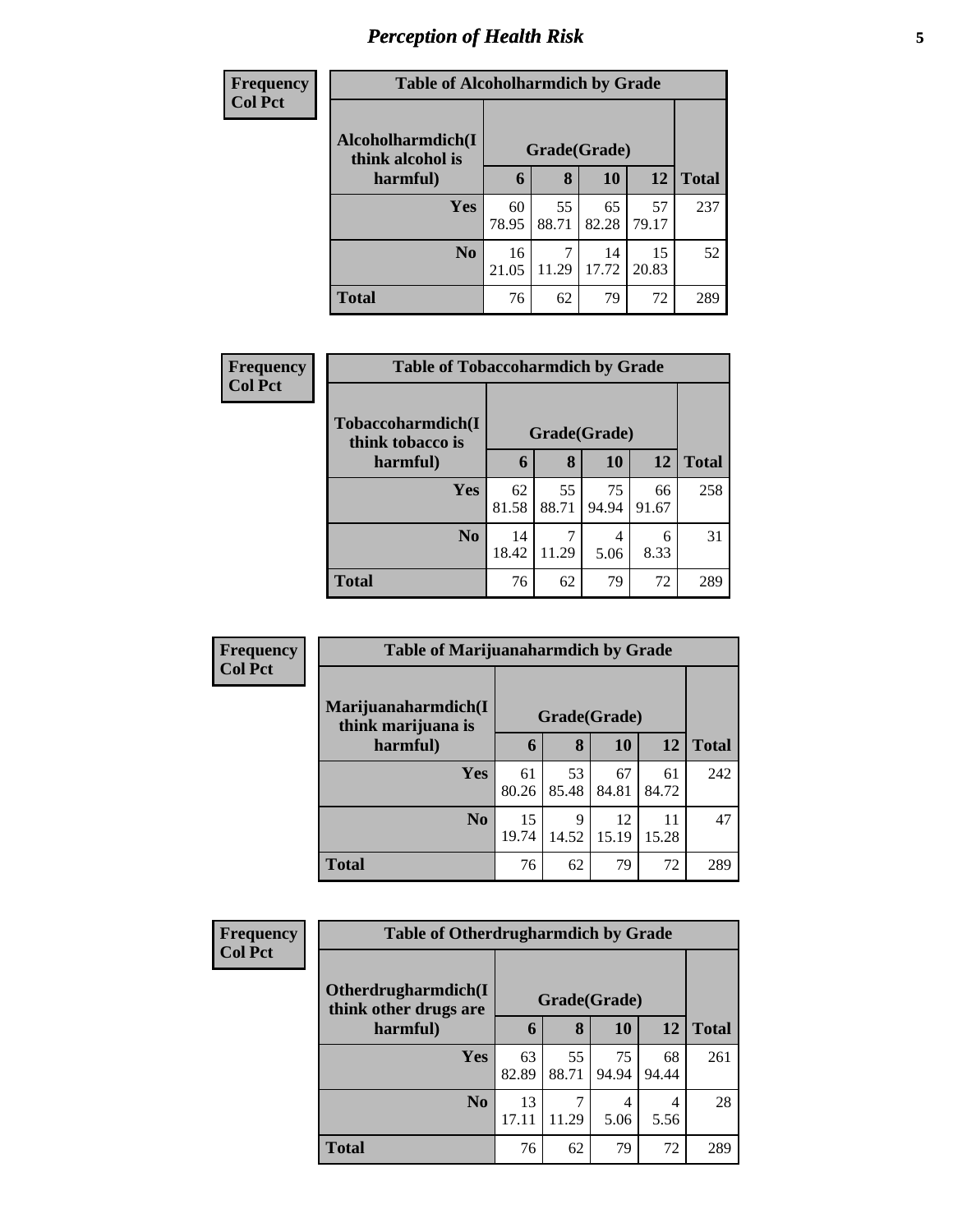# Perception of Health Risk

**Frequency**
**Col Pct**

| Table of Alcoholharmdich by Grade | | | | | |
|---|---|---|---|---|---|
| Alcoholharmdich(I think alcohol is harmful) | Grade(Grade) | | | | Total |
| | 6 | 8 | 10 | 12 | |
| Yes | 60<br>78.95 | 55<br>88.71 | 65<br>82.28 | 57<br>79.17 | 237 |
| No | 16<br>21.05 | 7<br>11.29 | 14<br>17.72 | 15<br>20.83 | 52 |
| Total | 76 | 62 | 79 | 72 | 289 |

**Frequency**
**Col Pct**

| Table of Tobaccoharmdich by Grade | | | | | |
|---|---|---|---|---|---|
| Tobaccoharmdich(I think tobacco is harmful) | Grade(Grade) | | | | Total |
| | 6 | 8 | 10 | 12 | |
| Yes | 62<br>81.58 | 55<br>88.71 | 75<br>94.94 | 66<br>91.67 | 258 |
| No | 14<br>18.42 | 7<br>11.29 | 4<br>5.06 | 6<br>8.33 | 31 |
| Total | 76 | 62 | 79 | 72 | 289 |

**Frequency**
**Col Pct**

| Table of Marijuanaharmdich by Grade | | | | | |
|---|---|---|---|---|---|
| Marijuanaharmdich(I think marijuana is harmful) | Grade(Grade) | | | | Total |
| | 6 | 8 | 10 | 12 | |
| Yes | 61<br>80.26 | 53<br>85.48 | 67<br>84.81 | 61<br>84.72 | 242 |
| No | 15<br>19.74 | 9<br>14.52 | 12<br>15.19 | 11<br>15.28 | 47 |
| Total | 76 | 62 | 79 | 72 | 289 |

**Frequency**
**Col Pct**

| Table of Otherdrugharmdich by Grade | | | | | |
|---|---|---|---|---|---|
| Otherdrugharmdich(I think other drugs are harmful) | Grade(Grade) | | | | Total |
| | 6 | 8 | 10 | 12 | |
| Yes | 63<br>82.89 | 55<br>88.71 | 75<br>94.94 | 68<br>94.44 | 261 |
| No | 13<br>17.11 | 7<br>11.29 | 4<br>5.06 | 4<br>5.56 | 28 |
| Total | 76 | 62 | 79 | 72 | 289 |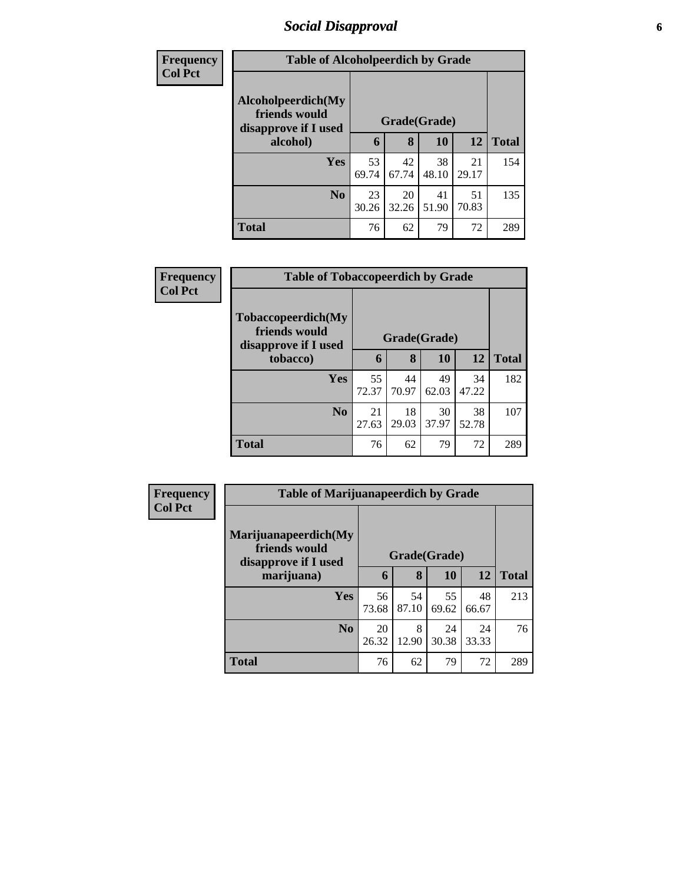## Social Disapproval

| Frequency<br>Col Pct | Table of Alcoholpeerdich by Grade | | | | |
|---|---|---|---|---|---|
| Alcoholpeerdich(My friends would disapprove if I used alcohol) | Grade(Grade) | | | | |
| | 6 | 8 | 10 | 12 | Total |
| Yes | 53<br>69.74 | 42<br>67.74 | 38<br>48.10 | 21<br>29.17 | 154 |
| No | 23<br>30.26 | 20<br>32.26 | 41<br>51.90 | 51<br>70.83 | 135 |
| Total | 76 | 62 | 79 | 72 | 289 |

| Frequency<br>Col Pct | Table of Tobaccopeerdich by Grade | | | | |
|---|---|---|---|---|---|
| Tobaccopeerdich(My friends would disapprove if I used tobacco) | Grade(Grade) | | | | |
| | 6 | 8 | 10 | 12 | Total |
| Yes | 55<br>72.37 | 44<br>70.97 | 49<br>62.03 | 34<br>47.22 | 182 |
| No | 21<br>27.63 | 18<br>29.03 | 30<br>37.97 | 38<br>52.78 | 107 |
| Total | 76 | 62 | 79 | 72 | 289 |

| Frequency<br>Col Pct | Table of Marijuanapeerdich by Grade | | | | |
|---|---|---|---|---|---|
| Marijuanapeerdich(My friends would disapprove if I used marijuana) | Grade(Grade) | | | | |
| | 6 | 8 | 10 | 12 | Total |
| Yes | 56<br>73.68 | 54<br>87.10 | 55<br>69.62 | 48<br>66.67 | 213 |
| No | 20<br>26.32 | 8<br>12.90 | 24<br>30.38 | 24<br>33.33 | 76 |
| Total | 76 | 62 | 79 | 72 | 289 |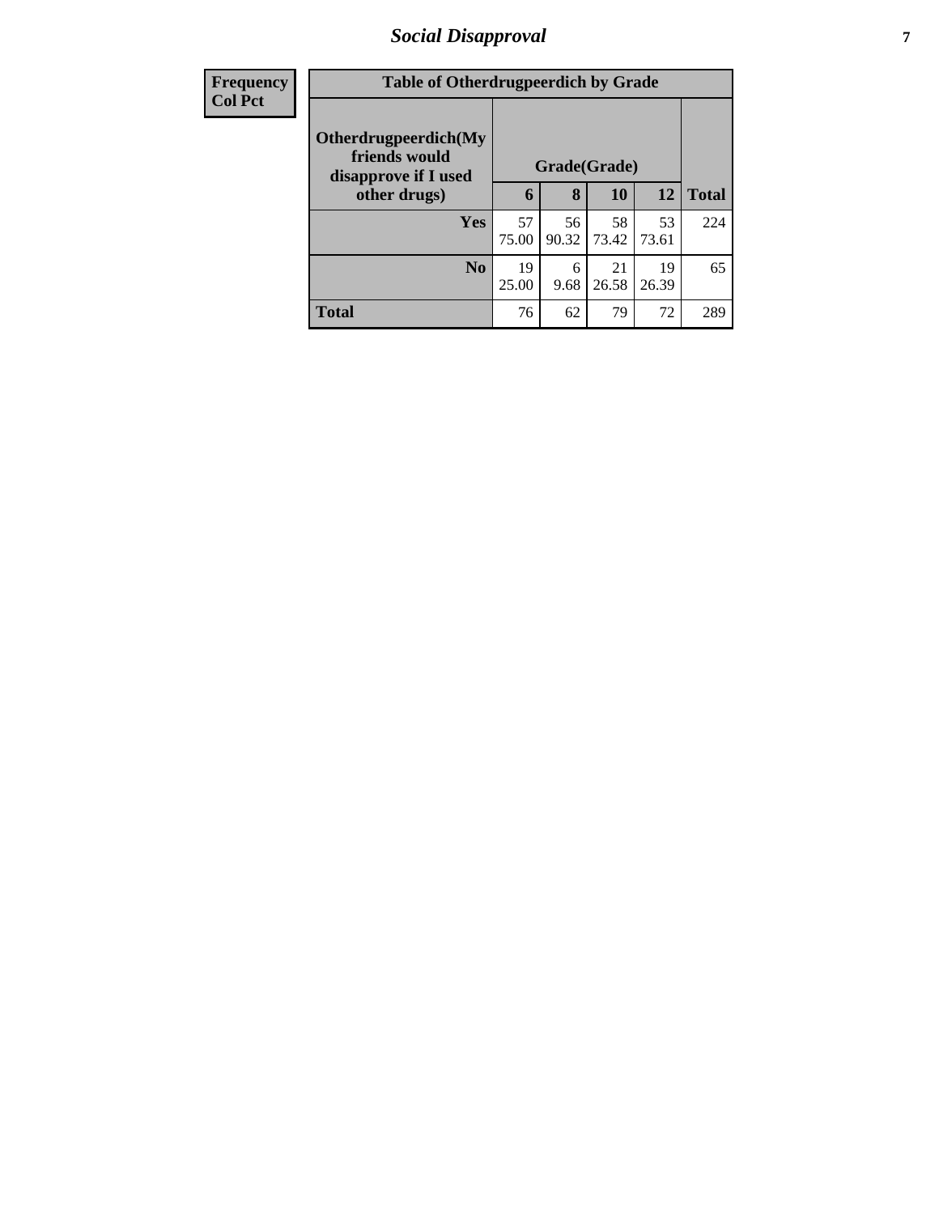# Social Disapproval

| Frequency<br>Col Pct | Table of Otherdrugpeerdich by Grade | | | | |
|---|---|---|---|---|---|
| Otherdrugpeerdich(My friends would disapprove if I used other drugs) | Grade(Grade) | | | | |
| | 6 | 8 | 10 | 12 | Total |
| Yes | 57<br>75.00 | 56<br>90.32 | 58<br>73.42 | 53<br>73.61 | 224 |
| No | 19<br>25.00 | 6<br>9.68 | 21<br>26.58 | 19<br>26.39 | 65 |
| Total | 76 | 62 | 79 | 72 | 289 |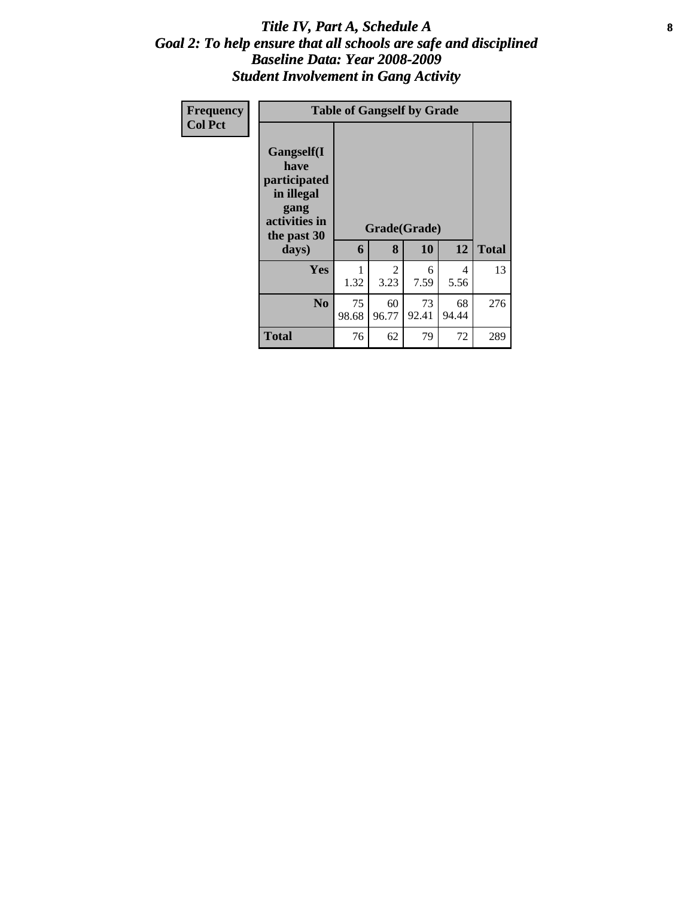# *Title IV, Part A, Schedule A*
## *Goal 2: To help ensure that all schools are safe and disciplined*
## *Baseline Data: Year 2008-2009*
## *Student Involvement in Gang Activity*

**Frequency**
**Col Pct**

| Table of Gangself by Grade | | | | | |
|---|---|---|---|---|---|
| **Gangself(I have participated in illegal gang activities in the past 30 days)** | **Grade(Grade)** | | | | |
| | **6** | **8** | **10** | **12** | **Total** |
| **Yes** | 1<br>1.32 | 2<br>3.23 | 6<br>7.59 | 4<br>5.56 | 13 |
| **No** | 75<br>98.68 | 60<br>96.77 | 73<br>92.41 | 68<br>94.44 | 276 |
| **Total** | 76 | 62 | 79 | 72 | 289 |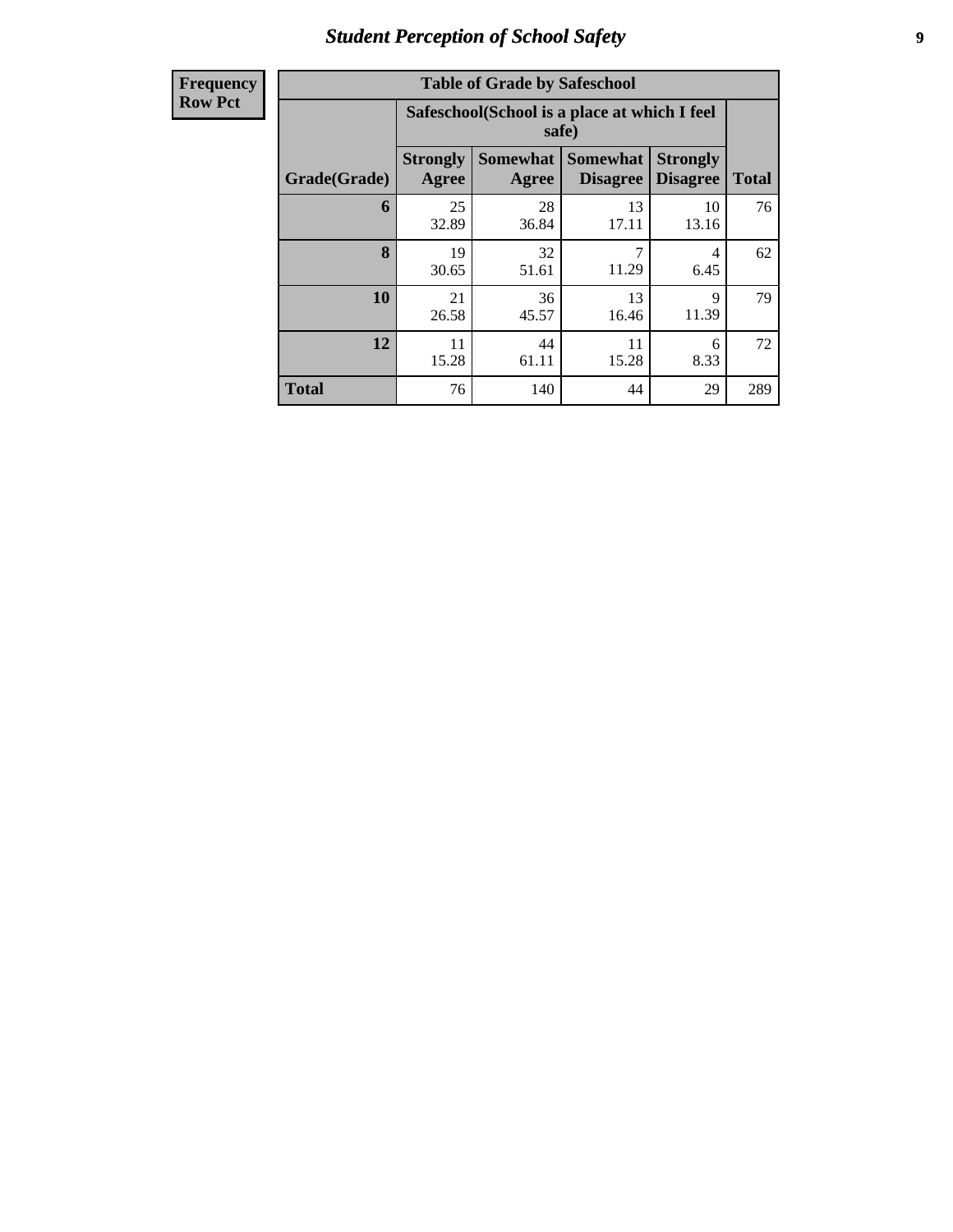# Student Perception of School Safety

| Frequency Row Pct |
|---|

**Table of Grade by Safeschool**

| Grade(Grade) | Safeschool(School is a place at which I feel safe) | | | | Total |
|---|---|---|---|---|---|
| | Strongly Agree | Somewhat Agree | Somewhat Disagree | Strongly Disagree | |
| **6** | 25<br>32.89 | 28<br>36.84 | 13<br>17.11 | 10<br>13.16 | 76 |
| **8** | 19<br>30.65 | 32<br>51.61 | 7<br>11.29 | 4<br>6.45 | 62 |
| **10** | 21<br>26.58 | 36<br>45.57 | 13<br>16.46 | 9<br>11.39 | 79 |
| **12** | 11<br>15.28 | 44<br>61.11 | 11<br>15.28 | 6<br>8.33 | 72 |
| **Total** | 76 | 140 | 44 | 29 | 289 |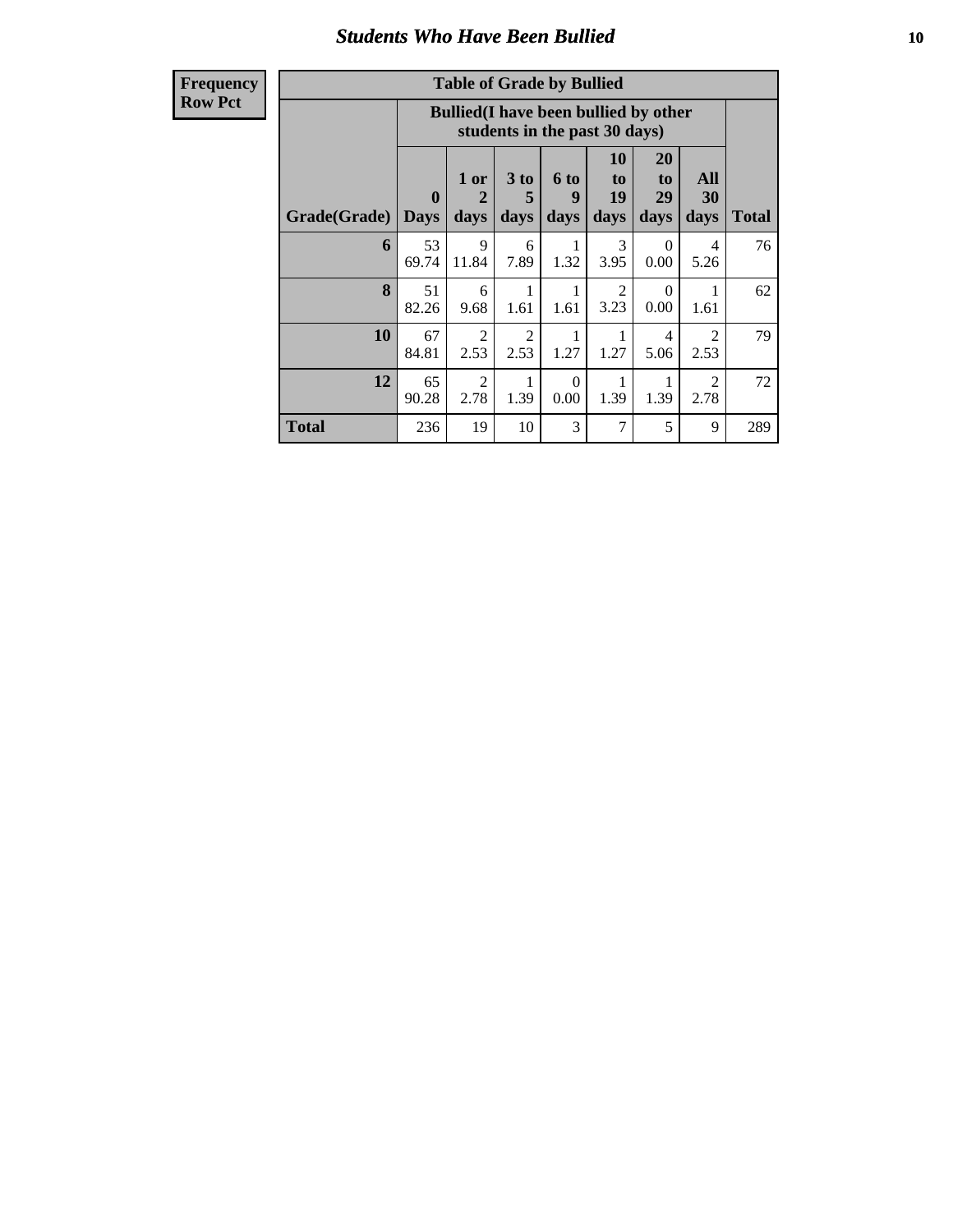# Students Who Have Been Bullied

**Frequency**
**Row Pct**

| Table of Grade by Bullied | | | | | | | | |
|---|---|---|---|---|---|---|---|---|
| | Bullied(I have been bullied by other students in the past 30 days) | | | | | | | |
| Grade(Grade) | 0 Days | 1 or 2 days | 3 to 5 days | 6 to 9 days | 10 to 19 days | 20 to 29 days | All 30 days | Total |
| 6 | 53<br>69.74 | 9<br>11.84 | 6<br>7.89 | 1<br>1.32 | 3<br>3.95 | 0<br>0.00 | 4<br>5.26 | 76 |
| 8 | 51<br>82.26 | 6<br>9.68 | 1<br>1.61 | 1<br>1.61 | 2<br>3.23 | 0<br>0.00 | 1<br>1.61 | 62 |
| 10 | 67<br>84.81 | 2<br>2.53 | 2<br>2.53 | 1<br>1.27 | 1<br>1.27 | 4<br>5.06 | 2<br>2.53 | 79 |
| 12 | 65<br>90.28 | 2<br>2.78 | 1<br>1.39 | 0<br>0.00 | 1<br>1.39 | 1<br>1.39 | 2<br>2.78 | 72 |
| **Total** | 236 | 19 | 10 | 3 | 7 | 5 | 9 | 289 |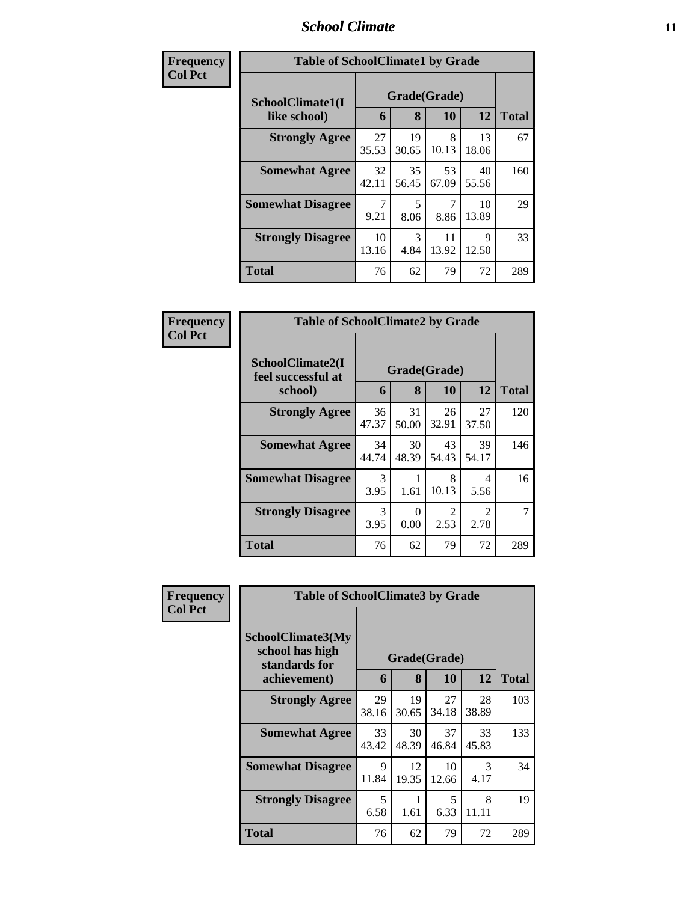# School Climate

**Frequency**
**Col Pct**

| Table of SchoolClimate1 by Grade | | | | | |
|---|---|---|---|---|---|
| SchoolClimate1(I like school) | Grade(Grade) | | | | |
| | 6 | 8 | 10 | 12 | Total |
| **Strongly Agree** | 27<br>35.53 | 19<br>30.65 | 8<br>10.13 | 13<br>18.06 | 67 |
| **Somewhat Agree** | 32<br>42.11 | 35<br>56.45 | 53<br>67.09 | 40<br>55.56 | 160 |
| **Somewhat Disagree** | 7<br>9.21 | 5<br>8.06 | 7<br>8.86 | 10<br>13.89 | 29 |
| **Strongly Disagree** | 10<br>13.16 | 3<br>4.84 | 11<br>13.92 | 9<br>12.50 | 33 |
| **Total** | 76 | 62 | 79 | 72 | 289 |

**Frequency**
**Col Pct**

| Table of SchoolClimate2 by Grade | | | | | |
|---|---|---|---|---|---|
| SchoolClimate2(I feel successful at school) | Grade(Grade) | | | | |
| | 6 | 8 | 10 | 12 | Total |
| **Strongly Agree** | 36<br>47.37 | 31<br>50.00 | 26<br>32.91 | 27<br>37.50 | 120 |
| **Somewhat Agree** | 34<br>44.74 | 30<br>48.39 | 43<br>54.43 | 39<br>54.17 | 146 |
| **Somewhat Disagree** | 3<br>3.95 | 1<br>1.61 | 8<br>10.13 | 4<br>5.56 | 16 |
| **Strongly Disagree** | 3<br>3.95 | 0<br>0.00 | 2<br>2.53 | 2<br>2.78 | 7 |
| **Total** | 76 | 62 | 79 | 72 | 289 |

**Frequency**
**Col Pct**

| Table of SchoolClimate3 by Grade | | | | | |
|---|---|---|---|---|---|
| SchoolClimate3(My school has high standards for achievement) | Grade(Grade) | | | | |
| | 6 | 8 | 10 | 12 | Total |
| **Strongly Agree** | 29<br>38.16 | 19<br>30.65 | 27<br>34.18 | 28<br>38.89 | 103 |
| **Somewhat Agree** | 33<br>43.42 | 30<br>48.39 | 37<br>46.84 | 33<br>45.83 | 133 |
| **Somewhat Disagree** | 9<br>11.84 | 12<br>19.35 | 10<br>12.66 | 3<br>4.17 | 34 |
| **Strongly Disagree** | 5<br>6.58 | 1<br>1.61 | 5<br>6.33 | 8<br>11.11 | 19 |
| **Total** | 76 | 62 | 79 | 72 | 289 |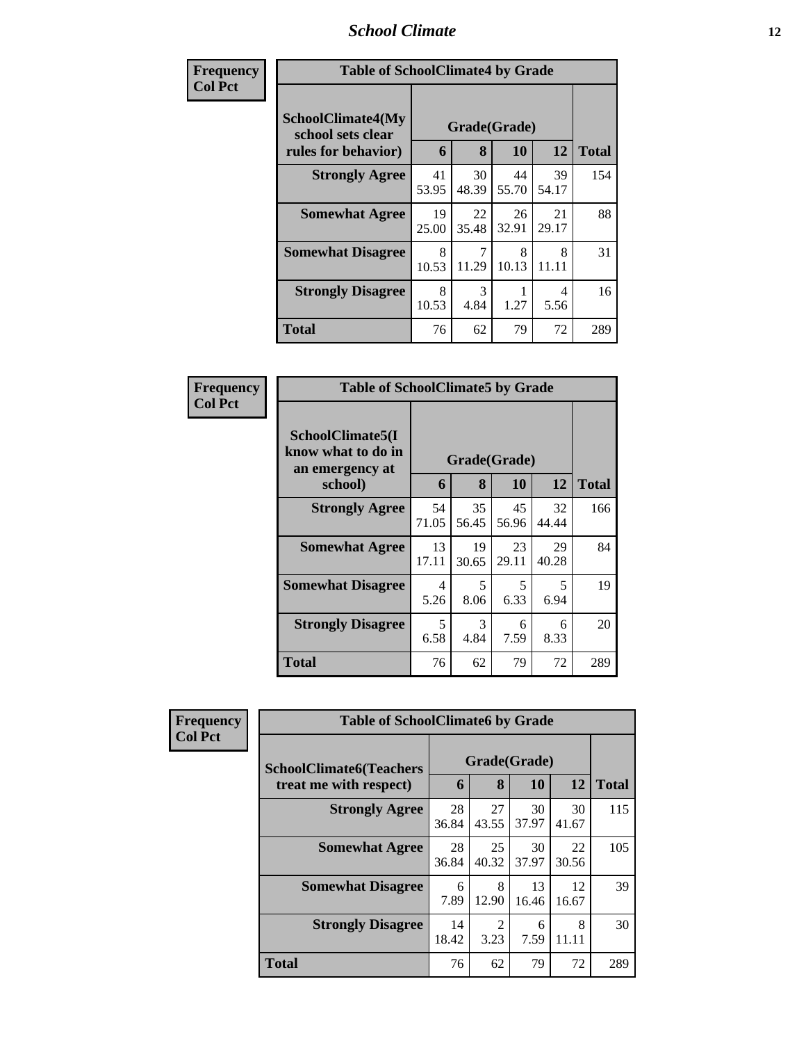| Frequency<br>Col Pct | Table of SchoolClimate4 by Grade | | | | |
|---|---|---|---|---|---|
| SchoolClimate4(My school sets clear rules for behavior) | Grade(Grade) | | | | |
| | 6 | 8 | 10 | 12 | Total |
| Strongly Agree | 41<br>53.95 | 30<br>48.39 | 44<br>55.70 | 39<br>54.17 | 154 |
| Somewhat Agree | 19<br>25.00 | 22<br>35.48 | 26<br>32.91 | 21<br>29.17 | 88 |
| Somewhat Disagree | 8<br>10.53 | 7<br>11.29 | 8<br>10.13 | 8<br>11.11 | 31 |
| Strongly Disagree | 8<br>10.53 | 3<br>4.84 | 1<br>1.27 | 4<br>5.56 | 16 |
| Total | 76 | 62 | 79 | 72 | 289 |

| Frequency<br>Col Pct | Table of SchoolClimate5 by Grade | | | | |
|---|---|---|---|---|---|
| SchoolClimate5(I know what to do in an emergency at school) | Grade(Grade) | | | | |
| | 6 | 8 | 10 | 12 | Total |
| Strongly Agree | 54<br>71.05 | 35<br>56.45 | 45<br>56.96 | 32<br>44.44 | 166 |
| Somewhat Agree | 13<br>17.11 | 19<br>30.65 | 23<br>29.11 | 29<br>40.28 | 84 |
| Somewhat Disagree | 4<br>5.26 | 5<br>8.06 | 5<br>6.33 | 5<br>6.94 | 19 |
| Strongly Disagree | 5<br>6.58 | 3<br>4.84 | 6<br>7.59 | 6<br>8.33 | 20 |
| Total | 76 | 62 | 79 | 72 | 289 |

| Frequency<br>Col Pct | Table of SchoolClimate6 by Grade | | | | |
|---|---|---|---|---|---|
| SchoolClimate6(Teachers treat me with respect) | Grade(Grade) | | | | |
| | 6 | 8 | 10 | 12 | Total |
| Strongly Agree | 28<br>36.84 | 27<br>43.55 | 30<br>37.97 | 30<br>41.67 | 115 |
| Somewhat Agree | 28<br>36.84 | 25<br>40.32 | 30<br>37.97 | 22<br>30.56 | 105 |
| Somewhat Disagree | 6<br>7.89 | 8<br>12.90 | 13<br>16.46 | 12<br>16.67 | 39 |
| Strongly Disagree | 14<br>18.42 | 2<br>3.23 | 6<br>7.59 | 8<br>11.11 | 30 |
| Total | 76 | 62 | 79 | 72 | 289 |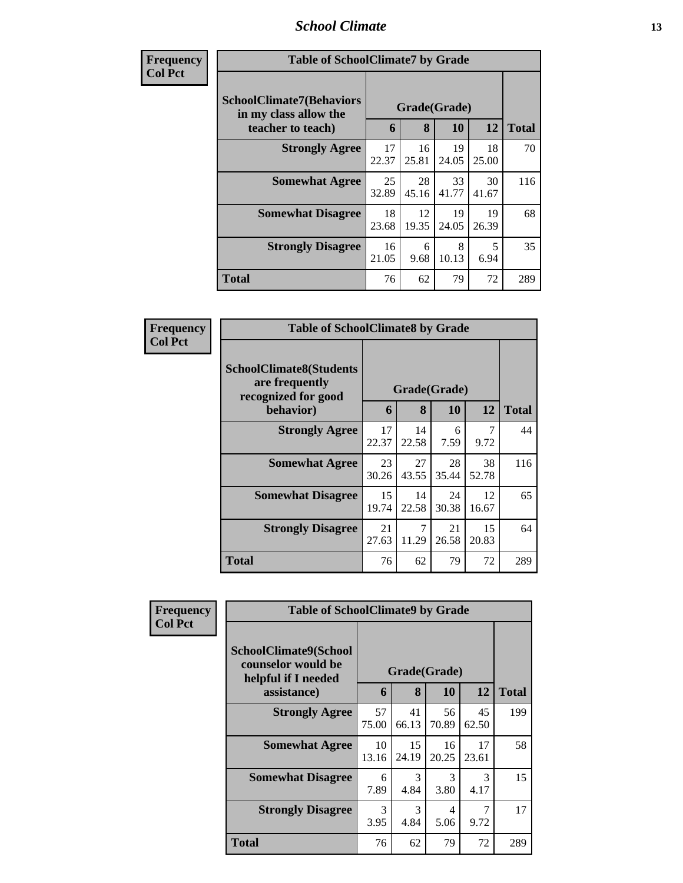| Frequency<br>Col Pct |
|---|

**Table of SchoolClimate7 by Grade**

| SchoolClimate7(Behaviors in my class allow the teacher to teach) | Grade(Grade) | | | | Total |
|---|---|---|---|---|---|
| | 6 | 8 | 10 | 12 | |
| **Strongly Agree** | 17<br>22.37 | 16<br>25.81 | 19<br>24.05 | 18<br>25.00 | 70 |
| **Somewhat Agree** | 25<br>32.89 | 28<br>45.16 | 33<br>41.77 | 30<br>41.67 | 116 |
| **Somewhat Disagree** | 18<br>23.68 | 12<br>19.35 | 19<br>24.05 | 19<br>26.39 | 68 |
| **Strongly Disagree** | 16<br>21.05 | 6<br>9.68 | 8<br>10.13 | 5<br>6.94 | 35 |
| **Total** | 76 | 62 | 79 | 72 | 289 |

| Frequency<br>Col Pct |
|---|

**Table of SchoolClimate8 by Grade**

| SchoolClimate8(Students are frequently recognized for good behavior) | Grade(Grade) | | | | Total |
|---|---|---|---|---|---|
| | 6 | 8 | 10 | 12 | |
| **Strongly Agree** | 17<br>22.37 | 14<br>22.58 | 6<br>7.59 | 7<br>9.72 | 44 |
| **Somewhat Agree** | 23<br>30.26 | 27<br>43.55 | 28<br>35.44 | 38<br>52.78 | 116 |
| **Somewhat Disagree** | 15<br>19.74 | 14<br>22.58 | 24<br>30.38 | 12<br>16.67 | 65 |
| **Strongly Disagree** | 21<br>27.63 | 7<br>11.29 | 21<br>26.58 | 15<br>20.83 | 64 |
| **Total** | 76 | 62 | 79 | 72 | 289 |

| Frequency<br>Col Pct |
|---|

**Table of SchoolClimate9 by Grade**

| SchoolClimate9(School counselor would be helpful if I needed assistance) | Grade(Grade) | | | | Total |
|---|---|---|---|---|---|
| | 6 | 8 | 10 | 12 | |
| **Strongly Agree** | 57<br>75.00 | 41<br>66.13 | 56<br>70.89 | 45<br>62.50 | 199 |
| **Somewhat Agree** | 10<br>13.16 | 15<br>24.19 | 16<br>20.25 | 17<br>23.61 | 58 |
| **Somewhat Disagree** | 6<br>7.89 | 3<br>4.84 | 3<br>3.80 | 3<br>4.17 | 15 |
| **Strongly Disagree** | 3<br>3.95 | 3<br>4.84 | 4<br>5.06 | 7<br>9.72 | 17 |
| **Total** | 76 | 62 | 79 | 72 | 289 |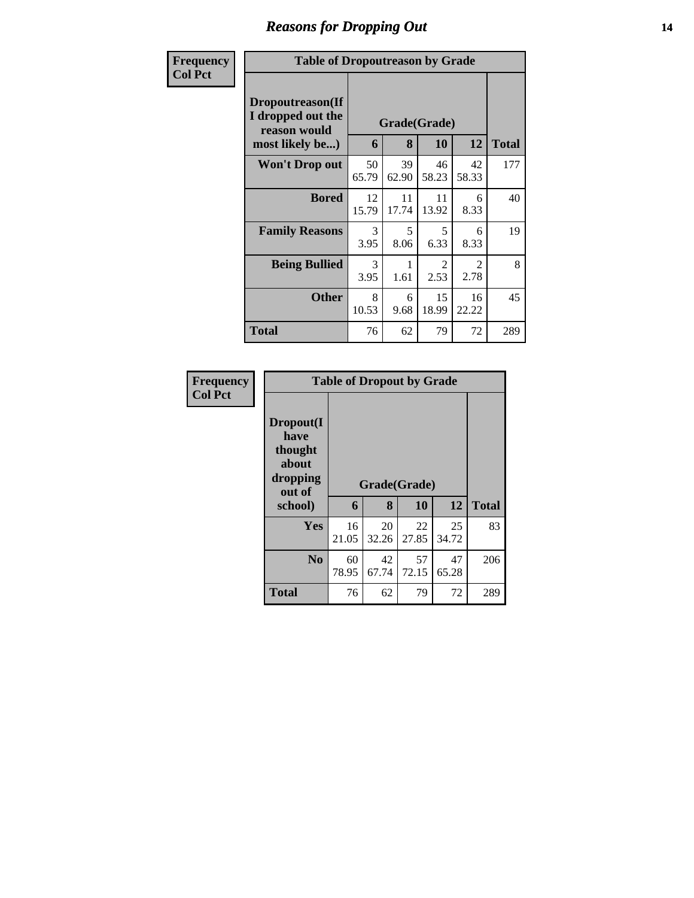# Reasons for Dropping Out

**Frequency**
**Col Pct**

| Table of Dropoutreason by Grade | | | | | |
|---|---|---|---|---|---|
| **Dropoutreason(If I dropped out the reason would most likely be...)** | **Grade(Grade)** | | | | |
| | **6** | **8** | **10** | **12** | **Total** |
| **Won't Drop out** | 50<br>65.79 | 39<br>62.90 | 46<br>58.23 | 42<br>58.33 | 177 |
| **Bored** | 12<br>15.79 | 11<br>17.74 | 11<br>13.92 | 6<br>8.33 | 40 |
| **Family Reasons** | 3<br>3.95 | 5<br>8.06 | 5<br>6.33 | 6<br>8.33 | 19 |
| **Being Bullied** | 3<br>3.95 | 1<br>1.61 | 2<br>2.53 | 2<br>2.78 | 8 |
| **Other** | 8<br>10.53 | 6<br>9.68 | 15<br>18.99 | 16<br>22.22 | 45 |
| **Total** | 76 | 62 | 79 | 72 | 289 |

**Frequency**
**Col Pct**

| Table of Dropout by Grade | | | | | |
|---|---|---|---|---|---|
| **Dropout(I have thought about dropping out of school)** | **Grade(Grade)** | | | | |
| | **6** | **8** | **10** | **12** | **Total** |
| **Yes** | 16<br>21.05 | 20<br>32.26 | 22<br>27.85 | 25<br>34.72 | 83 |
| **No** | 60<br>78.95 | 42<br>67.74 | 57<br>72.15 | 47<br>65.28 | 206 |
| **Total** | 76 | 62 | 79 | 72 | 289 |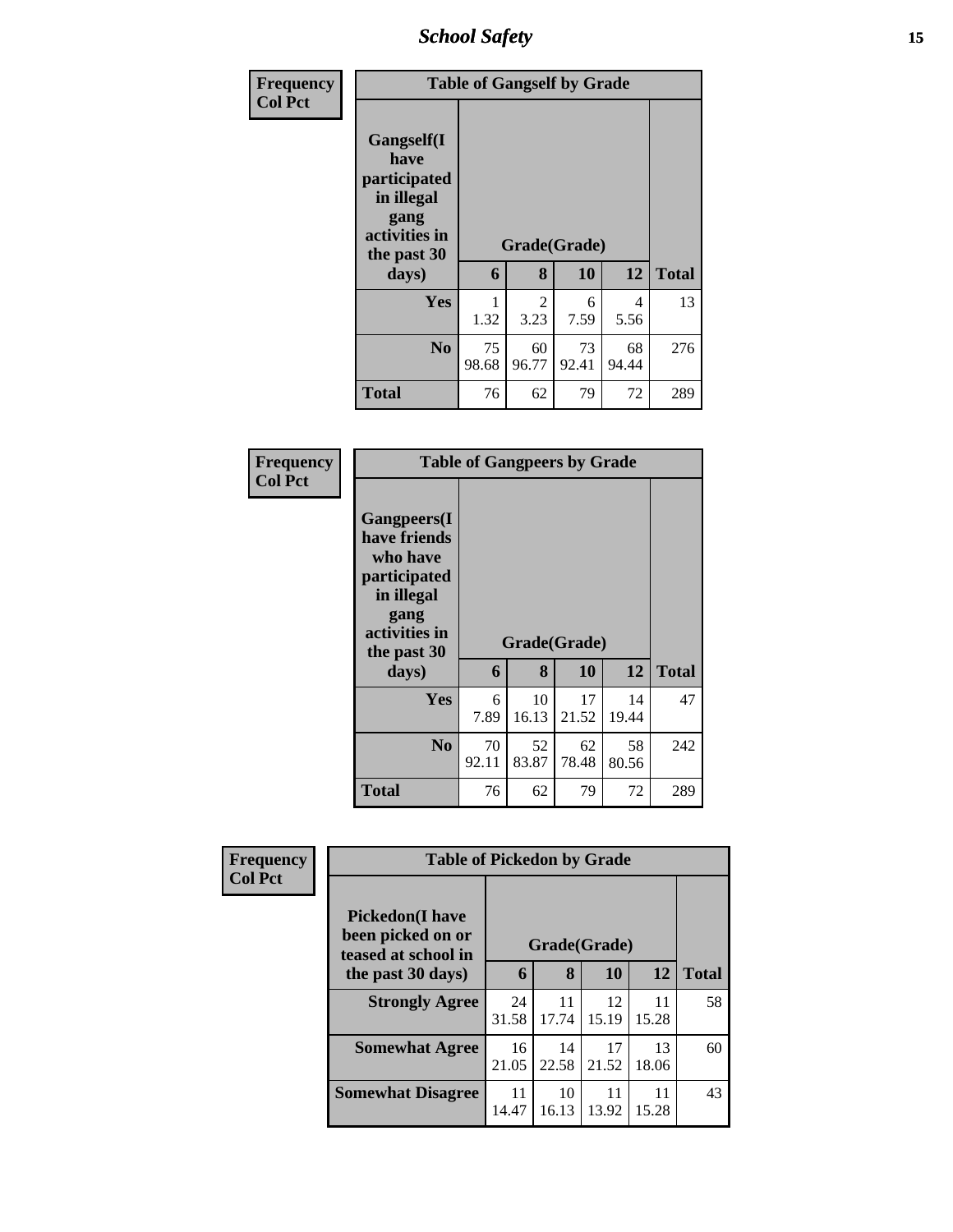Frequency
Col Pct

**Table of Gangself by Grade**

| Gangself(I have participated in illegal gang activities in the past 30 days) | Grade(Grade) | | | | Total |
|---|---|---|---|---|---|
| | 6 | 8 | 10 | 12 | |
| **Yes** | 1<br>1.32 | 2<br>3.23 | 6<br>7.59 | 4<br>5.56 | 13 |
| **No** | 75<br>98.68 | 60<br>96.77 | 73<br>92.41 | 68<br>94.44 | 276 |
| **Total** | 76 | 62 | 79 | 72 | 289 |

Frequency
Col Pct

**Table of Gangpeers by Grade**

| Gangpeers(I have friends who have participated in illegal gang activities in the past 30 days) | Grade(Grade) | | | | Total |
|---|---|---|---|---|---|
| | 6 | 8 | 10 | 12 | |
| **Yes** | 6<br>7.89 | 10<br>16.13 | 17<br>21.52 | 14<br>19.44 | 47 |
| **No** | 70<br>92.11 | 52<br>83.87 | 62<br>78.48 | 58<br>80.56 | 242 |
| **Total** | 76 | 62 | 79 | 72 | 289 |

Frequency
Col Pct

**Table of Pickedon by Grade**

| Pickedon(I have been picked on or teased at school in the past 30 days) | Grade(Grade) | | | | Total |
|---|---|---|---|---|---|
| | 6 | 8 | 10 | 12 | |
| **Strongly Agree** | 24<br>31.58 | 11<br>17.74 | 12<br>15.19 | 11<br>15.28 | 58 |
| **Somewhat Agree** | 16<br>21.05 | 14<br>22.58 | 17<br>21.52 | 13<br>18.06 | 60 |
| **Somewhat Disagree** | 11<br>14.47 | 10<br>16.13 | 11<br>13.92 | 11<br>15.28 | 43 |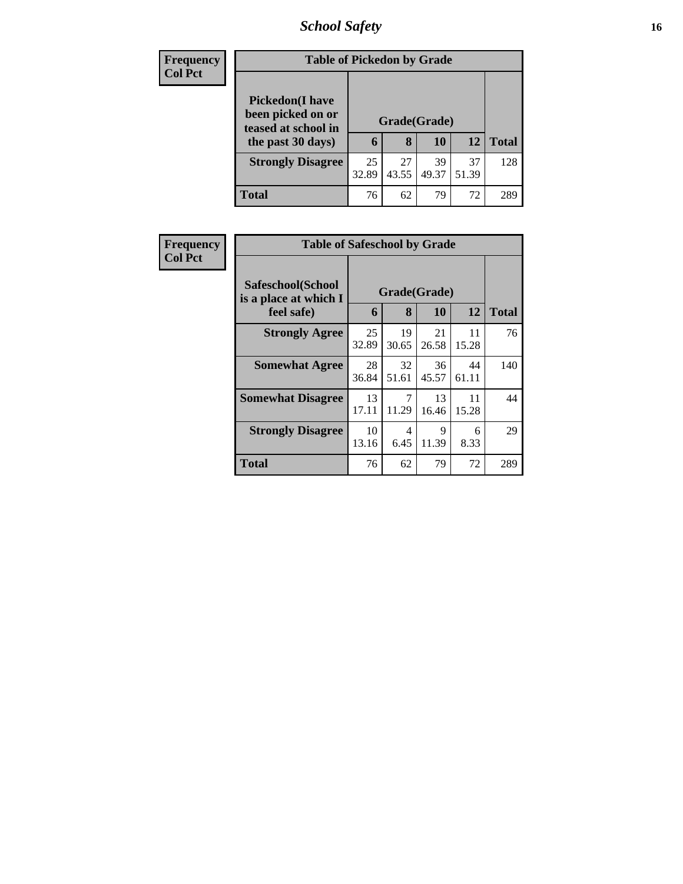| Frequency Col Pct |
|---|

**Table of Pickedon by Grade**

| Pickedon(I have been picked on or teased at school in the past 30 days) | Grade(Grade) | | | | Total |
|---|---|---|---|---|---|
| | 6 | 8 | 10 | 12 | |
| **Strongly Disagree** | 25<br>32.89 | 27<br>43.55 | 39<br>49.37 | 37<br>51.39 | 128 |
| **Total** | 76 | 62 | 79 | 72 | 289 |

| Frequency Col Pct |
|---|

**Table of Safeschool by Grade**

| Safeschool(School is a place at which I feel safe) | Grade(Grade) | | | | Total |
|---|---|---|---|---|---|
| | 6 | 8 | 10 | 12 | |
| **Strongly Agree** | 25<br>32.89 | 19<br>30.65 | 21<br>26.58 | 11<br>15.28 | 76 |
| **Somewhat Agree** | 28<br>36.84 | 32<br>51.61 | 36<br>45.57 | 44<br>61.11 | 140 |
| **Somewhat Disagree** | 13<br>17.11 | 7<br>11.29 | 13<br>16.46 | 11<br>15.28 | 44 |
| **Strongly Disagree** | 10<br>13.16 | 4<br>6.45 | 9<br>11.39 | 6<br>8.33 | 29 |
| **Total** | 76 | 62 | 79 | 72 | 289 |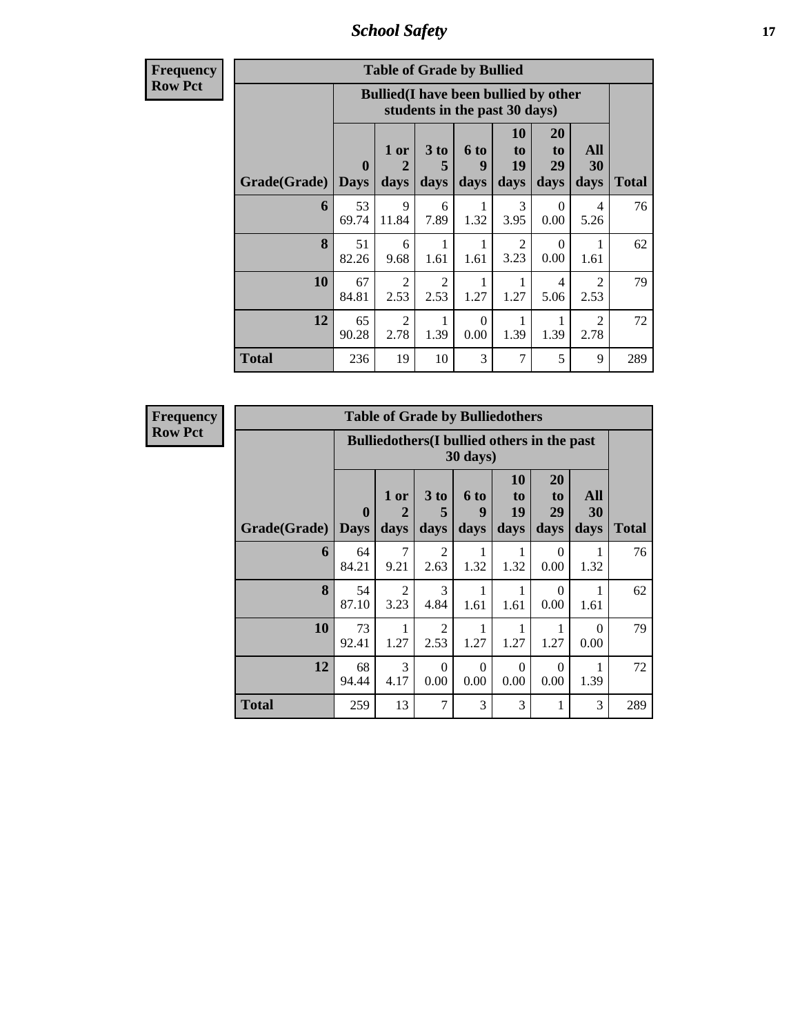| Frequency Row Pct |
|---|

## Table of Grade by Bullied

| Grade(Grade) | Bullied(I have been bullied by other students in the past 30 days) | | | | | | | Total |
|---|---|---|---|---|---|---|---|---|
| | 0 Days | 1 or 2 days | 3 to 5 days | 6 to 9 days | 10 to 19 days | 20 to 29 days | All 30 days | |
| 6 | 53<br>69.74 | 9<br>11.84 | 6<br>7.89 | 1<br>1.32 | 3<br>3.95 | 0<br>0.00 | 4<br>5.26 | 76 |
| 8 | 51<br>82.26 | 6<br>9.68 | 1<br>1.61 | 1<br>1.61 | 2<br>3.23 | 0<br>0.00 | 1<br>1.61 | 62 |
| 10 | 67<br>84.81 | 2<br>2.53 | 2<br>2.53 | 1<br>1.27 | 1<br>1.27 | 4<br>5.06 | 2<br>2.53 | 79 |
| 12 | 65<br>90.28 | 2<br>2.78 | 1<br>1.39 | 0<br>0.00 | 1<br>1.39 | 1<br>1.39 | 2<br>2.78 | 72 |
| Total | 236 | 19 | 10 | 3 | 7 | 5 | 9 | 289 |

| Frequency Row Pct |
|---|

## Table of Grade by Bulliedothers

| Grade(Grade) | Bulliedothers(I bullied others in the past 30 days) | | | | | | | Total |
|---|---|---|---|---|---|---|---|---|
| | 0 Days | 1 or 2 days | 3 to 5 days | 6 to 9 days | 10 to 19 days | 20 to 29 days | All 30 days | |
| 6 | 64<br>84.21 | 7<br>9.21 | 2<br>2.63 | 1<br>1.32 | 1<br>1.32 | 0<br>0.00 | 1<br>1.32 | 76 |
| 8 | 54<br>87.10 | 2<br>3.23 | 3<br>4.84 | 1<br>1.61 | 1<br>1.61 | 0<br>0.00 | 1<br>1.61 | 62 |
| 10 | 73<br>92.41 | 1<br>1.27 | 2<br>2.53 | 1<br>1.27 | 1<br>1.27 | 1<br>1.27 | 0<br>0.00 | 79 |
| 12 | 68<br>94.44 | 3<br>4.17 | 0<br>0.00 | 0<br>0.00 | 0<br>0.00 | 0<br>0.00 | 1<br>1.39 | 72 |
| Total | 259 | 13 | 7 | 3 | 3 | 1 | 3 | 289 |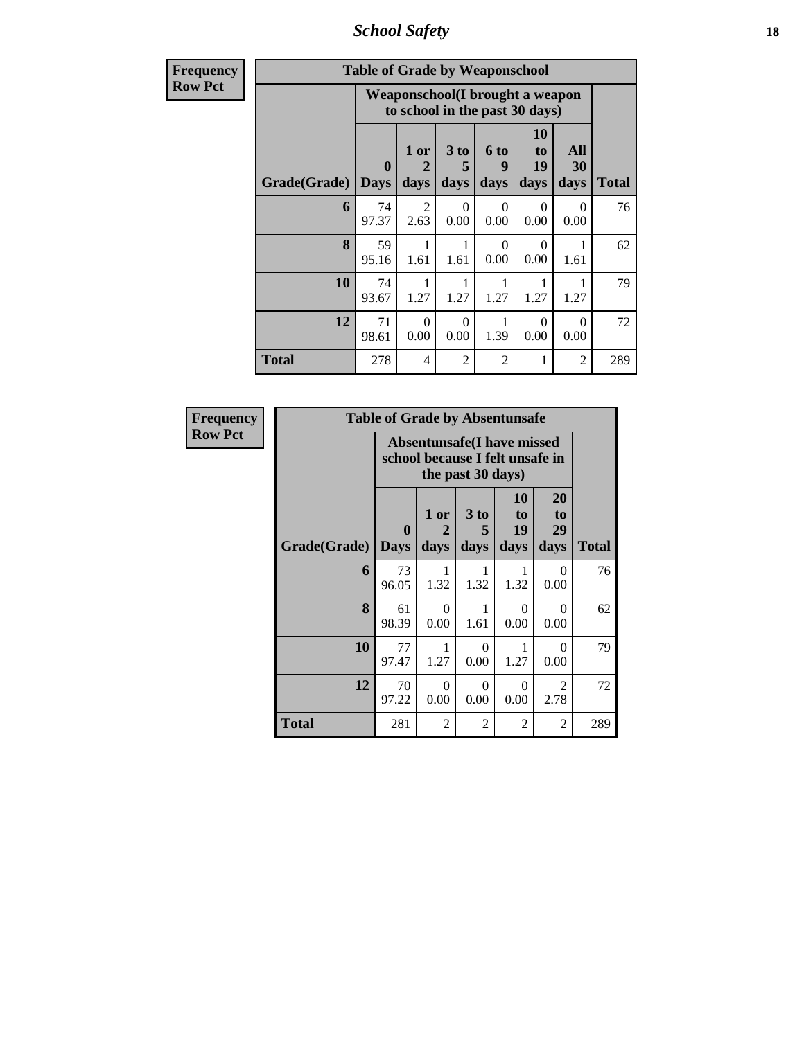| Frequency<br>Row Pct | Table of Grade by Weaponschool | | | | | | |
|---|---|---|---|---|---|---|---|
| | Weaponschool(I brought a weapon to school in the past 30 days) | | | | | | |
| Grade(Grade) | 0 Days | 1 or 2 days | 3 to 5 days | 6 to 9 days | 10 to 19 days | All 30 days | Total |
| 6 | 74<br>97.37 | 2<br>2.63 | 0<br>0.00 | 0<br>0.00 | 0<br>0.00 | 0<br>0.00 | 76 |
| 8 | 59<br>95.16 | 1<br>1.61 | 1<br>1.61 | 0<br>0.00 | 0<br>0.00 | 1<br>1.61 | 62 |
| 10 | 74<br>93.67 | 1<br>1.27 | 1<br>1.27 | 1<br>1.27 | 1<br>1.27 | 1<br>1.27 | 79 |
| 12 | 71<br>98.61 | 0<br>0.00 | 0<br>0.00 | 1<br>1.39 | 0<br>0.00 | 0<br>0.00 | 72 |
| Total | 278 | 4 | 2 | 2 | 1 | 2 | 289 |

| Frequency<br>Row Pct | Table of Grade by Absentunsafe | | | | | |
|---|---|---|---|---|---|---|
| | Absentunsafe(I have missed school because I felt unsafe in the past 30 days) | | | | | |
| Grade(Grade) | 0 Days | 1 or 2 days | 3 to 5 days | 10 to 19 days | 20 to 29 days | Total |
| 6 | 73<br>96.05 | 1<br>1.32 | 1<br>1.32 | 1<br>1.32 | 0<br>0.00 | 76 |
| 8 | 61<br>98.39 | 0<br>0.00 | 1<br>1.61 | 0<br>0.00 | 0<br>0.00 | 62 |
| 10 | 77<br>97.47 | 1<br>1.27 | 0<br>0.00 | 1<br>1.27 | 0<br>0.00 | 79 |
| 12 | 70<br>97.22 | 0<br>0.00 | 0<br>0.00 | 0<br>0.00 | 2<br>2.78 | 72 |
| Total | 281 | 2 | 2 | 2 | 2 | 289 |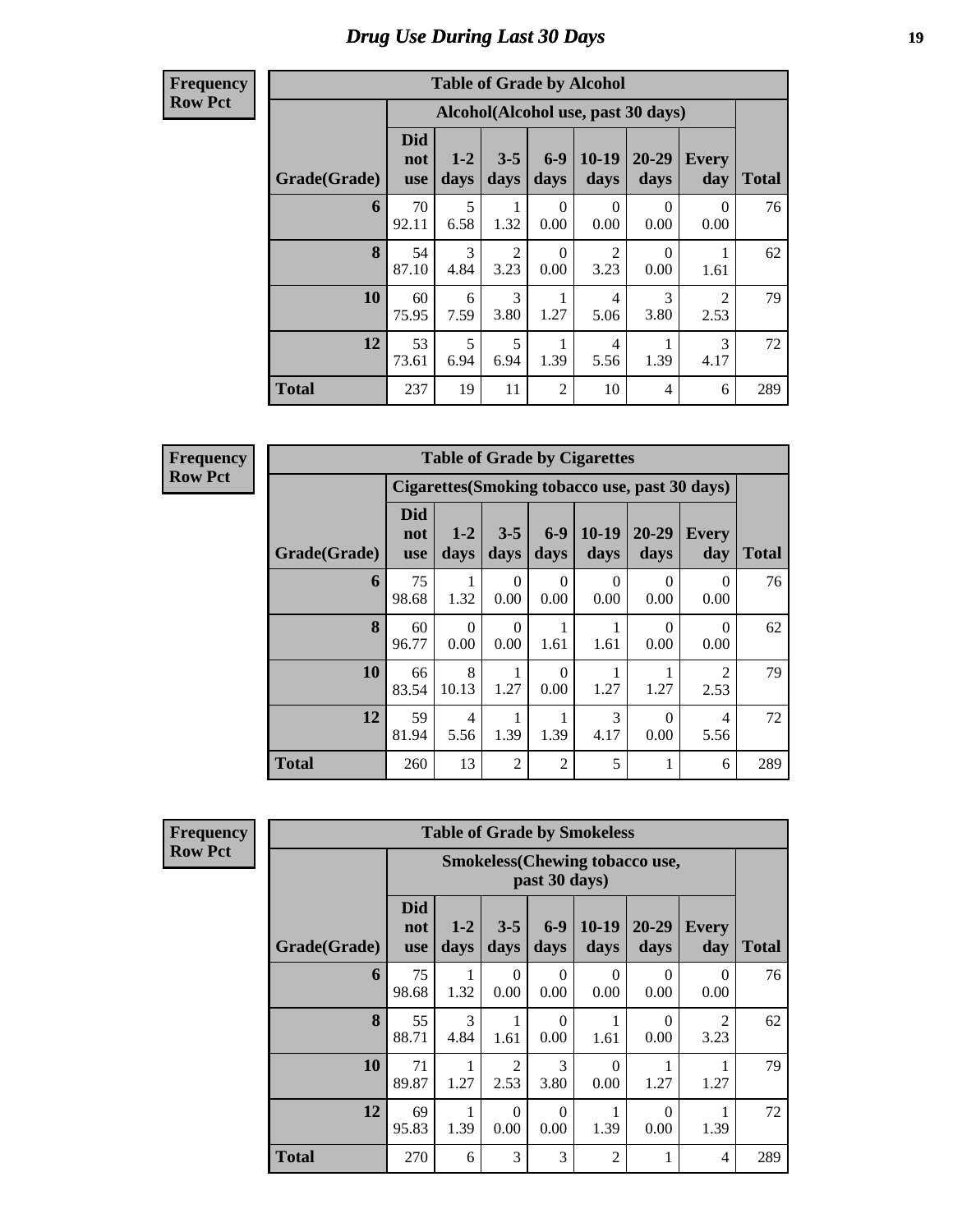# Drug Use During Last 30 Days

**Frequency Row Pct**

| Table of Grade by Alcohol | | | | | | | | |
|---|---|---|---|---|---|---|---|---|
| | Alcohol(Alcohol use, past 30 days) | | | | | | | |
| Grade(Grade) | Did not use | 1-2 days | 3-5 days | 6-9 days | 10-19 days | 20-29 days | Every day | Total |
| **6** | 70<br>92.11 | 5<br>6.58 | 1<br>1.32 | 0<br>0.00 | 0<br>0.00 | 0<br>0.00 | 0<br>0.00 | 76 |
| **8** | 54<br>87.10 | 3<br>4.84 | 2<br>3.23 | 0<br>0.00 | 2<br>3.23 | 0<br>0.00 | 1<br>1.61 | 62 |
| **10** | 60<br>75.95 | 6<br>7.59 | 3<br>3.80 | 1<br>1.27 | 4<br>5.06 | 3<br>3.80 | 2<br>2.53 | 79 |
| **12** | 53<br>73.61 | 5<br>6.94 | 5<br>6.94 | 1<br>1.39 | 4<br>5.56 | 1<br>1.39 | 3<br>4.17 | 72 |
| **Total** | 237 | 19 | 11 | 2 | 10 | 4 | 6 | 289 |

**Frequency Row Pct**

| Table of Grade by Cigarettes | | | | | | | | |
|---|---|---|---|---|---|---|---|---|
| | Cigarettes(Smoking tobacco use, past 30 days) | | | | | | | |
| Grade(Grade) | Did not use | 1-2 days | 3-5 days | 6-9 days | 10-19 days | 20-29 days | Every day | Total |
| **6** | 75<br>98.68 | 1<br>1.32 | 0<br>0.00 | 0<br>0.00 | 0<br>0.00 | 0<br>0.00 | 0<br>0.00 | 76 |
| **8** | 60<br>96.77 | 0<br>0.00 | 0<br>0.00 | 1<br>1.61 | 1<br>1.61 | 0<br>0.00 | 0<br>0.00 | 62 |
| **10** | 66<br>83.54 | 8<br>10.13 | 1<br>1.27 | 0<br>0.00 | 1<br>1.27 | 1<br>1.27 | 2<br>2.53 | 79 |
| **12** | 59<br>81.94 | 4<br>5.56 | 1<br>1.39 | 1<br>1.39 | 3<br>4.17 | 0<br>0.00 | 4<br>5.56 | 72 |
| **Total** | 260 | 13 | 2 | 2 | 5 | 1 | 6 | 289 |

**Frequency Row Pct**

| Table of Grade by Smokeless | | | | | | | | |
|---|---|---|---|---|---|---|---|---|
| | Smokeless(Chewing tobacco use, past 30 days) | | | | | | | |
| Grade(Grade) | Did not use | 1-2 days | 3-5 days | 6-9 days | 10-19 days | 20-29 days | Every day | Total |
| **6** | 75<br>98.68 | 1<br>1.32 | 0<br>0.00 | 0<br>0.00 | 0<br>0.00 | 0<br>0.00 | 0<br>0.00 | 76 |
| **8** | 55<br>88.71 | 3<br>4.84 | 1<br>1.61 | 0<br>0.00 | 1<br>1.61 | 0<br>0.00 | 2<br>3.23 | 62 |
| **10** | 71<br>89.87 | 1<br>1.27 | 2<br>2.53 | 3<br>3.80 | 0<br>0.00 | 1<br>1.27 | 1<br>1.27 | 79 |
| **12** | 69<br>95.83 | 1<br>1.39 | 0<br>0.00 | 0<br>0.00 | 1<br>1.39 | 0<br>0.00 | 1<br>1.39 | 72 |
| **Total** | 270 | 6 | 3 | 3 | 2 | 1 | 4 | 289 |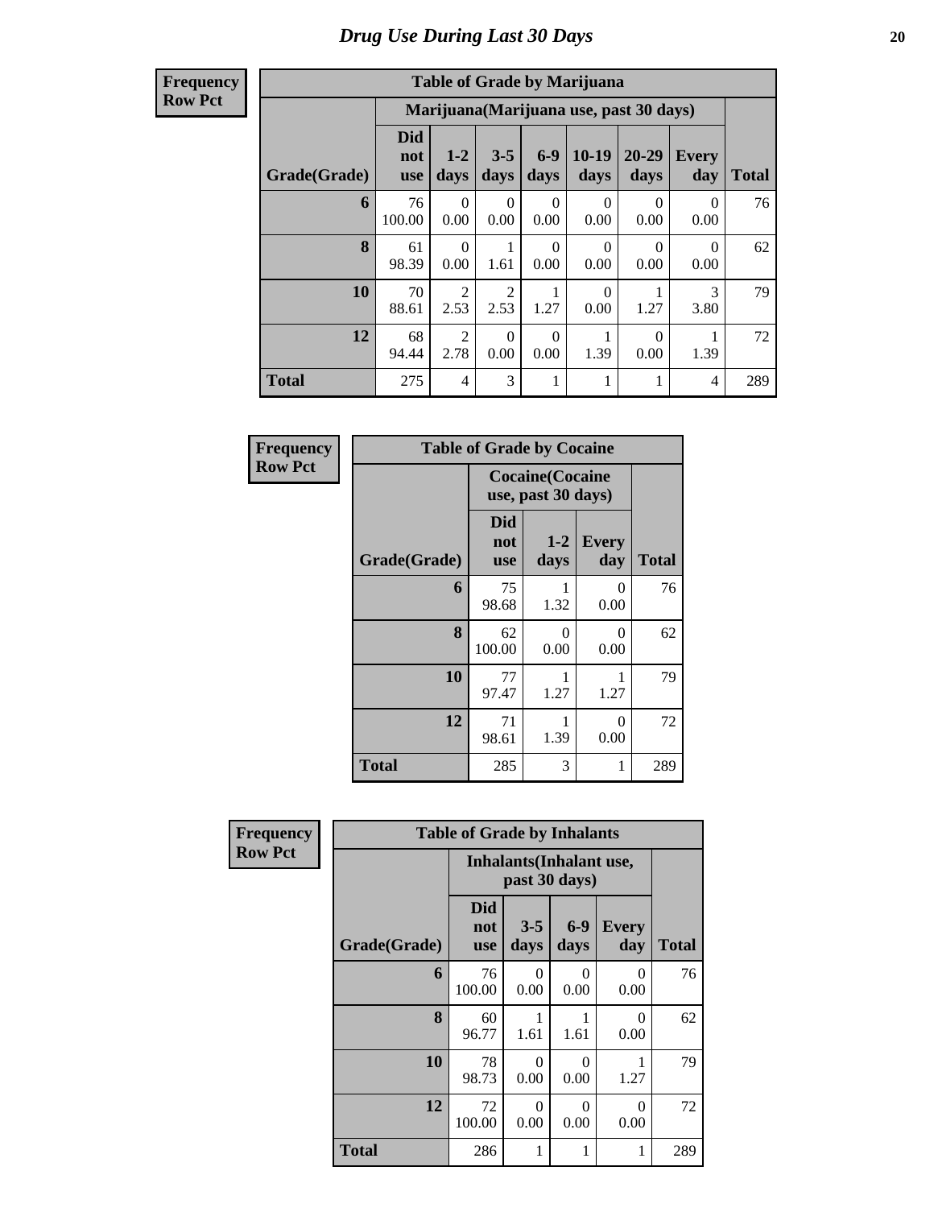# Drug Use During Last 30 Days

**Frequency**
**Row Pct**

| Table of Grade by Marijuana | | | | | | | | |
|---|---|---|---|---|---|---|---|---|
| | Marijuana(Marijuana use, past 30 days) | | | | | | | |
| Grade(Grade) | Did not use | 1-2 days | 3-5 days | 6-9 days | 10-19 days | 20-29 days | Every day | Total |
| **6** | 76<br>100.00 | 0<br>0.00 | 0<br>0.00 | 0<br>0.00 | 0<br>0.00 | 0<br>0.00 | 0<br>0.00 | 76 |
| **8** | 61<br>98.39 | 0<br>0.00 | 1<br>1.61 | 0<br>0.00 | 0<br>0.00 | 0<br>0.00 | 0<br>0.00 | 62 |
| **10** | 70<br>88.61 | 2<br>2.53 | 2<br>2.53 | 1<br>1.27 | 0<br>0.00 | 1<br>1.27 | 3<br>3.80 | 79 |
| **12** | 68<br>94.44 | 2<br>2.78 | 0<br>0.00 | 0<br>0.00 | 1<br>1.39 | 0<br>0.00 | 1<br>1.39 | 72 |
| **Total** | 275 | 4 | 3 | 1 | 1 | 1 | 4 | 289 |

**Frequency**
**Row Pct**

| Table of Grade by Cocaine | | | | |
|---|---|---|---|---|
| | Cocaine(Cocaine use, past 30 days) | | | |
| Grade(Grade) | Did not use | 1-2 days | Every day | Total |
| **6** | 75<br>98.68 | 1<br>1.32 | 0<br>0.00 | 76 |
| **8** | 62<br>100.00 | 0<br>0.00 | 0<br>0.00 | 62 |
| **10** | 77<br>97.47 | 1<br>1.27 | 1<br>1.27 | 79 |
| **12** | 71<br>98.61 | 1<br>1.39 | 0<br>0.00 | 72 |
| **Total** | 285 | 3 | 1 | 289 |

**Frequency**
**Row Pct**

| Table of Grade by Inhalants | | | | | |
|---|---|---|---|---|---|
| | Inhalants(Inhalant use, past 30 days) | | | | |
| Grade(Grade) | Did not use | 3-5 days | 6-9 days | Every day | Total |
| **6** | 76<br>100.00 | 0<br>0.00 | 0<br>0.00 | 0<br>0.00 | 76 |
| **8** | 60<br>96.77 | 1<br>1.61 | 1<br>1.61 | 0<br>0.00 | 62 |
| **10** | 78<br>98.73 | 0<br>0.00 | 0<br>0.00 | 1<br>1.27 | 79 |
| **12** | 72<br>100.00 | 0<br>0.00 | 0<br>0.00 | 0<br>0.00 | 72 |
| **Total** | 286 | 1 | 1 | 1 | 289 |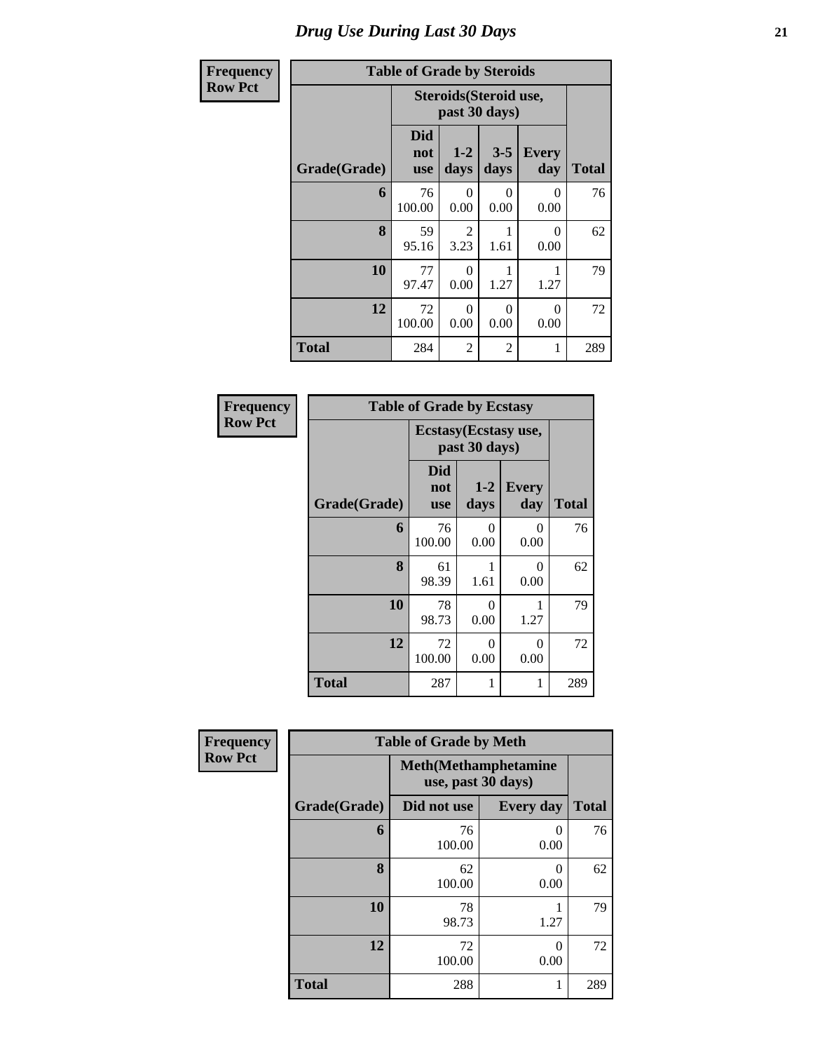# Drug Use During Last 30 Days

**Frequency**
**Row Pct**

**Table of Grade by Steroids**

| Grade(Grade) | Steroids(Steroid use, past 30 days) | | | | Total |
|---|---|---|---|---|---|
| | Did not use | 1-2 days | 3-5 days | Every day | |
| **6** | 76<br>100.00 | 0<br>0.00 | 0<br>0.00 | 0<br>0.00 | 76 |
| **8** | 59<br>95.16 | 2<br>3.23 | 1<br>1.61 | 0<br>0.00 | 62 |
| **10** | 77<br>97.47 | 0<br>0.00 | 1<br>1.27 | 1<br>1.27 | 79 |
| **12** | 72<br>100.00 | 0<br>0.00 | 0<br>0.00 | 0<br>0.00 | 72 |
| **Total** | 284 | 2 | 2 | 1 | 289 |

**Frequency**
**Row Pct**

**Table of Grade by Ecstasy**

| Grade(Grade) | Ecstasy(Ecstasy use, past 30 days) | | | Total |
|---|---|---|---|---|
| | Did not use | 1-2 days | Every day | |
| **6** | 76<br>100.00 | 0<br>0.00 | 0<br>0.00 | 76 |
| **8** | 61<br>98.39 | 1<br>1.61 | 0<br>0.00 | 62 |
| **10** | 78<br>98.73 | 0<br>0.00 | 1<br>1.27 | 79 |
| **12** | 72<br>100.00 | 0<br>0.00 | 0<br>0.00 | 72 |
| **Total** | 287 | 1 | 1 | 289 |

**Frequency**
**Row Pct**

**Table of Grade by Meth**

| Grade(Grade) | Meth(Methamphetamine use, past 30 days) | | Total |
|---|---|---|---|
| | Did not use | Every day | |
| **6** | 76<br>100.00 | 0<br>0.00 | 76 |
| **8** | 62<br>100.00 | 0<br>0.00 | 62 |
| **10** | 78<br>98.73 | 1<br>1.27 | 79 |
| **12** | 72<br>100.00 | 0<br>0.00 | 72 |
| **Total** | 288 | 1 | 289 |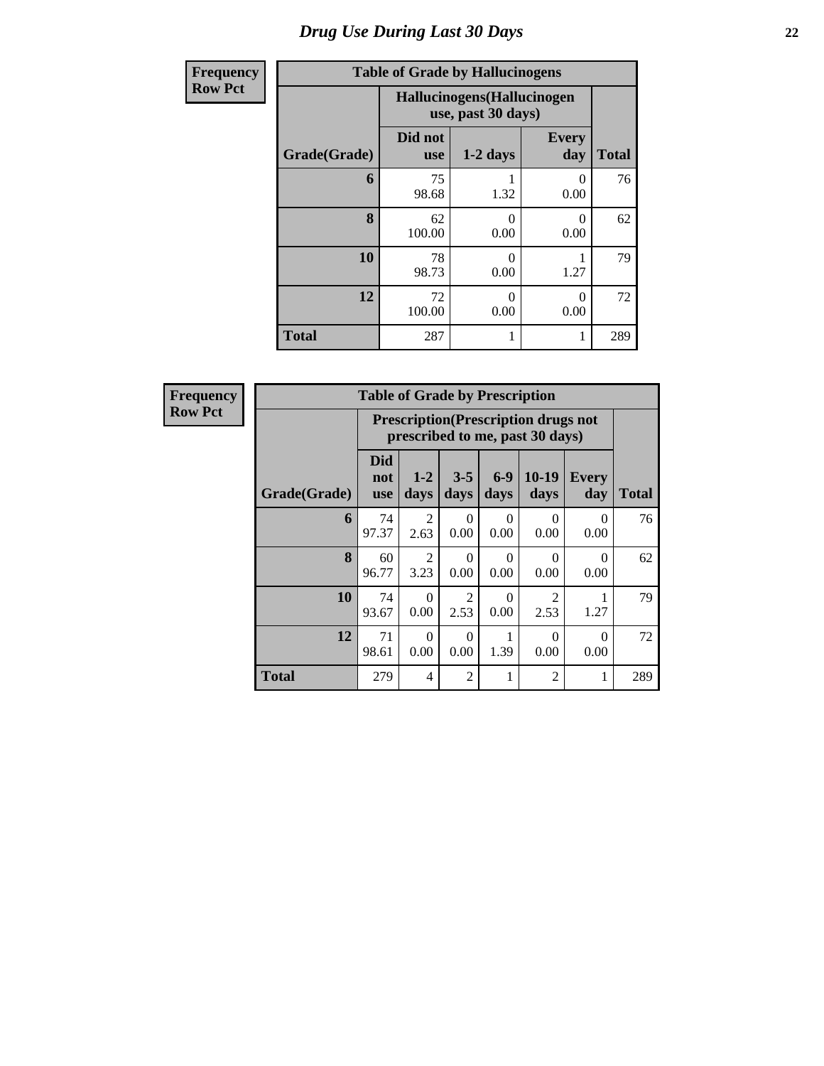# Drug Use During Last 30 Days

| Frequency Row Pct |
|---|

**Table of Grade by Hallucinogens**

| Grade(Grade) | Hallucinogens(Hallucinogen use, past 30 days) | | | Total |
|---|---|---|---|---|
| | Did not use | 1-2 days | Every day | |
| **6** | 75<br>98.68 | 1<br>1.32 | 0<br>0.00 | 76 |
| **8** | 62<br>100.00 | 0<br>0.00 | 0<br>0.00 | 62 |
| **10** | 78<br>98.73 | 0<br>0.00 | 1<br>1.27 | 79 |
| **12** | 72<br>100.00 | 0<br>0.00 | 0<br>0.00 | 72 |
| **Total** | 287 | 1 | 1 | 289 |

| Frequency Row Pct |
|---|

**Table of Grade by Prescription**

| Grade(Grade) | Prescription(Prescription drugs not prescribed to me, past 30 days) | | | | | | Total |
|---|---|---|---|---|---|---|---|
| | Did not use | 1-2 days | 3-5 days | 6-9 days | 10-19 days | Every day | |
| **6** | 74<br>97.37 | 2<br>2.63 | 0<br>0.00 | 0<br>0.00 | 0<br>0.00 | 0<br>0.00 | 76 |
| **8** | 60<br>96.77 | 2<br>3.23 | 0<br>0.00 | 0<br>0.00 | 0<br>0.00 | 0<br>0.00 | 62 |
| **10** | 74<br>93.67 | 0<br>0.00 | 2<br>2.53 | 0<br>0.00 | 2<br>2.53 | 1<br>1.27 | 79 |
| **12** | 71<br>98.61 | 0<br>0.00 | 0<br>0.00 | 1<br>1.39 | 0<br>0.00 | 0<br>0.00 | 72 |
| **Total** | 279 | 4 | 2 | 1 | 2 | 1 | 289 |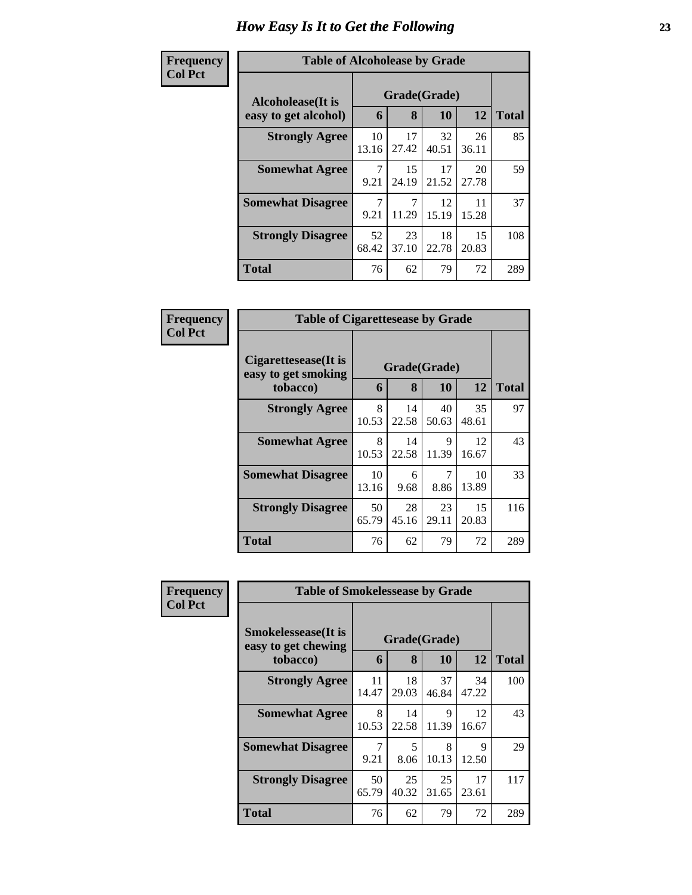# How Easy Is It to Get the Following

**Frequency**
**Col Pct**

**Table of Alcoholease by Grade**

| Alcoholease(It is easy to get alcohol) | Grade(Grade) | | | | Total |
|---|---|---|---|---|---|
| | 6 | 8 | 10 | 12 | |
| **Strongly Agree** | 10<br>13.16 | 17<br>27.42 | 32<br>40.51 | 26<br>36.11 | 85 |
| **Somewhat Agree** | 7<br>9.21 | 15<br>24.19 | 17<br>21.52 | 20<br>27.78 | 59 |
| **Somewhat Disagree** | 7<br>9.21 | 7<br>11.29 | 12<br>15.19 | 11<br>15.28 | 37 |
| **Strongly Disagree** | 52<br>68.42 | 23<br>37.10 | 18<br>22.78 | 15<br>20.83 | 108 |
| **Total** | 76 | 62 | 79 | 72 | 289 |

**Frequency**
**Col Pct**

**Table of Cigarettesease by Grade**

| Cigarettesease(It is easy to get smoking tobacco) | Grade(Grade) | | | | Total |
|---|---|---|---|---|---|
| | 6 | 8 | 10 | 12 | |
| **Strongly Agree** | 8<br>10.53 | 14<br>22.58 | 40<br>50.63 | 35<br>48.61 | 97 |
| **Somewhat Agree** | 8<br>10.53 | 14<br>22.58 | 9<br>11.39 | 12<br>16.67 | 43 |
| **Somewhat Disagree** | 10<br>13.16 | 6<br>9.68 | 7<br>8.86 | 10<br>13.89 | 33 |
| **Strongly Disagree** | 50<br>65.79 | 28<br>45.16 | 23<br>29.11 | 15<br>20.83 | 116 |
| **Total** | 76 | 62 | 79 | 72 | 289 |

**Frequency**
**Col Pct**

**Table of Smokelessease by Grade**

| Smokelessease(It is easy to get chewing tobacco) | Grade(Grade) | | | | Total |
|---|---|---|---|---|---|
| | 6 | 8 | 10 | 12 | |
| **Strongly Agree** | 11<br>14.47 | 18<br>29.03 | 37<br>46.84 | 34<br>47.22 | 100 |
| **Somewhat Agree** | 8<br>10.53 | 14<br>22.58 | 9<br>11.39 | 12<br>16.67 | 43 |
| **Somewhat Disagree** | 7<br>9.21 | 5<br>8.06 | 8<br>10.13 | 9<br>12.50 | 29 |
| **Strongly Disagree** | 50<br>65.79 | 25<br>40.32 | 25<br>31.65 | 17<br>23.61 | 117 |
| **Total** | 76 | 62 | 79 | 72 | 289 |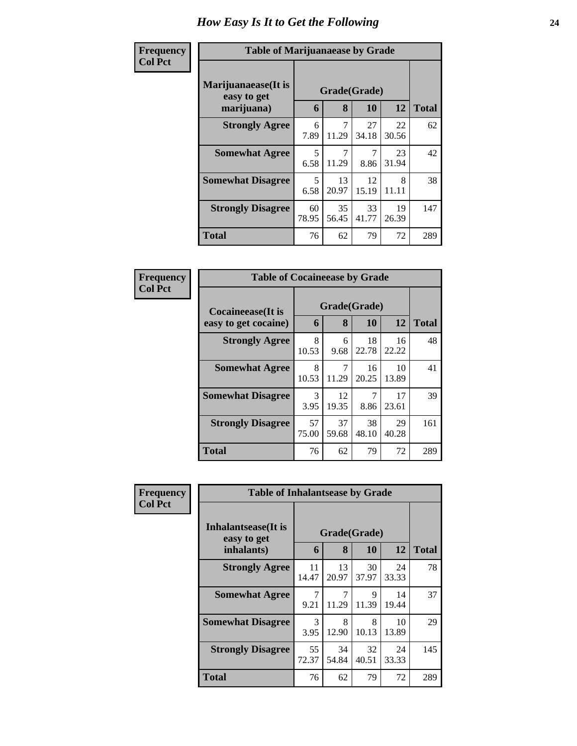# How Easy Is It to Get the Following

**Frequency**
**Col Pct**

**Table of Marijuanaease by Grade**

| Marijuanaease(It is easy to get marijuana) | Grade(Grade) | | | | Total |
|---|---|---|---|---|---|
| | 6 | 8 | 10 | 12 | |
| **Strongly Agree** | 6<br>7.89 | 7<br>11.29 | 27<br>34.18 | 22<br>30.56 | 62 |
| **Somewhat Agree** | 5<br>6.58 | 7<br>11.29 | 7<br>8.86 | 23<br>31.94 | 42 |
| **Somewhat Disagree** | 5<br>6.58 | 13<br>20.97 | 12<br>15.19 | 8<br>11.11 | 38 |
| **Strongly Disagree** | 60<br>78.95 | 35<br>56.45 | 33<br>41.77 | 19<br>26.39 | 147 |
| **Total** | 76 | 62 | 79 | 72 | 289 |

**Frequency**
**Col Pct**

**Table of Cocaineease by Grade**

| Cocaineease(It is easy to get cocaine) | Grade(Grade) | | | | Total |
|---|---|---|---|---|---|
| | 6 | 8 | 10 | 12 | |
| **Strongly Agree** | 8<br>10.53 | 6<br>9.68 | 18<br>22.78 | 16<br>22.22 | 48 |
| **Somewhat Agree** | 8<br>10.53 | 7<br>11.29 | 16<br>20.25 | 10<br>13.89 | 41 |
| **Somewhat Disagree** | 3<br>3.95 | 12<br>19.35 | 7<br>8.86 | 17<br>23.61 | 39 |
| **Strongly Disagree** | 57<br>75.00 | 37<br>59.68 | 38<br>48.10 | 29<br>40.28 | 161 |
| **Total** | 76 | 62 | 79 | 72 | 289 |

**Frequency**
**Col Pct**

**Table of Inhalantsease by Grade**

| Inhalantsease(It is easy to get inhalants) | Grade(Grade) | | | | Total |
|---|---|---|---|---|---|
| | 6 | 8 | 10 | 12 | |
| **Strongly Agree** | 11<br>14.47 | 13<br>20.97 | 30<br>37.97 | 24<br>33.33 | 78 |
| **Somewhat Agree** | 7<br>9.21 | 7<br>11.29 | 9<br>11.39 | 14<br>19.44 | 37 |
| **Somewhat Disagree** | 3<br>3.95 | 8<br>12.90 | 8<br>10.13 | 10<br>13.89 | 29 |
| **Strongly Disagree** | 55<br>72.37 | 34<br>54.84 | 32<br>40.51 | 24<br>33.33 | 145 |
| **Total** | 76 | 62 | 79 | 72 | 289 |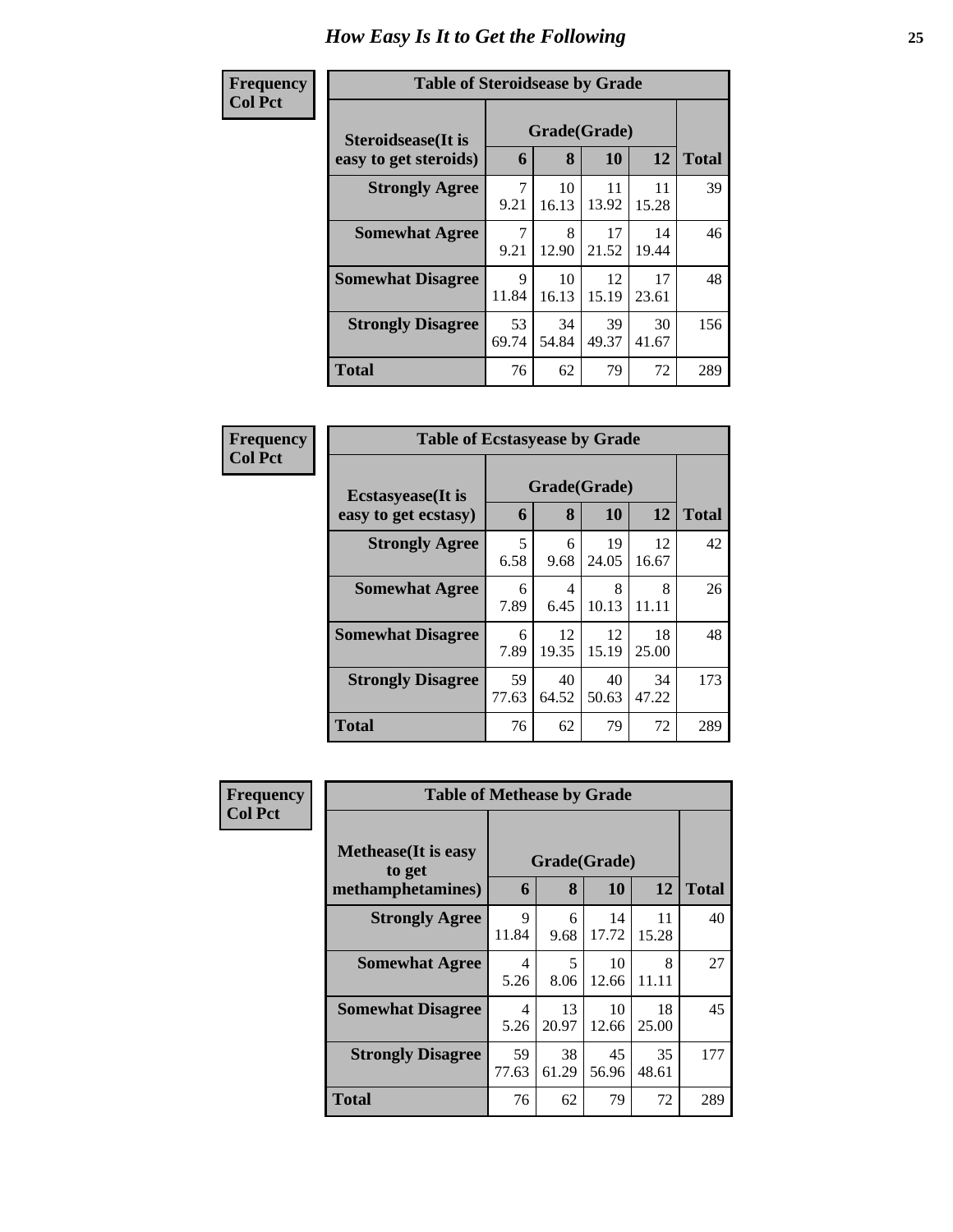# How Easy Is It to Get the Following

**Frequency**
**Col Pct**

**Table of Steroidsease by Grade**

| Steroidsease(It is easy to get steroids) | Grade(Grade) | | | | Total |
|---|---|---|---|---|---|
| | 6 | 8 | 10 | 12 | |
| **Strongly Agree** | 7<br>9.21 | 10<br>16.13 | 11<br>13.92 | 11<br>15.28 | 39 |
| **Somewhat Agree** | 7<br>9.21 | 8<br>12.90 | 17<br>21.52 | 14<br>19.44 | 46 |
| **Somewhat Disagree** | 9<br>11.84 | 10<br>16.13 | 12<br>15.19 | 17<br>23.61 | 48 |
| **Strongly Disagree** | 53<br>69.74 | 34<br>54.84 | 39<br>49.37 | 30<br>41.67 | 156 |
| **Total** | 76 | 62 | 79 | 72 | 289 |

**Frequency**
**Col Pct**

**Table of Ecstasyease by Grade**

| Ecstasyease(It is easy to get ecstasy) | Grade(Grade) | | | | Total |
|---|---|---|---|---|---|
| | 6 | 8 | 10 | 12 | |
| **Strongly Agree** | 5<br>6.58 | 6<br>9.68 | 19<br>24.05 | 12<br>16.67 | 42 |
| **Somewhat Agree** | 6<br>7.89 | 4<br>6.45 | 8<br>10.13 | 8<br>11.11 | 26 |
| **Somewhat Disagree** | 6<br>7.89 | 12<br>19.35 | 12<br>15.19 | 18<br>25.00 | 48 |
| **Strongly Disagree** | 59<br>77.63 | 40<br>64.52 | 40<br>50.63 | 34<br>47.22 | 173 |
| **Total** | 76 | 62 | 79 | 72 | 289 |

**Frequency**
**Col Pct**

**Table of Methease by Grade**

| Methease(It is easy to get methamphetamines) | Grade(Grade) | | | | Total |
|---|---|---|---|---|---|
| | 6 | 8 | 10 | 12 | |
| **Strongly Agree** | 9<br>11.84 | 6<br>9.68 | 14<br>17.72 | 11<br>15.28 | 40 |
| **Somewhat Agree** | 4<br>5.26 | 5<br>8.06 | 10<br>12.66 | 8<br>11.11 | 27 |
| **Somewhat Disagree** | 4<br>5.26 | 13<br>20.97 | 10<br>12.66 | 18<br>25.00 | 45 |
| **Strongly Disagree** | 59<br>77.63 | 38<br>61.29 | 45<br>56.96 | 35<br>48.61 | 177 |
| **Total** | 76 | 62 | 79 | 72 | 289 |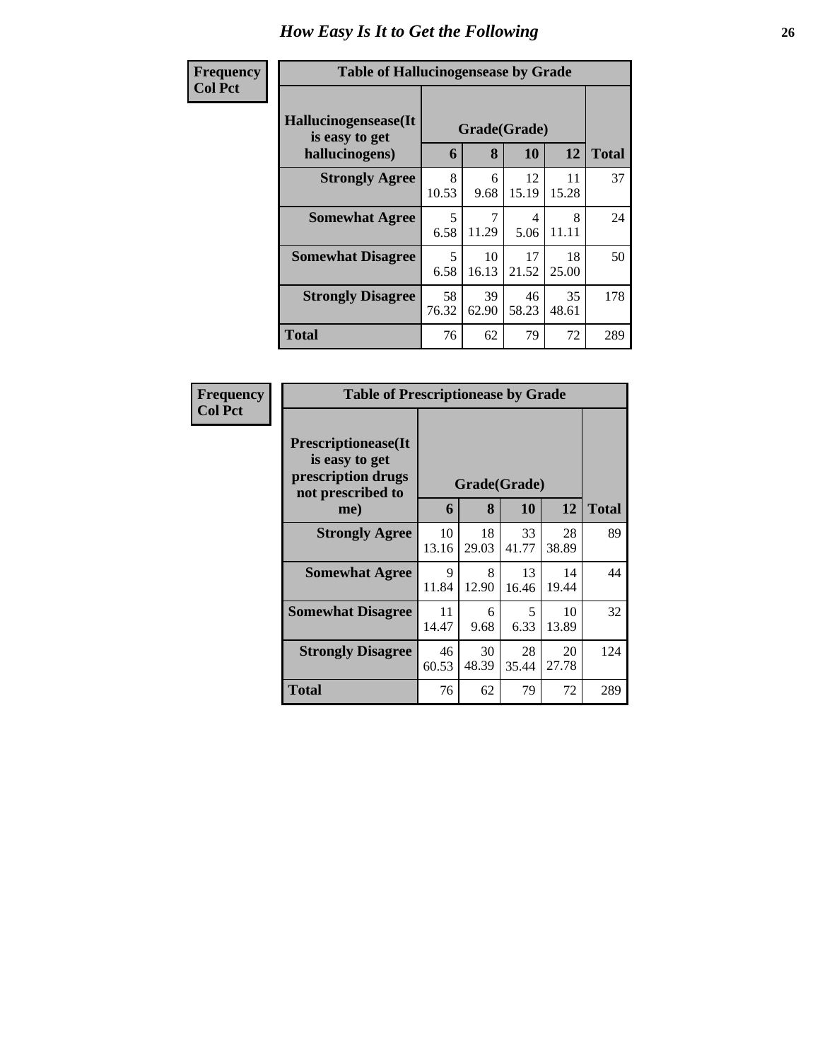# How Easy Is It to Get the Following

**Frequency**
**Col Pct**

**Table of Hallucinogensease by Grade**

| Hallucinogensease(It is easy to get hallucinogens) | Grade(Grade) | | | | |
|---|---|---|---|---|---|
| | 6 | 8 | 10 | 12 | Total |
| **Strongly Agree** | 8<br>10.53 | 6<br>9.68 | 12<br>15.19 | 11<br>15.28 | 37 |
| **Somewhat Agree** | 5<br>6.58 | 7<br>11.29 | 4<br>5.06 | 8<br>11.11 | 24 |
| **Somewhat Disagree** | 5<br>6.58 | 10<br>16.13 | 17<br>21.52 | 18<br>25.00 | 50 |
| **Strongly Disagree** | 58<br>76.32 | 39<br>62.90 | 46<br>58.23 | 35<br>48.61 | 178 |
| **Total** | 76 | 62 | 79 | 72 | 289 |

**Frequency**
**Col Pct**

**Table of Prescriptionease by Grade**

| Prescriptionease(It is easy to get prescription drugs not prescribed to me) | Grade(Grade) | | | | |
|---|---|---|---|---|---|
| | 6 | 8 | 10 | 12 | Total |
| **Strongly Agree** | 10<br>13.16 | 18<br>29.03 | 33<br>41.77 | 28<br>38.89 | 89 |
| **Somewhat Agree** | 9<br>11.84 | 8<br>12.90 | 13<br>16.46 | 14<br>19.44 | 44 |
| **Somewhat Disagree** | 11<br>14.47 | 6<br>9.68 | 5<br>6.33 | 10<br>13.89 | 32 |
| **Strongly Disagree** | 46<br>60.53 | 30<br>48.39 | 28<br>35.44 | 20<br>27.78 | 124 |
| **Total** | 76 | 62 | 79 | 72 | 289 |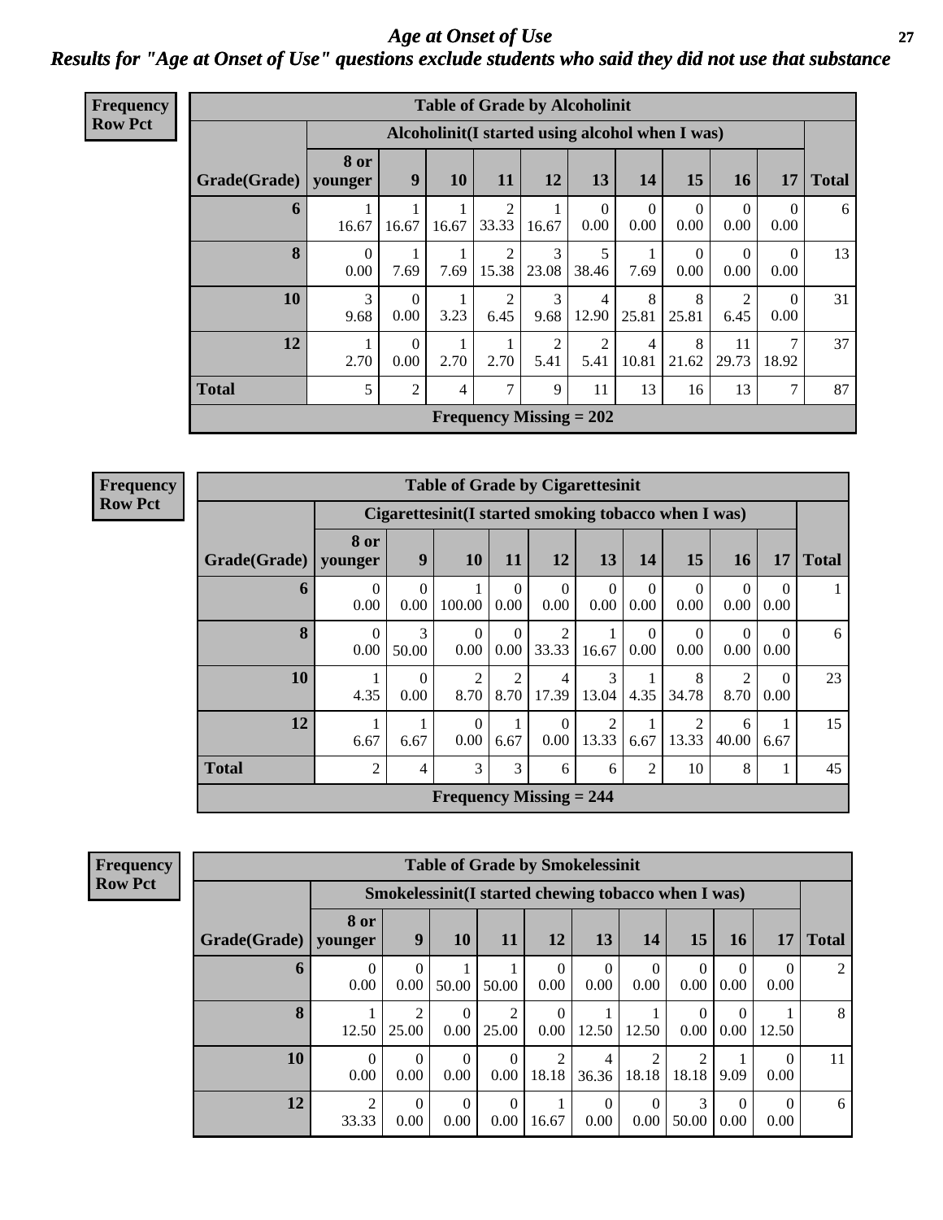# Age at Onset of Use

## Results for "Age at Onset of Use" questions exclude students who said they did not use that substance

**Frequency Row Pct**

**Table of Grade by Alcoholinit**

| | Alcoholinit(I started using alcohol when I was) | | | | | | | | | | |
|---|---|---|---|---|---|---|---|---|---|---|---|
| Grade(Grade) | 8 or younger | 9 | 10 | 11 | 12 | 13 | 14 | 15 | 16 | 17 | Total |
| 6 | 1<br>16.67 | 1<br>16.67 | 1<br>16.67 | 2<br>33.33 | 1<br>16.67 | 0<br>0.00 | 0<br>0.00 | 0<br>0.00 | 0<br>0.00 | 0<br>0.00 | 6 |
| 8 | 0<br>0.00 | 1<br>7.69 | 1<br>7.69 | 2<br>15.38 | 3<br>23.08 | 5<br>38.46 | 1<br>7.69 | 0<br>0.00 | 0<br>0.00 | 0<br>0.00 | 13 |
| 10 | 3<br>9.68 | 0<br>0.00 | 1<br>3.23 | 2<br>6.45 | 3<br>9.68 | 4<br>12.90 | 8<br>25.81 | 8<br>25.81 | 2<br>6.45 | 0<br>0.00 | 31 |
| 12 | 1<br>2.70 | 0<br>0.00 | 1<br>2.70 | 1<br>2.70 | 2<br>5.41 | 2<br>5.41 | 4<br>10.81 | 8<br>21.62 | 11<br>29.73 | 7<br>18.92 | 37 |
| Total | 5 | 2 | 4 | 7 | 9 | 11 | 13 | 16 | 13 | 7 | 87 |

Frequency Missing = 202

**Frequency Row Pct**

**Table of Grade by Cigarettesinit**

| | Cigarettesinit(I started smoking tobacco when I was) | | | | | | | | | | |
|---|---|---|---|---|---|---|---|---|---|---|---|
| Grade(Grade) | 8 or younger | 9 | 10 | 11 | 12 | 13 | 14 | 15 | 16 | 17 | Total |
| 6 | 0<br>0.00 | 0<br>0.00 | 1<br>100.00 | 0<br>0.00 | 0<br>0.00 | 0<br>0.00 | 0<br>0.00 | 0<br>0.00 | 0<br>0.00 | 0<br>0.00 | 1 |
| 8 | 0<br>0.00 | 3<br>50.00 | 0<br>0.00 | 0<br>0.00 | 2<br>33.33 | 1<br>16.67 | 0<br>0.00 | 0<br>0.00 | 0<br>0.00 | 0<br>0.00 | 6 |
| 10 | 1<br>4.35 | 0<br>0.00 | 2<br>8.70 | 2<br>8.70 | 4<br>17.39 | 3<br>13.04 | 1<br>4.35 | 8<br>34.78 | 2<br>8.70 | 0<br>0.00 | 23 |
| 12 | 1<br>6.67 | 1<br>6.67 | 0<br>0.00 | 1<br>6.67 | 0<br>0.00 | 2<br>13.33 | 1<br>6.67 | 2<br>13.33 | 6<br>40.00 | 1<br>6.67 | 15 |
| Total | 2 | 4 | 3 | 3 | 6 | 6 | 2 | 10 | 8 | 1 | 45 |

Frequency Missing = 244

**Frequency Row Pct**

**Table of Grade by Smokelessinit**

| | Smokelessinit(I started chewing tobacco when I was) | | | | | | | | | | |
|---|---|---|---|---|---|---|---|---|---|---|---|
| Grade(Grade) | 8 or younger | 9 | 10 | 11 | 12 | 13 | 14 | 15 | 16 | 17 | Total |
| 6 | 0<br>0.00 | 0<br>0.00 | 1<br>50.00 | 1<br>50.00 | 0<br>0.00 | 0<br>0.00 | 0<br>0.00 | 0<br>0.00 | 0<br>0.00 | 0<br>0.00 | 2 |
| 8 | 1<br>12.50 | 2<br>25.00 | 0<br>0.00 | 2<br>25.00 | 0<br>0.00 | 1<br>12.50 | 1<br>12.50 | 0<br>0.00 | 0<br>0.00 | 1<br>12.50 | 8 |
| 10 | 0<br>0.00 | 0<br>0.00 | 0<br>0.00 | 0<br>0.00 | 2<br>18.18 | 4<br>36.36 | 2<br>18.18 | 2<br>18.18 | 1<br>9.09 | 0<br>0.00 | 11 |
| 12 | 2<br>33.33 | 0<br>0.00 | 0<br>0.00 | 0<br>0.00 | 1<br>16.67 | 0<br>0.00 | 0<br>0.00 | 3<br>50.00 | 0<br>0.00 | 0<br>0.00 | 6 |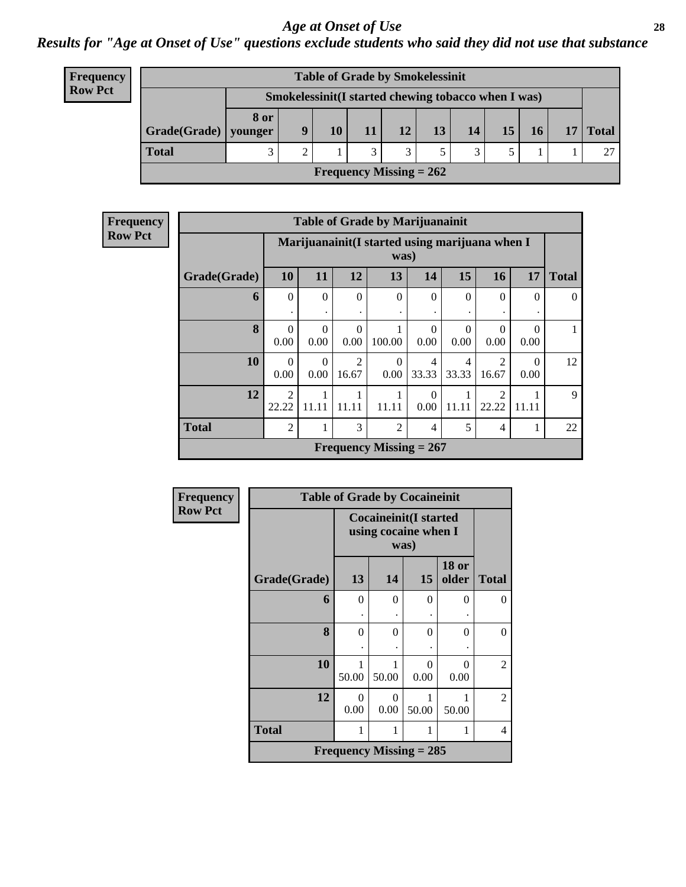# *Age at Onset of Use*

## *Results for "Age at Onset of Use" questions exclude students who said they did not use that substance*

**Frequency**
**Row Pct**

| Table of Grade by Smokelessinit | | | | | | | | | | | |
|---|---|---|---|---|---|---|---|---|---|---|---|
| | Smokelessinit(I started chewing tobacco when I was) | | | | | | | | | | |
| Grade(Grade) | 8 or younger | 9 | 10 | 11 | 12 | 13 | 14 | 15 | 16 | 17 | Total |
| Total | 3 | 2 | 1 | 3 | 3 | 5 | 3 | 5 | 1 | 1 | 27 |
| Frequency Missing = 262 | | | | | | | | | | | |

**Frequency**
**Row Pct**

| Table of Grade by Marijuanainit | | | | | | | | | |
|---|---|---|---|---|---|---|---|---|---|
| | Marijuanainit(I started using marijuana when I was) | | | | | | | | |
| Grade(Grade) | 10 | 11 | 12 | 13 | 14 | 15 | 16 | 17 | Total |
| 6 | 0<br>. | 0<br>. | 0<br>. | 0<br>. | 0<br>. | 0<br>. | 0<br>. | 0<br>. | 0 |
| 8 | 0<br>0.00 | 0<br>0.00 | 0<br>0.00 | 1<br>100.00 | 0<br>0.00 | 0<br>0.00 | 0<br>0.00 | 0<br>0.00 | 1 |
| 10 | 0<br>0.00 | 0<br>0.00 | 2<br>16.67 | 0<br>0.00 | 4<br>33.33 | 4<br>33.33 | 2<br>16.67 | 0<br>0.00 | 12 |
| 12 | 2<br>22.22 | 1<br>11.11 | 1<br>11.11 | 1<br>11.11 | 0<br>0.00 | 1<br>11.11 | 2<br>22.22 | 1<br>11.11 | 9 |
| Total | 2 | 1 | 3 | 2 | 4 | 5 | 4 | 1 | 22 |
| Frequency Missing = 267 | | | | | | | | | |

**Frequency**
**Row Pct**

| Table of Grade by Cocaineinit | | | | | |
|---|---|---|---|---|---|
| | Cocaineinit(I started using cocaine when I was) | | | | |
| Grade(Grade) | 13 | 14 | 15 | 18 or older | Total |
| 6 | 0<br>. | 0<br>. | 0<br>. | 0<br>. | 0 |
| 8 | 0<br>. | 0<br>. | 0<br>. | 0<br>. | 0 |
| 10 | 1<br>50.00 | 1<br>50.00 | 0<br>0.00 | 0<br>0.00 | 2 |
| 12 | 0<br>0.00 | 0<br>0.00 | 1<br>50.00 | 1<br>50.00 | 2 |
| Total | 1 | 1 | 1 | 1 | 4 |
| Frequency Missing = 285 | | | | | |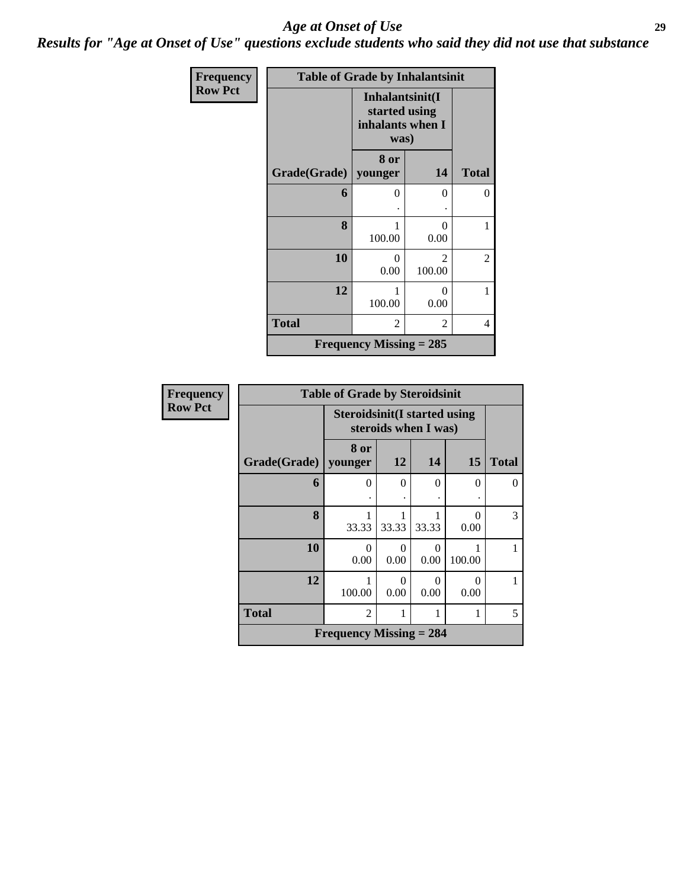## Age at Onset of Use

### Results for "Age at Onset of Use" questions exclude students who said they did not use that substance

Frequency
Row Pct

**Table of Grade by Inhalantsinit**

| Grade(Grade) | Inhalantsinit(I started using inhalants when I was) 8 or younger | 14 | Total |
|---|---|---|---|
| 6 | 0<br>. | 0<br>. | 0 |
| 8 | 1<br>100.00 | 0<br>0.00 | 1 |
| 10 | 0<br>0.00 | 2<br>100.00 | 2 |
| 12 | 1<br>100.00 | 0<br>0.00 | 1 |
| Total | 2 | 2 | 4 |

Frequency Missing = 285

Frequency
Row Pct

**Table of Grade by Steroidsinit**

| Grade(Grade) | Steroidsinit(I started using steroids when I was) 8 or younger | 12 | 14 | 15 | Total |
|---|---|---|---|---|---|
| 6 | 0<br>. | 0<br>. | 0<br>. | 0<br>. | 0 |
| 8 | 1<br>33.33 | 1<br>33.33 | 1<br>33.33 | 0<br>0.00 | 3 |
| 10 | 0<br>0.00 | 0<br>0.00 | 0<br>0.00 | 1<br>100.00 | 1 |
| 12 | 1<br>100.00 | 0<br>0.00 | 0<br>0.00 | 0<br>0.00 | 1 |
| Total | 2 | 1 | 1 | 1 | 5 |

Frequency Missing = 284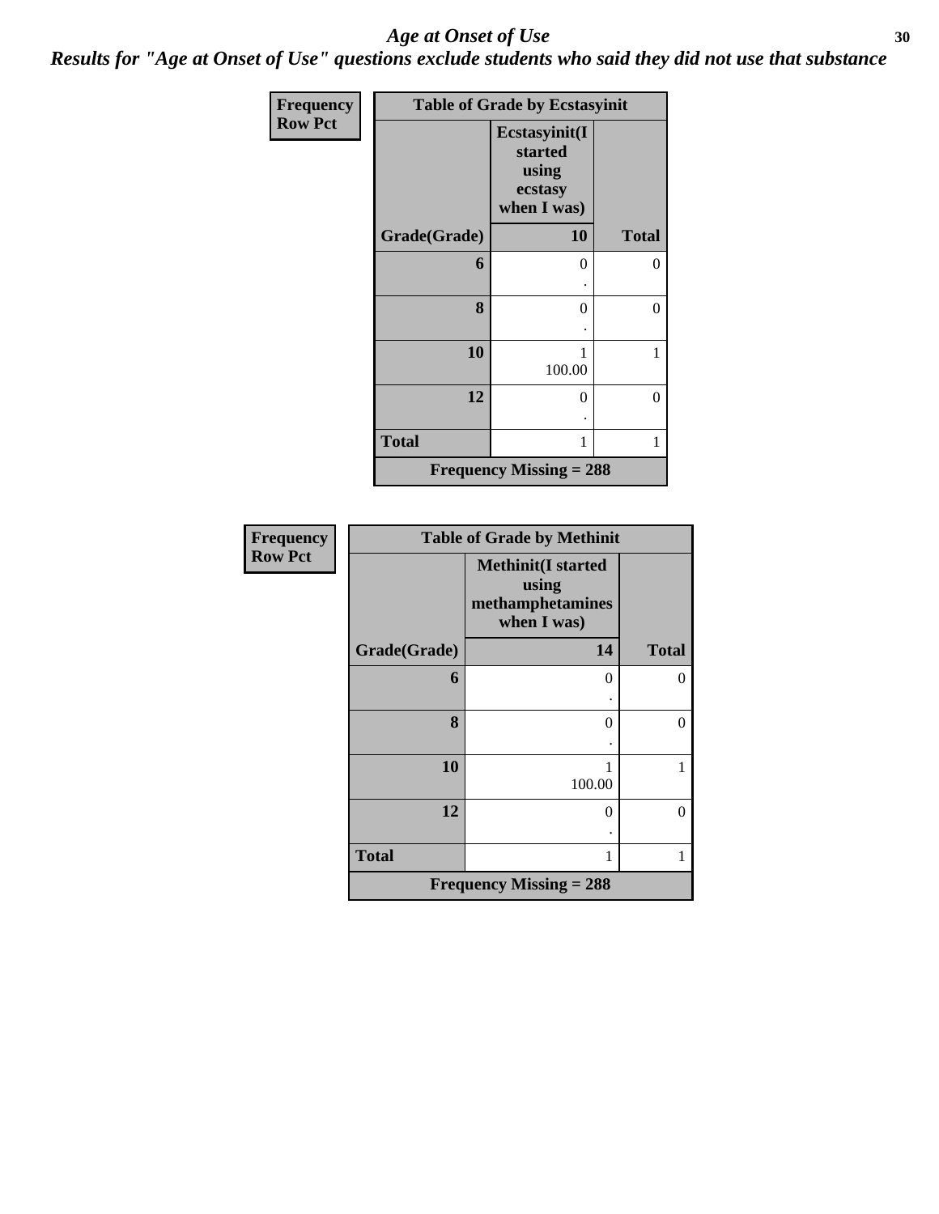*Age at Onset of Use*

***Results for "Age at Onset of Use" questions exclude students who said they did not use that substance***

**Frequency**
**Row Pct**

| Table of Grade by Ecstasyinit | | |
|---|---|---|
| | **Ecstasyinit(I started using ecstasy when I was)** | |
| **Grade(Grade)** | **10** | **Total** |
| **6** | 0<br>. | 0 |
| **8** | 0<br>. | 0 |
| **10** | 1<br>100.00 | 1 |
| **12** | 0<br>. | 0 |
| **Total** | 1 | 1 |
| **Frequency Missing = 288** | | |

**Frequency**
**Row Pct**

| Table of Grade by Methinit | | |
|---|---|---|
| | **Methinit(I started using methamphetamines when I was)** | |
| **Grade(Grade)** | **14** | **Total** |
| **6** | 0<br>. | 0 |
| **8** | 0<br>. | 0 |
| **10** | 1<br>100.00 | 1 |
| **12** | 0<br>. | 0 |
| **Total** | 1 | 1 |
| **Frequency Missing = 288** | | |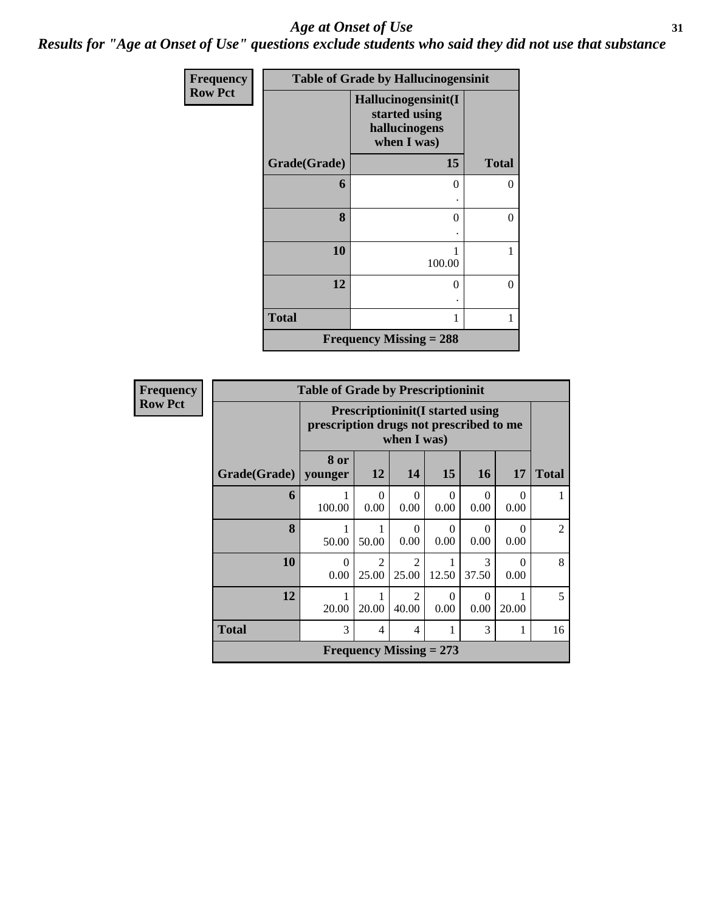# *Age at Onset of Use*

## *Results for "Age at Onset of Use" questions exclude students who said they did not use that substance*

**Frequency**
**Row Pct**

| Table of Grade by Hallucinogensinit | | |
|---|---|---|
| | Hallucinogensinit(I started using hallucinogens when I was) | |
| Grade(Grade) | 15 | Total |
| 6 | 0<br>. | 0 |
| 8 | 0<br>. | 0 |
| 10 | 1<br>100.00 | 1 |
| 12 | 0<br>. | 0 |
| Total | 1 | 1 |
| Frequency Missing = 288 | | |

**Frequency**
**Row Pct**

| Table of Grade by Prescriptioninit | | | | | | | |
|---|---|---|---|---|---|---|---|
| | Prescriptioninit(I started using prescription drugs not prescribed to me when I was) | | | | | | |
| Grade(Grade) | 8 or younger | 12 | 14 | 15 | 16 | 17 | Total |
| 6 | 1<br>100.00 | 0<br>0.00 | 0<br>0.00 | 0<br>0.00 | 0<br>0.00 | 0<br>0.00 | 1 |
| 8 | 1<br>50.00 | 1<br>50.00 | 0<br>0.00 | 0<br>0.00 | 0<br>0.00 | 0<br>0.00 | 2 |
| 10 | 0<br>0.00 | 2<br>25.00 | 2<br>25.00 | 1<br>12.50 | 3<br>37.50 | 0<br>0.00 | 8 |
| 12 | 1<br>20.00 | 1<br>20.00 | 2<br>40.00 | 0<br>0.00 | 0<br>0.00 | 1<br>20.00 | 5 |
| Total | 3 | 4 | 4 | 1 | 3 | 1 | 16 |
| Frequency Missing = 273 | | | | | | | |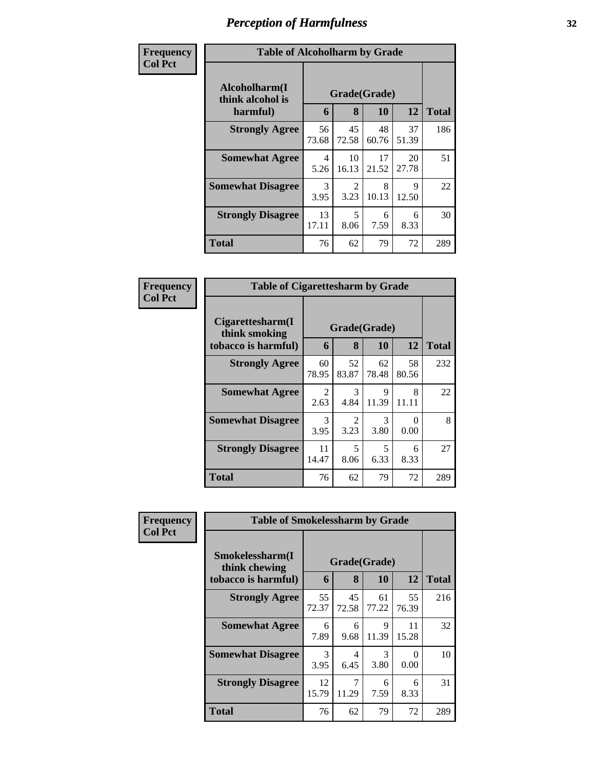# Perception of Harmfulness

**Frequency**
**Col Pct**

| Table of Alcoholharm by Grade | | | | | |
|---|---|---|---|---|---|
| Alcoholharm(I think alcohol is harmful) | Grade(Grade) | | | | Total |
| | 6 | 8 | 10 | 12 | |
| **Strongly Agree** | 56<br>73.68 | 45<br>72.58 | 48<br>60.76 | 37<br>51.39 | 186 |
| **Somewhat Agree** | 4<br>5.26 | 10<br>16.13 | 17<br>21.52 | 20<br>27.78 | 51 |
| **Somewhat Disagree** | 3<br>3.95 | 2<br>3.23 | 8<br>10.13 | 9<br>12.50 | 22 |
| **Strongly Disagree** | 13<br>17.11 | 5<br>8.06 | 6<br>7.59 | 6<br>8.33 | 30 |
| **Total** | 76 | 62 | 79 | 72 | 289 |

**Frequency**
**Col Pct**

| Table of Cigarettesharm by Grade | | | | | |
|---|---|---|---|---|---|
| Cigarettesharm(I think smoking tobacco is harmful) | Grade(Grade) | | | | Total |
| | 6 | 8 | 10 | 12 | |
| **Strongly Agree** | 60<br>78.95 | 52<br>83.87 | 62<br>78.48 | 58<br>80.56 | 232 |
| **Somewhat Agree** | 2<br>2.63 | 3<br>4.84 | 9<br>11.39 | 8<br>11.11 | 22 |
| **Somewhat Disagree** | 3<br>3.95 | 2<br>3.23 | 3<br>3.80 | 0<br>0.00 | 8 |
| **Strongly Disagree** | 11<br>14.47 | 5<br>8.06 | 5<br>6.33 | 6<br>8.33 | 27 |
| **Total** | 76 | 62 | 79 | 72 | 289 |

**Frequency**
**Col Pct**

| Table of Smokelessharm by Grade | | | | | |
|---|---|---|---|---|---|
| Smokelessharm(I think chewing tobacco is harmful) | Grade(Grade) | | | | Total |
| | 6 | 8 | 10 | 12 | |
| **Strongly Agree** | 55<br>72.37 | 45<br>72.58 | 61<br>77.22 | 55<br>76.39 | 216 |
| **Somewhat Agree** | 6<br>7.89 | 6<br>9.68 | 9<br>11.39 | 11<br>15.28 | 32 |
| **Somewhat Disagree** | 3<br>3.95 | 4<br>6.45 | 3<br>3.80 | 0<br>0.00 | 10 |
| **Strongly Disagree** | 12<br>15.79 | 7<br>11.29 | 6<br>7.59 | 6<br>8.33 | 31 |
| **Total** | 76 | 62 | 79 | 72 | 289 |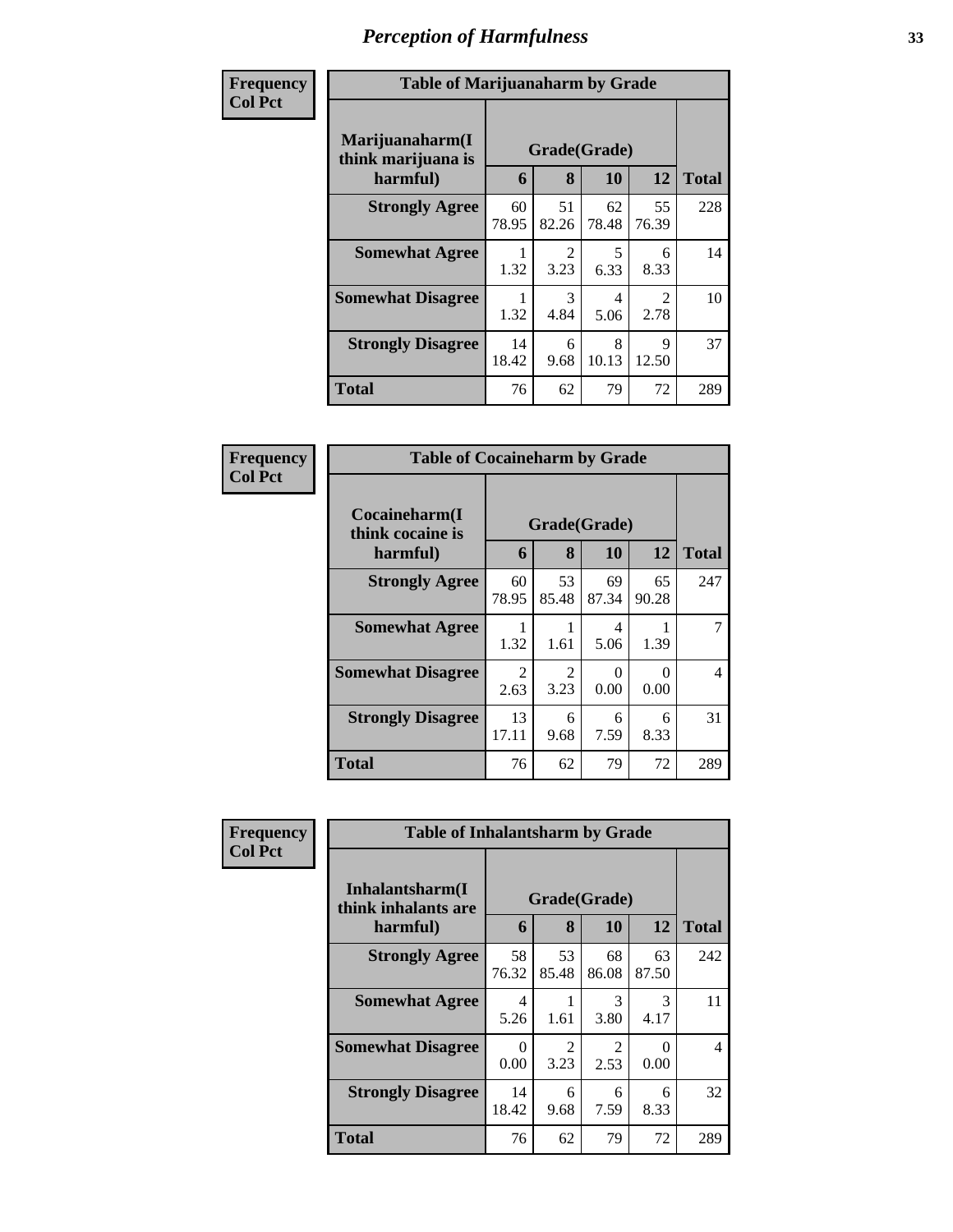# Perception of Harmfulness

Frequency
Col Pct

| Table of Marijuanaharm by Grade | | | | | |
|---|---|---|---|---|---|
| Marijuanaharm(I think marijuana is harmful) | Grade(Grade) | | | | Total |
| | 6 | 8 | 10 | 12 | |
| **Strongly Agree** | 60<br>78.95 | 51<br>82.26 | 62<br>78.48 | 55<br>76.39 | 228 |
| **Somewhat Agree** | 1<br>1.32 | 2<br>3.23 | 5<br>6.33 | 6<br>8.33 | 14 |
| **Somewhat Disagree** | 1<br>1.32 | 3<br>4.84 | 4<br>5.06 | 2<br>2.78 | 10 |
| **Strongly Disagree** | 14<br>18.42 | 6<br>9.68 | 8<br>10.13 | 9<br>12.50 | 37 |
| **Total** | 76 | 62 | 79 | 72 | 289 |

Frequency
Col Pct

| Table of Cocaineharm by Grade | | | | | |
|---|---|---|---|---|---|
| Cocaineharm(I think cocaine is harmful) | Grade(Grade) | | | | Total |
| | 6 | 8 | 10 | 12 | |
| **Strongly Agree** | 60<br>78.95 | 53<br>85.48 | 69<br>87.34 | 65<br>90.28 | 247 |
| **Somewhat Agree** | 1<br>1.32 | 1<br>1.61 | 4<br>5.06 | 1<br>1.39 | 7 |
| **Somewhat Disagree** | 2<br>2.63 | 2<br>3.23 | 0<br>0.00 | 0<br>0.00 | 4 |
| **Strongly Disagree** | 13<br>17.11 | 6<br>9.68 | 6<br>7.59 | 6<br>8.33 | 31 |
| **Total** | 76 | 62 | 79 | 72 | 289 |

Frequency
Col Pct

| Table of Inhalantsharm by Grade | | | | | |
|---|---|---|---|---|---|
| Inhalantsharm(I think inhalants are harmful) | Grade(Grade) | | | | Total |
| | 6 | 8 | 10 | 12 | |
| **Strongly Agree** | 58<br>76.32 | 53<br>85.48 | 68<br>86.08 | 63<br>87.50 | 242 |
| **Somewhat Agree** | 4<br>5.26 | 1<br>1.61 | 3<br>3.80 | 3<br>4.17 | 11 |
| **Somewhat Disagree** | 0<br>0.00 | 2<br>3.23 | 2<br>2.53 | 0<br>0.00 | 4 |
| **Strongly Disagree** | 14<br>18.42 | 6<br>9.68 | 6<br>7.59 | 6<br>8.33 | 32 |
| **Total** | 76 | 62 | 79 | 72 | 289 |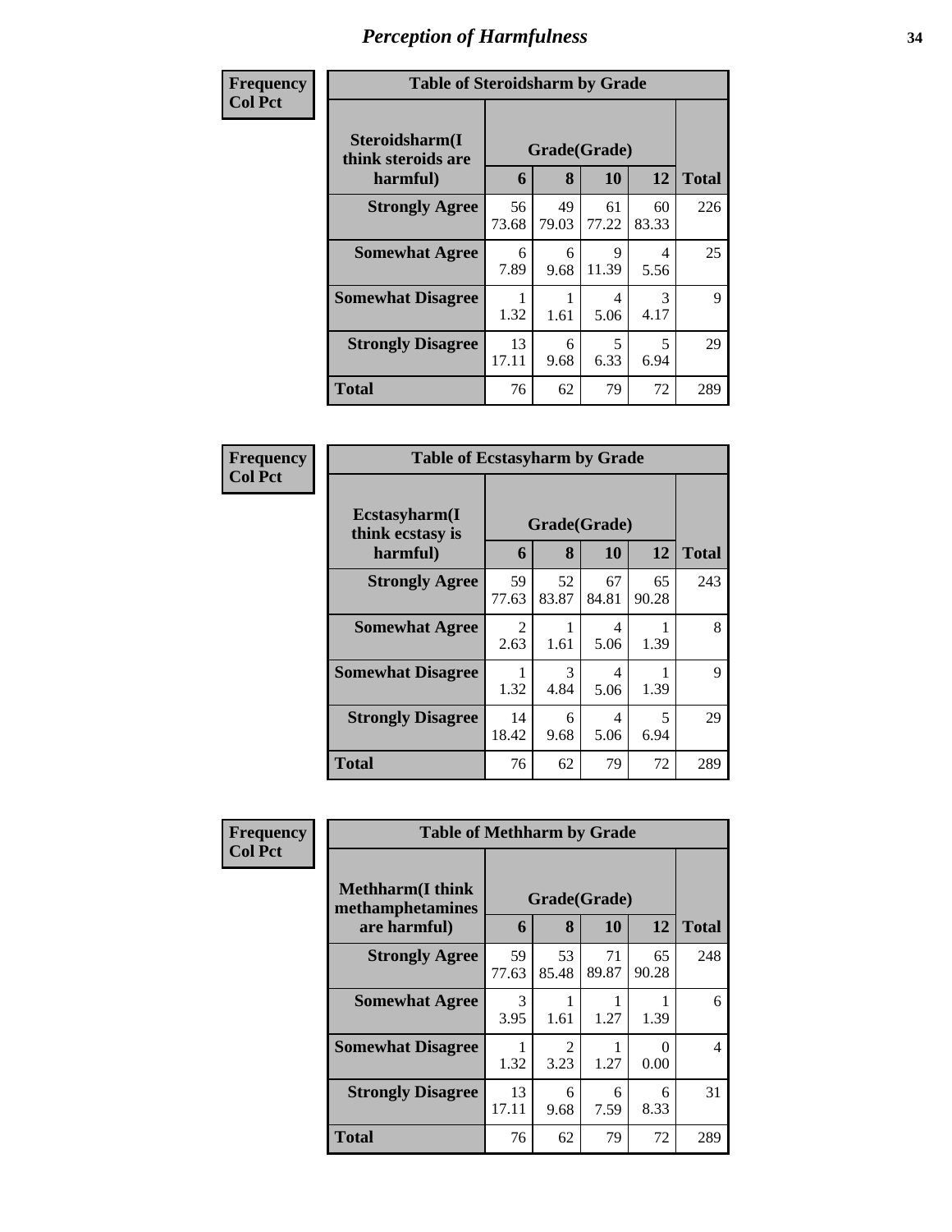# Perception of Harmfulness

**Frequency**
**Col Pct**

| Table of Steroidsharm by Grade | | | | | |
|---|---|---|---|---|---|
| **Steroidsharm(I think steroids are harmful)** | **Grade(Grade)** | | | | **Total** |
| | **6** | **8** | **10** | **12** | |
| **Strongly Agree** | 56<br>73.68 | 49<br>79.03 | 61<br>77.22 | 60<br>83.33 | 226 |
| **Somewhat Agree** | 6<br>7.89 | 6<br>9.68 | 9<br>11.39 | 4<br>5.56 | 25 |
| **Somewhat Disagree** | 1<br>1.32 | 1<br>1.61 | 4<br>5.06 | 3<br>4.17 | 9 |
| **Strongly Disagree** | 13<br>17.11 | 6<br>9.68 | 5<br>6.33 | 5<br>6.94 | 29 |
| **Total** | 76 | 62 | 79 | 72 | 289 |

**Frequency**
**Col Pct**

| Table of Ecstasyharm by Grade | | | | | |
|---|---|---|---|---|---|
| **Ecstasyharm(I think ecstasy is harmful)** | **Grade(Grade)** | | | | **Total** |
| | **6** | **8** | **10** | **12** | |
| **Strongly Agree** | 59<br>77.63 | 52<br>83.87 | 67<br>84.81 | 65<br>90.28 | 243 |
| **Somewhat Agree** | 2<br>2.63 | 1<br>1.61 | 4<br>5.06 | 1<br>1.39 | 8 |
| **Somewhat Disagree** | 1<br>1.32 | 3<br>4.84 | 4<br>5.06 | 1<br>1.39 | 9 |
| **Strongly Disagree** | 14<br>18.42 | 6<br>9.68 | 4<br>5.06 | 5<br>6.94 | 29 |
| **Total** | 76 | 62 | 79 | 72 | 289 |

**Frequency**
**Col Pct**

| Table of Methharm by Grade | | | | | |
|---|---|---|---|---|---|
| **Methharm(I think methamphetamines are harmful)** | **Grade(Grade)** | | | | **Total** |
| | **6** | **8** | **10** | **12** | |
| **Strongly Agree** | 59<br>77.63 | 53<br>85.48 | 71<br>89.87 | 65<br>90.28 | 248 |
| **Somewhat Agree** | 3<br>3.95 | 1<br>1.61 | 1<br>1.27 | 1<br>1.39 | 6 |
| **Somewhat Disagree** | 1<br>1.32 | 2<br>3.23 | 1<br>1.27 | 0<br>0.00 | 4 |
| **Strongly Disagree** | 13<br>17.11 | 6<br>9.68 | 6<br>7.59 | 6<br>8.33 | 31 |
| **Total** | 76 | 62 | 79 | 72 | 289 |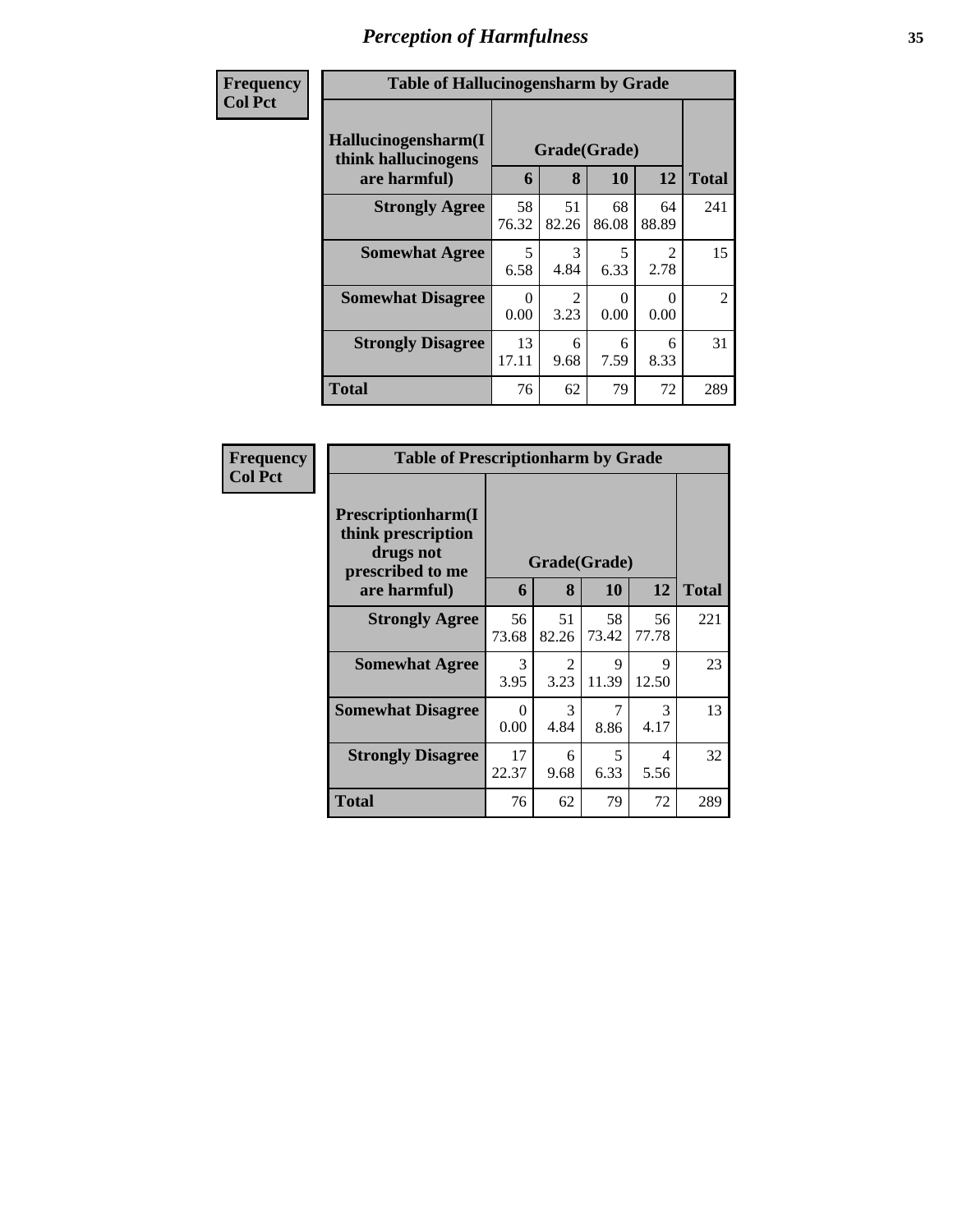# Perception of Harmfulness

**Frequency**
**Col Pct**

**Table of Hallucinogensharm by Grade**

| Hallucinogensharm(I think hallucinogens are harmful) | Grade(Grade) | | | | Total |
|---|---|---|---|---|---|
| | 6 | 8 | 10 | 12 | |
| **Strongly Agree** | 58<br>76.32 | 51<br>82.26 | 68<br>86.08 | 64<br>88.89 | 241 |
| **Somewhat Agree** | 5<br>6.58 | 3<br>4.84 | 5<br>6.33 | 2<br>2.78 | 15 |
| **Somewhat Disagree** | 0<br>0.00 | 2<br>3.23 | 0<br>0.00 | 0<br>0.00 | 2 |
| **Strongly Disagree** | 13<br>17.11 | 6<br>9.68 | 6<br>7.59 | 6<br>8.33 | 31 |
| **Total** | 76 | 62 | 79 | 72 | 289 |

**Frequency**
**Col Pct**

**Table of Prescriptionharm by Grade**

| Prescriptionharm(I think prescription drugs not prescribed to me are harmful) | Grade(Grade) | | | | Total |
|---|---|---|---|---|---|
| | 6 | 8 | 10 | 12 | |
| **Strongly Agree** | 56<br>73.68 | 51<br>82.26 | 58<br>73.42 | 56<br>77.78 | 221 |
| **Somewhat Agree** | 3<br>3.95 | 2<br>3.23 | 9<br>11.39 | 9<br>12.50 | 23 |
| **Somewhat Disagree** | 0<br>0.00 | 3<br>4.84 | 7<br>8.86 | 3<br>4.17 | 13 |
| **Strongly Disagree** | 17<br>22.37 | 6<br>9.68 | 5<br>6.33 | 4<br>5.56 | 32 |
| **Total** | 76 | 62 | 79 | 72 | 289 |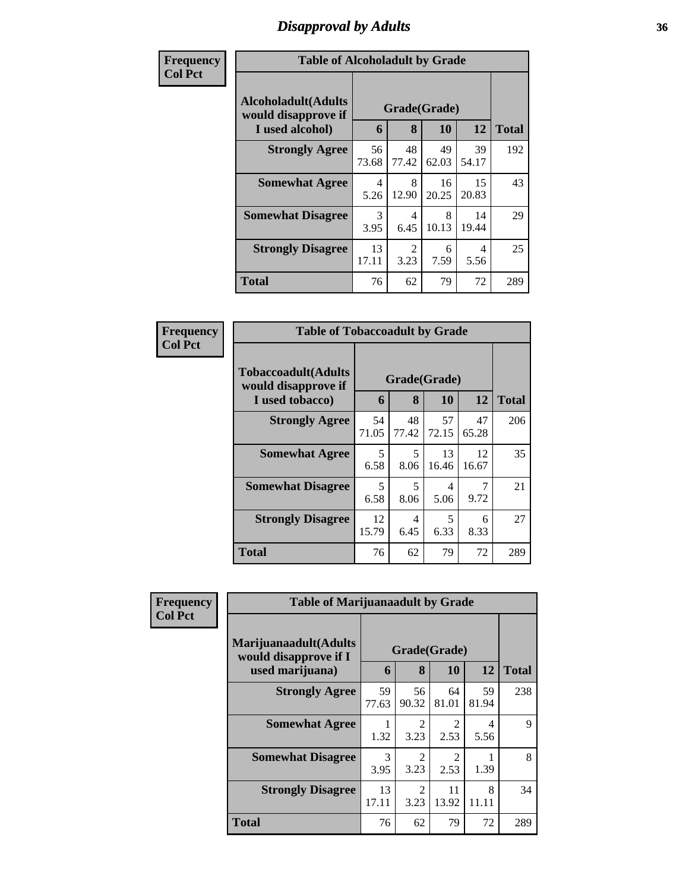## Disapproval by Adults

**Frequency**
**Col Pct**

| Table of Alcoholadult by Grade | | | | | |
|---|---|---|---|---|---|
| Alcoholadult(Adults would disapprove if I used alcohol) | Grade(Grade) | | | | Total |
| | 6 | 8 | 10 | 12 | |
| **Strongly Agree** | 56<br>73.68 | 48<br>77.42 | 49<br>62.03 | 39<br>54.17 | 192 |
| **Somewhat Agree** | 4<br>5.26 | 8<br>12.90 | 16<br>20.25 | 15<br>20.83 | 43 |
| **Somewhat Disagree** | 3<br>3.95 | 4<br>6.45 | 8<br>10.13 | 14<br>19.44 | 29 |
| **Strongly Disagree** | 13<br>17.11 | 2<br>3.23 | 6<br>7.59 | 4<br>5.56 | 25 |
| **Total** | 76 | 62 | 79 | 72 | 289 |

**Frequency**
**Col Pct**

| Table of Tobaccoadult by Grade | | | | | |
|---|---|---|---|---|---|
| Tobaccoadult(Adults would disapprove if I used tobacco) | Grade(Grade) | | | | Total |
| | 6 | 8 | 10 | 12 | |
| **Strongly Agree** | 54<br>71.05 | 48<br>77.42 | 57<br>72.15 | 47<br>65.28 | 206 |
| **Somewhat Agree** | 5<br>6.58 | 5<br>8.06 | 13<br>16.46 | 12<br>16.67 | 35 |
| **Somewhat Disagree** | 5<br>6.58 | 5<br>8.06 | 4<br>5.06 | 7<br>9.72 | 21 |
| **Strongly Disagree** | 12<br>15.79 | 4<br>6.45 | 5<br>6.33 | 6<br>8.33 | 27 |
| **Total** | 76 | 62 | 79 | 72 | 289 |

**Frequency**
**Col Pct**

| Table of Marijuanaadult by Grade | | | | | |
|---|---|---|---|---|---|
| Marijuanaadult(Adults would disapprove if I used marijuana) | Grade(Grade) | | | | Total |
| | 6 | 8 | 10 | 12 | |
| **Strongly Agree** | 59<br>77.63 | 56<br>90.32 | 64<br>81.01 | 59<br>81.94 | 238 |
| **Somewhat Agree** | 1<br>1.32 | 2<br>3.23 | 2<br>2.53 | 4<br>5.56 | 9 |
| **Somewhat Disagree** | 3<br>3.95 | 2<br>3.23 | 2<br>2.53 | 1<br>1.39 | 8 |
| **Strongly Disagree** | 13<br>17.11 | 2<br>3.23 | 11<br>13.92 | 8<br>11.11 | 34 |
| **Total** | 76 | 62 | 79 | 72 | 289 |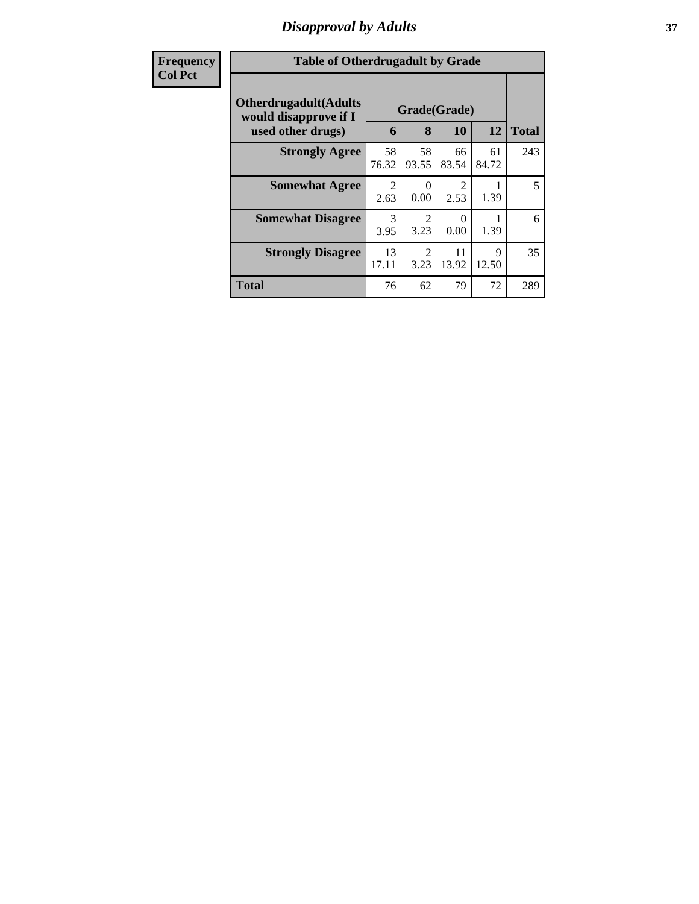# Disapproval by Adults

| Frequency<br>Col Pct |
|---|

**Table of Otherdrugadult by Grade**

| Otherdrugadult(Adults would disapprove if I used other drugs) | Grade(Grade) | | | | Total |
|---|---|---|---|---|---|
| | 6 | 8 | 10 | 12 | |
| **Strongly Agree** | 58<br>76.32 | 58<br>93.55 | 66<br>83.54 | 61<br>84.72 | 243 |
| **Somewhat Agree** | 2<br>2.63 | 0<br>0.00 | 2<br>2.53 | 1<br>1.39 | 5 |
| **Somewhat Disagree** | 3<br>3.95 | 2<br>3.23 | 0<br>0.00 | 1<br>1.39 | 6 |
| **Strongly Disagree** | 13<br>17.11 | 2<br>3.23 | 11<br>13.92 | 9<br>12.50 | 35 |
| **Total** | 76 | 62 | 79 | 72 | 289 |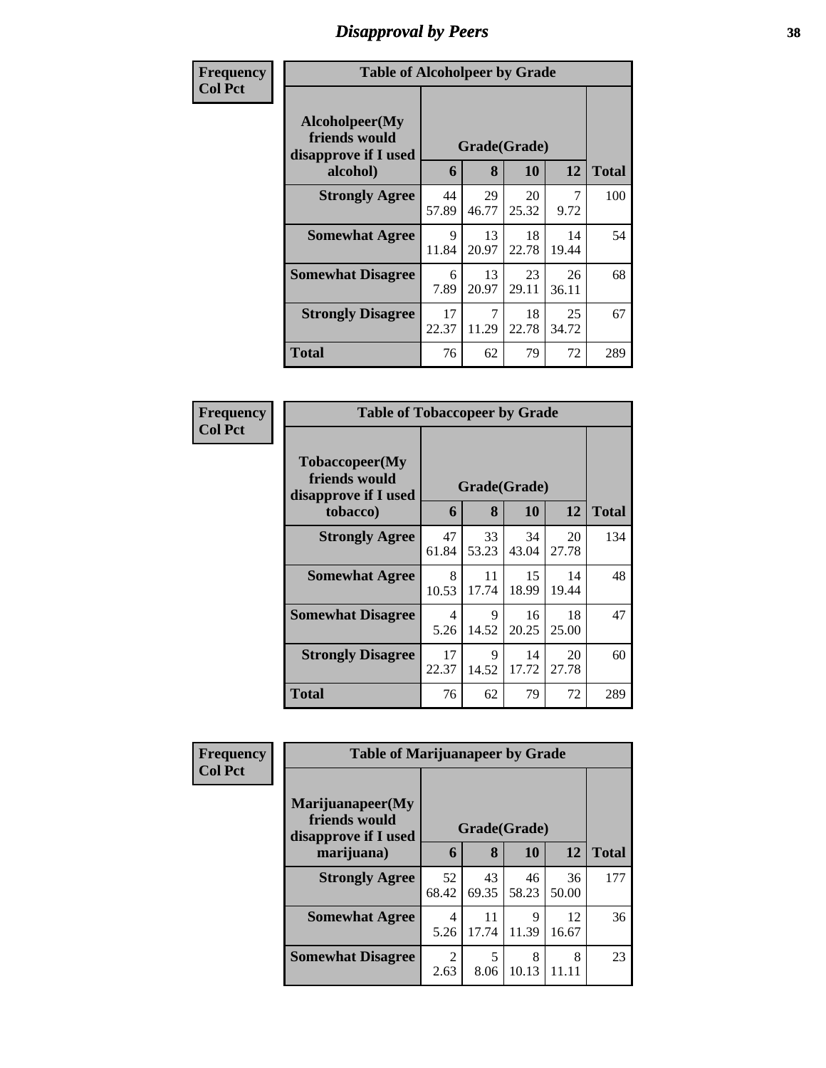# Disapproval by Peers

**Frequency**
**Col Pct**

**Table of Alcoholpeer by Grade**

| Alcoholpeer(My friends would disapprove if I used alcohol) | Grade(Grade) | | | | Total |
|---|---|---|---|---|---|
| | 6 | 8 | 10 | 12 | |
| **Strongly Agree** | 44<br>57.89 | 29<br>46.77 | 20<br>25.32 | 7<br>9.72 | 100 |
| **Somewhat Agree** | 9<br>11.84 | 13<br>20.97 | 18<br>22.78 | 14<br>19.44 | 54 |
| **Somewhat Disagree** | 6<br>7.89 | 13<br>20.97 | 23<br>29.11 | 26<br>36.11 | 68 |
| **Strongly Disagree** | 17<br>22.37 | 7<br>11.29 | 18<br>22.78 | 25<br>34.72 | 67 |
| **Total** | 76 | 62 | 79 | 72 | 289 |

**Frequency**
**Col Pct**

**Table of Tobaccopeer by Grade**

| Tobaccopeer(My friends would disapprove if I used tobacco) | Grade(Grade) | | | | Total |
|---|---|---|---|---|---|
| | 6 | 8 | 10 | 12 | |
| **Strongly Agree** | 47<br>61.84 | 33<br>53.23 | 34<br>43.04 | 20<br>27.78 | 134 |
| **Somewhat Agree** | 8<br>10.53 | 11<br>17.74 | 15<br>18.99 | 14<br>19.44 | 48 |
| **Somewhat Disagree** | 4<br>5.26 | 9<br>14.52 | 16<br>20.25 | 18<br>25.00 | 47 |
| **Strongly Disagree** | 17<br>22.37 | 9<br>14.52 | 14<br>17.72 | 20<br>27.78 | 60 |
| **Total** | 76 | 62 | 79 | 72 | 289 |

**Frequency**
**Col Pct**

**Table of Marijuanapeer by Grade**

| Marijuanapeer(My friends would disapprove if I used marijuana) | Grade(Grade) | | | | Total |
|---|---|---|---|---|---|
| | 6 | 8 | 10 | 12 | |
| **Strongly Agree** | 52<br>68.42 | 43<br>69.35 | 46<br>58.23 | 36<br>50.00 | 177 |
| **Somewhat Agree** | 4<br>5.26 | 11<br>17.74 | 9<br>11.39 | 12<br>16.67 | 36 |
| **Somewhat Disagree** | 2<br>2.63 | 5<br>8.06 | 8<br>10.13 | 8<br>11.11 | 23 |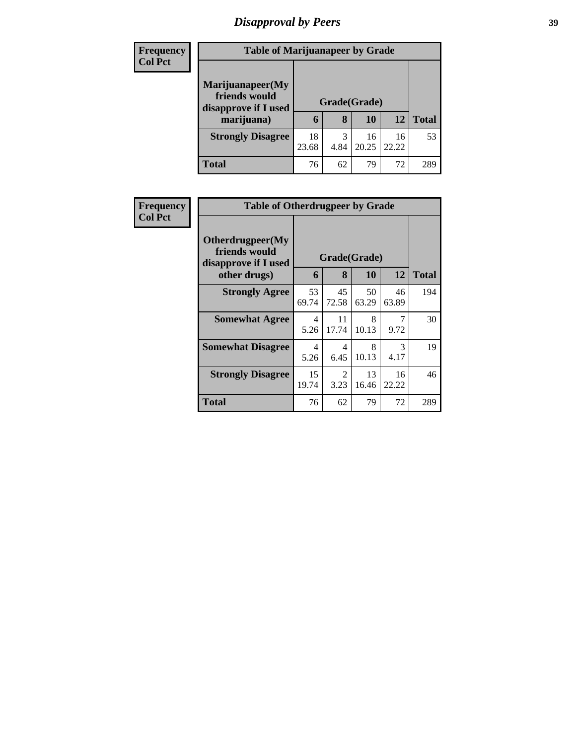# Disapproval by Peers

| Frequency Col Pct |
|---|

**Table of Marijuanapeer by Grade**

| Marijuanapeer(My friends would disapprove if I used marijuana) | Grade(Grade) 6 | 8 | 10 | 12 | Total |
|---|---|---|---|---|---|
| **Strongly Disagree** | 18<br>23.68 | 3<br>4.84 | 16<br>20.25 | 16<br>22.22 | 53 |
| **Total** | 76 | 62 | 79 | 72 | 289 |

| Frequency Col Pct |
|---|

**Table of Otherdrugpeer by Grade**

| Otherdrugpeer(My friends would disapprove if I used other drugs) | Grade(Grade) 6 | 8 | 10 | 12 | Total |
|---|---|---|---|---|---|
| **Strongly Agree** | 53<br>69.74 | 45<br>72.58 | 50<br>63.29 | 46<br>63.89 | 194 |
| **Somewhat Agree** | 4<br>5.26 | 11<br>17.74 | 8<br>10.13 | 7<br>9.72 | 30 |
| **Somewhat Disagree** | 4<br>5.26 | 4<br>6.45 | 8<br>10.13 | 3<br>4.17 | 19 |
| **Strongly Disagree** | 15<br>19.74 | 2<br>3.23 | 13<br>16.46 | 16<br>22.22 | 46 |
| **Total** | 76 | 62 | 79 | 72 | 289 |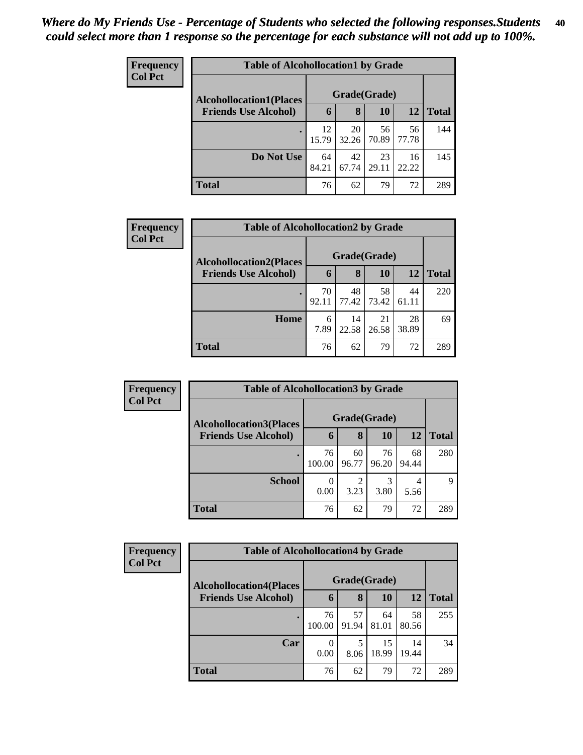*Where do My Friends Use - Percentage of Students who selected the following responses.Students could select more than 1 response so the percentage for each substance will not add up to 100%.*

**Frequency**
**Col Pct**

| Table of Alcohollocation1 by Grade | | | | | |
|---|---|---|---|---|---|
| **Alcohollocation1(Places Friends Use Alcohol)** | **Grade(Grade)** | | | | |
| | **6** | **8** | **10** | **12** | **Total** |
| **.** | 12<br>15.79 | 20<br>32.26 | 56<br>70.89 | 56<br>77.78 | 144 |
| **Do Not Use** | 64<br>84.21 | 42<br>67.74 | 23<br>29.11 | 16<br>22.22 | 145 |
| **Total** | 76 | 62 | 79 | 72 | 289 |

**Frequency**
**Col Pct**

| Table of Alcohollocation2 by Grade | | | | | |
|---|---|---|---|---|---|
| **Alcohollocation2(Places Friends Use Alcohol)** | **Grade(Grade)** | | | | |
| | **6** | **8** | **10** | **12** | **Total** |
| **.** | 70<br>92.11 | 48<br>77.42 | 58<br>73.42 | 44<br>61.11 | 220 |
| **Home** | 6<br>7.89 | 14<br>22.58 | 21<br>26.58 | 28<br>38.89 | 69 |
| **Total** | 76 | 62 | 79 | 72 | 289 |

**Frequency**
**Col Pct**

| Table of Alcohollocation3 by Grade | | | | | |
|---|---|---|---|---|---|
| **Alcohollocation3(Places Friends Use Alcohol)** | **Grade(Grade)** | | | | |
| | **6** | **8** | **10** | **12** | **Total** |
| **.** | 76<br>100.00 | 60<br>96.77 | 76<br>96.20 | 68<br>94.44 | 280 |
| **School** | 0<br>0.00 | 2<br>3.23 | 3<br>3.80 | 4<br>5.56 | 9 |
| **Total** | 76 | 62 | 79 | 72 | 289 |

**Frequency**
**Col Pct**

| Table of Alcohollocation4 by Grade | | | | | |
|---|---|---|---|---|---|
| **Alcohollocation4(Places Friends Use Alcohol)** | **Grade(Grade)** | | | | |
| | **6** | **8** | **10** | **12** | **Total** |
| **.** | 76<br>100.00 | 57<br>91.94 | 64<br>81.01 | 58<br>80.56 | 255 |
| **Car** | 0<br>0.00 | 5<br>8.06 | 15<br>18.99 | 14<br>19.44 | 34 |
| **Total** | 76 | 62 | 79 | 72 | 289 |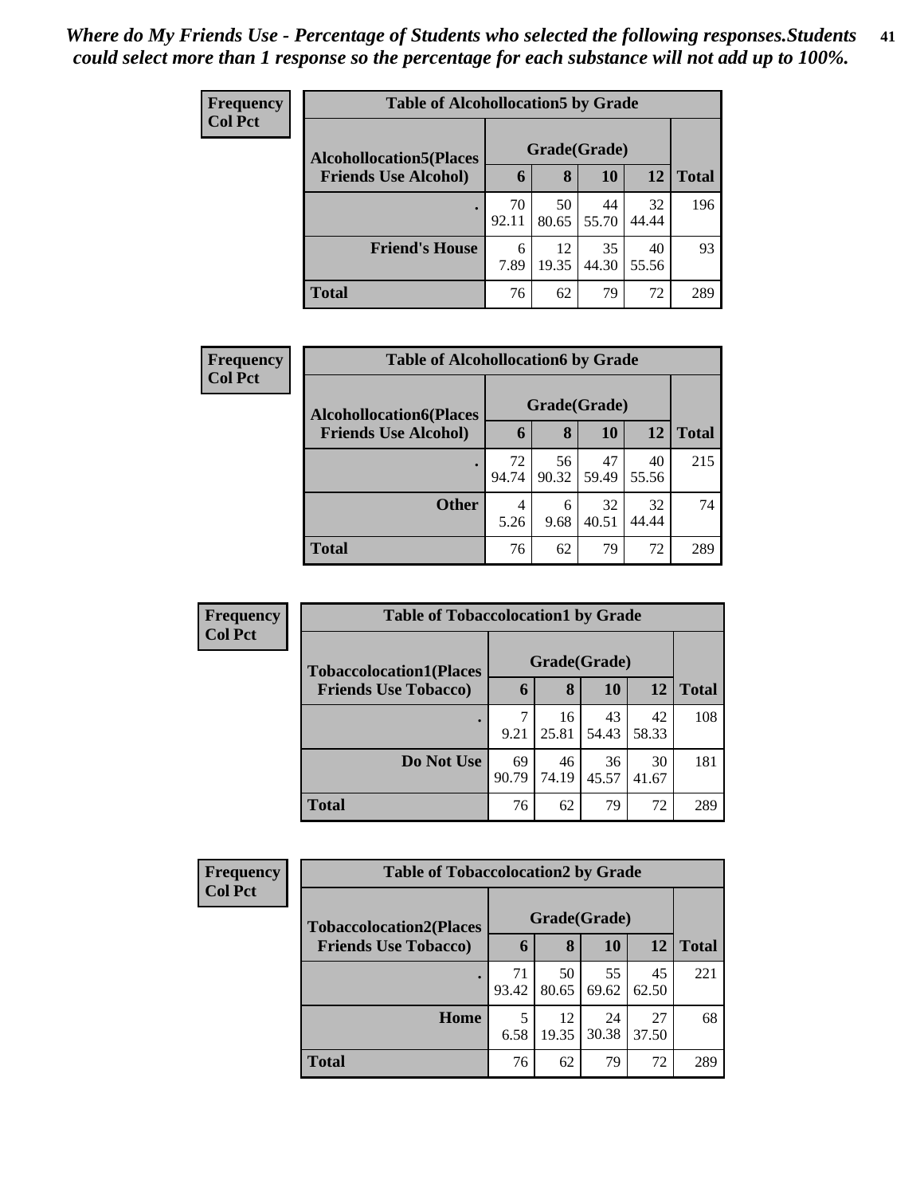*Where do My Friends Use - Percentage of Students who selected the following responses.Students could select more than 1 response so the percentage for each substance will not add up to 100%.*

**Frequency**
**Col Pct**

| Table of Alcohollocation5 by Grade | | | | | |
|---|---|---|---|---|---|
| **Alcohollocation5(Places Friends Use Alcohol)** | **Grade(Grade)** | | | | |
| | **6** | **8** | **10** | **12** | **Total** |
| **.** | 70<br>92.11 | 50<br>80.65 | 44<br>55.70 | 32<br>44.44 | 196 |
| **Friend's House** | 6<br>7.89 | 12<br>19.35 | 35<br>44.30 | 40<br>55.56 | 93 |
| **Total** | 76 | 62 | 79 | 72 | 289 |

**Frequency**
**Col Pct**

| Table of Alcohollocation6 by Grade | | | | | |
|---|---|---|---|---|---|
| **Alcohollocation6(Places Friends Use Alcohol)** | **Grade(Grade)** | | | | |
| | **6** | **8** | **10** | **12** | **Total** |
| **.** | 72<br>94.74 | 56<br>90.32 | 47<br>59.49 | 40<br>55.56 | 215 |
| **Other** | 4<br>5.26 | 6<br>9.68 | 32<br>40.51 | 32<br>44.44 | 74 |
| **Total** | 76 | 62 | 79 | 72 | 289 |

**Frequency**
**Col Pct**

| Table of Tobaccolocation1 by Grade | | | | | |
|---|---|---|---|---|---|
| **Tobaccolocation1(Places Friends Use Tobacco)** | **Grade(Grade)** | | | | |
| | **6** | **8** | **10** | **12** | **Total** |
| **.** | 7<br>9.21 | 16<br>25.81 | 43<br>54.43 | 42<br>58.33 | 108 |
| **Do Not Use** | 69<br>90.79 | 46<br>74.19 | 36<br>45.57 | 30<br>41.67 | 181 |
| **Total** | 76 | 62 | 79 | 72 | 289 |

**Frequency**
**Col Pct**

| Table of Tobaccolocation2 by Grade | | | | | |
|---|---|---|---|---|---|
| **Tobaccolocation2(Places Friends Use Tobacco)** | **Grade(Grade)** | | | | |
| | **6** | **8** | **10** | **12** | **Total** |
| **.** | 71<br>93.42 | 50<br>80.65 | 55<br>69.62 | 45<br>62.50 | 221 |
| **Home** | 5<br>6.58 | 12<br>19.35 | 24<br>30.38 | 27<br>37.50 | 68 |
| **Total** | 76 | 62 | 79 | 72 | 289 |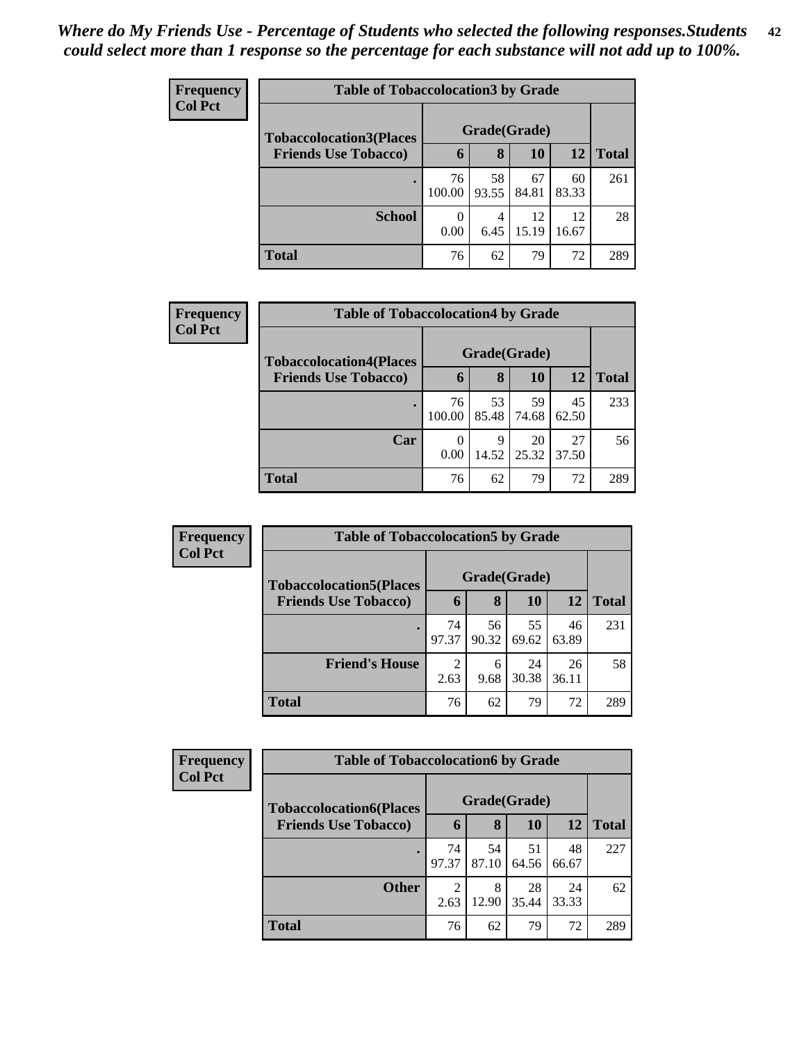*Where do My Friends Use - Percentage of Students who selected the following responses.Students could select more than 1 response so the percentage for each substance will not add up to 100%.*

**Frequency**
**Col Pct**

| Table of Tobaccolocation3 by Grade | | | | | |
|---|---|---|---|---|---|
| **Tobaccolocation3(Places Friends Use Tobacco)** | **Grade(Grade)** | | | | |
| | **6** | **8** | **10** | **12** | **Total** |
| **.** | 76<br>100.00 | 58<br>93.55 | 67<br>84.81 | 60<br>83.33 | 261 |
| **School** | 0<br>0.00 | 4<br>6.45 | 12<br>15.19 | 12<br>16.67 | 28 |
| **Total** | 76 | 62 | 79 | 72 | 289 |

**Frequency**
**Col Pct**

| Table of Tobaccolocation4 by Grade | | | | | |
|---|---|---|---|---|---|
| **Tobaccolocation4(Places Friends Use Tobacco)** | **Grade(Grade)** | | | | |
| | **6** | **8** | **10** | **12** | **Total** |
| **.** | 76<br>100.00 | 53<br>85.48 | 59<br>74.68 | 45<br>62.50 | 233 |
| **Car** | 0<br>0.00 | 9<br>14.52 | 20<br>25.32 | 27<br>37.50 | 56 |
| **Total** | 76 | 62 | 79 | 72 | 289 |

**Frequency**
**Col Pct**

| Table of Tobaccolocation5 by Grade | | | | | |
|---|---|---|---|---|---|
| **Tobaccolocation5(Places Friends Use Tobacco)** | **Grade(Grade)** | | | | |
| | **6** | **8** | **10** | **12** | **Total** |
| **.** | 74<br>97.37 | 56<br>90.32 | 55<br>69.62 | 46<br>63.89 | 231 |
| **Friend's House** | 2<br>2.63 | 6<br>9.68 | 24<br>30.38 | 26<br>36.11 | 58 |
| **Total** | 76 | 62 | 79 | 72 | 289 |

**Frequency**
**Col Pct**

| Table of Tobaccolocation6 by Grade | | | | | |
|---|---|---|---|---|---|
| **Tobaccolocation6(Places Friends Use Tobacco)** | **Grade(Grade)** | | | | |
| | **6** | **8** | **10** | **12** | **Total** |
| **.** | 74<br>97.37 | 54<br>87.10 | 51<br>64.56 | 48<br>66.67 | 227 |
| **Other** | 2<br>2.63 | 8<br>12.90 | 28<br>35.44 | 24<br>33.33 | 62 |
| **Total** | 76 | 62 | 79 | 72 | 289 |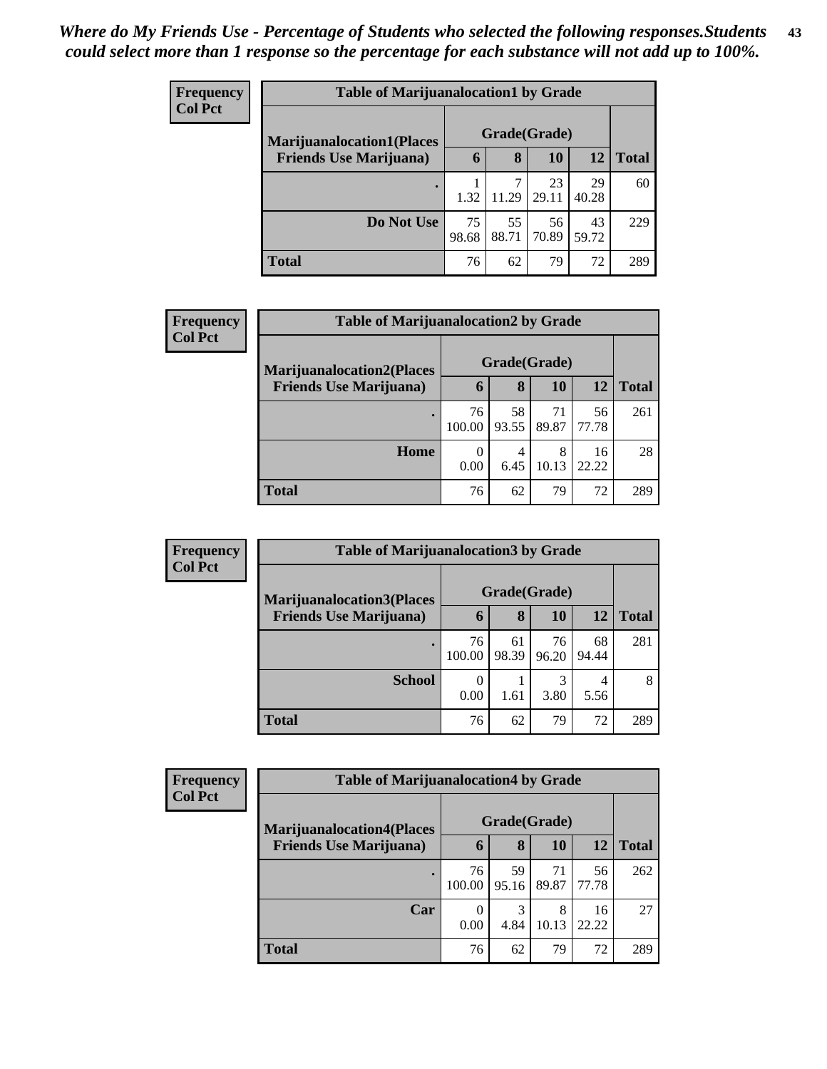*Where do My Friends Use - Percentage of Students who selected the following responses.Students could select more than 1 response so the percentage for each substance will not add up to 100%.*

**Frequency**
**Col Pct**

| Table of Marijuanalocation1 by Grade | | | | | |
|---|---|---|---|---|---|
| **Marijuanalocation1(Places Friends Use Marijuana)** | **Grade(Grade)** | | | | |
| | **6** | **8** | **10** | **12** | **Total** |
| **.** | 1<br>1.32 | 7<br>11.29 | 23<br>29.11 | 29<br>40.28 | 60 |
| **Do Not Use** | 75<br>98.68 | 55<br>88.71 | 56<br>70.89 | 43<br>59.72 | 229 |
| **Total** | 76 | 62 | 79 | 72 | 289 |

**Frequency**
**Col Pct**

| Table of Marijuanalocation2 by Grade | | | | | |
|---|---|---|---|---|---|
| **Marijuanalocation2(Places Friends Use Marijuana)** | **Grade(Grade)** | | | | |
| | **6** | **8** | **10** | **12** | **Total** |
| **.** | 76<br>100.00 | 58<br>93.55 | 71<br>89.87 | 56<br>77.78 | 261 |
| **Home** | 0<br>0.00 | 4<br>6.45 | 8<br>10.13 | 16<br>22.22 | 28 |
| **Total** | 76 | 62 | 79 | 72 | 289 |

**Frequency**
**Col Pct**

| Table of Marijuanalocation3 by Grade | | | | | |
|---|---|---|---|---|---|
| **Marijuanalocation3(Places Friends Use Marijuana)** | **Grade(Grade)** | | | | |
| | **6** | **8** | **10** | **12** | **Total** |
| **.** | 76<br>100.00 | 61<br>98.39 | 76<br>96.20 | 68<br>94.44 | 281 |
| **School** | 0<br>0.00 | 1<br>1.61 | 3<br>3.80 | 4<br>5.56 | 8 |
| **Total** | 76 | 62 | 79 | 72 | 289 |

**Frequency**
**Col Pct**

| Table of Marijuanalocation4 by Grade | | | | | |
|---|---|---|---|---|---|
| **Marijuanalocation4(Places Friends Use Marijuana)** | **Grade(Grade)** | | | | |
| | **6** | **8** | **10** | **12** | **Total** |
| **.** | 76<br>100.00 | 59<br>95.16 | 71<br>89.87 | 56<br>77.78 | 262 |
| **Car** | 0<br>0.00 | 3<br>4.84 | 8<br>10.13 | 16<br>22.22 | 27 |
| **Total** | 76 | 62 | 79 | 72 | 289 |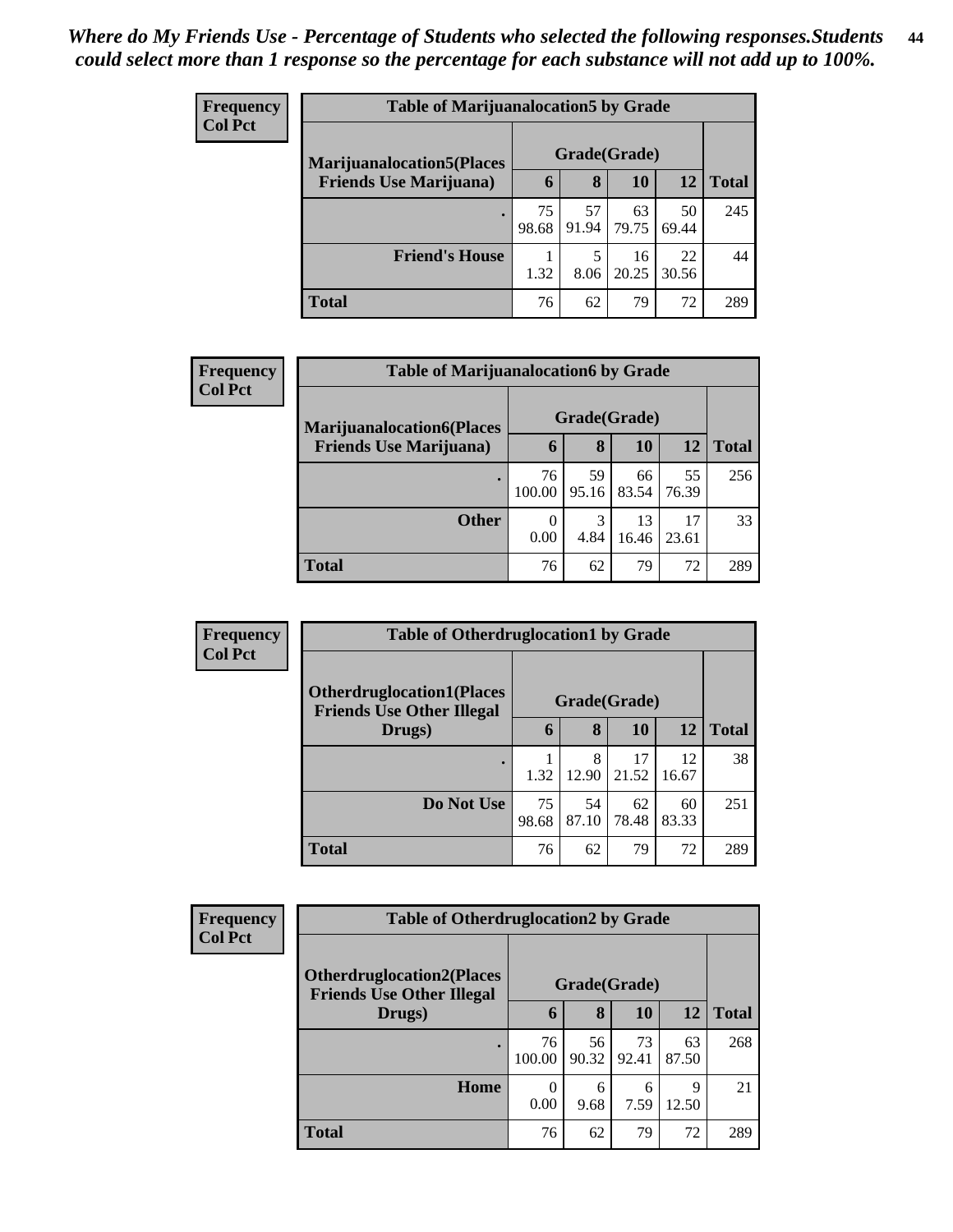*Where do My Friends Use - Percentage of Students who selected the following responses.Students could select more than 1 response so the percentage for each substance will not add up to 100%.*

**Frequency**
**Col Pct**

| Table of Marijuanalocation5 by Grade | | | | | |
|---|---|---|---|---|---|
| **Marijuanalocation5(Places Friends Use Marijuana)** | **Grade(Grade)** | | | | |
| | **6** | **8** | **10** | **12** | **Total** |
| **.** | 75<br>98.68 | 57<br>91.94 | 63<br>79.75 | 50<br>69.44 | 245 |
| **Friend's House** | 1<br>1.32 | 5<br>8.06 | 16<br>20.25 | 22<br>30.56 | 44 |
| **Total** | 76 | 62 | 79 | 72 | 289 |

**Frequency**
**Col Pct**

| Table of Marijuanalocation6 by Grade | | | | | |
|---|---|---|---|---|---|
| **Marijuanalocation6(Places Friends Use Marijuana)** | **Grade(Grade)** | | | | |
| | **6** | **8** | **10** | **12** | **Total** |
| **.** | 76<br>100.00 | 59<br>95.16 | 66<br>83.54 | 55<br>76.39 | 256 |
| **Other** | 0<br>0.00 | 3<br>4.84 | 13<br>16.46 | 17<br>23.61 | 33 |
| **Total** | 76 | 62 | 79 | 72 | 289 |

**Frequency**
**Col Pct**

| Table of Otherdruglocation1 by Grade | | | | | |
|---|---|---|---|---|---|
| **Otherdruglocation1(Places Friends Use Other Illegal Drugs)** | **Grade(Grade)** | | | | |
| | **6** | **8** | **10** | **12** | **Total** |
| **.** | 1<br>1.32 | 8<br>12.90 | 17<br>21.52 | 12<br>16.67 | 38 |
| **Do Not Use** | 75<br>98.68 | 54<br>87.10 | 62<br>78.48 | 60<br>83.33 | 251 |
| **Total** | 76 | 62 | 79 | 72 | 289 |

**Frequency**
**Col Pct**

| Table of Otherdruglocation2 by Grade | | | | | |
|---|---|---|---|---|---|
| **Otherdruglocation2(Places Friends Use Other Illegal Drugs)** | **Grade(Grade)** | | | | |
| | **6** | **8** | **10** | **12** | **Total** |
| **.** | 76<br>100.00 | 56<br>90.32 | 73<br>92.41 | 63<br>87.50 | 268 |
| **Home** | 0<br>0.00 | 6<br>9.68 | 6<br>7.59 | 9<br>12.50 | 21 |
| **Total** | 76 | 62 | 79 | 72 | 289 |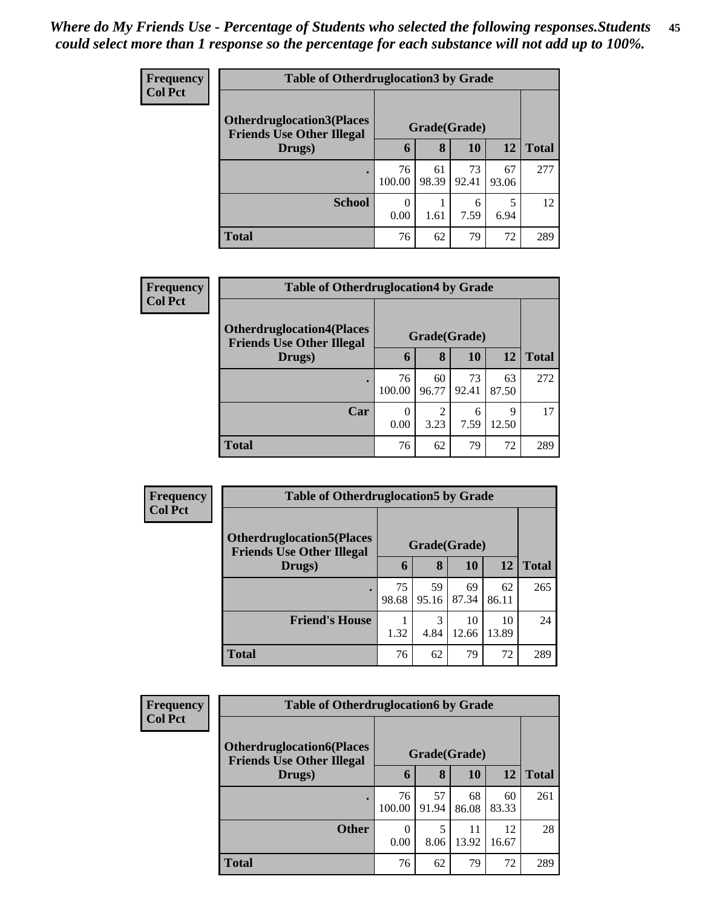*Where do My Friends Use - Percentage of Students who selected the following responses.Students could select more than 1 response so the percentage for each substance will not add up to 100%.*

**Frequency**
**Col Pct**

| Table of Otherdruglocation3 by Grade | | | | | |
|---|---|---|---|---|---|
| **Otherdruglocation3(Places Friends Use Other Illegal Drugs)** | **Grade(Grade)** | | | | **Total** |
| | **6** | **8** | **10** | **12** | |
| **.** | 76<br>100.00 | 61<br>98.39 | 73<br>92.41 | 67<br>93.06 | 277 |
| **School** | 0<br>0.00 | 1<br>1.61 | 6<br>7.59 | 5<br>6.94 | 12 |
| **Total** | 76 | 62 | 79 | 72 | 289 |

**Frequency**
**Col Pct**

| Table of Otherdruglocation4 by Grade | | | | | |
|---|---|---|---|---|---|
| **Otherdruglocation4(Places Friends Use Other Illegal Drugs)** | **Grade(Grade)** | | | | **Total** |
| | **6** | **8** | **10** | **12** | |
| **.** | 76<br>100.00 | 60<br>96.77 | 73<br>92.41 | 63<br>87.50 | 272 |
| **Car** | 0<br>0.00 | 2<br>3.23 | 6<br>7.59 | 9<br>12.50 | 17 |
| **Total** | 76 | 62 | 79 | 72 | 289 |

**Frequency**
**Col Pct**

| Table of Otherdruglocation5 by Grade | | | | | |
|---|---|---|---|---|---|
| **Otherdruglocation5(Places Friends Use Other Illegal Drugs)** | **Grade(Grade)** | | | | **Total** |
| | **6** | **8** | **10** | **12** | |
| **.** | 75<br>98.68 | 59<br>95.16 | 69<br>87.34 | 62<br>86.11 | 265 |
| **Friend's House** | 1<br>1.32 | 3<br>4.84 | 10<br>12.66 | 10<br>13.89 | 24 |
| **Total** | 76 | 62 | 79 | 72 | 289 |

**Frequency**
**Col Pct**

| Table of Otherdruglocation6 by Grade | | | | | |
|---|---|---|---|---|---|
| **Otherdruglocation6(Places Friends Use Other Illegal Drugs)** | **Grade(Grade)** | | | | **Total** |
| | **6** | **8** | **10** | **12** | |
| **.** | 76<br>100.00 | 57<br>91.94 | 68<br>86.08 | 60<br>83.33 | 261 |
| **Other** | 0<br>0.00 | 5<br>8.06 | 11<br>13.92 | 12<br>16.67 | 28 |
| **Total** | 76 | 62 | 79 | 72 | 289 |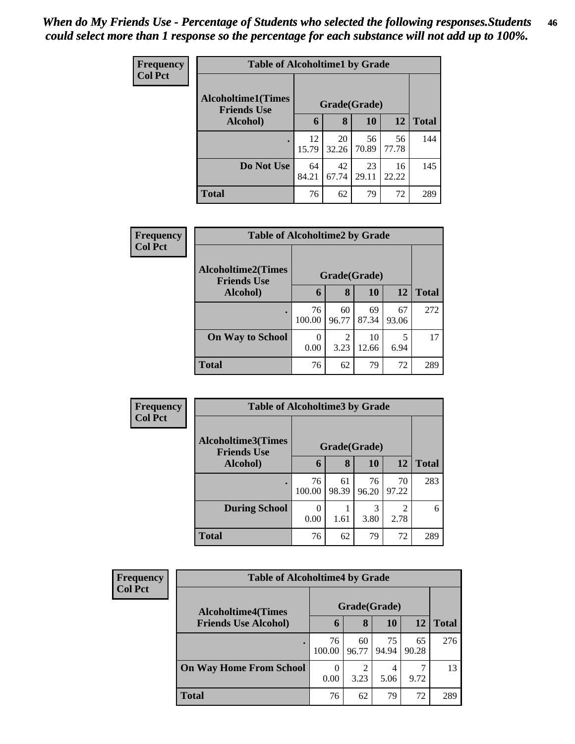*When do My Friends Use - Percentage of Students who selected the following responses.Students could select more than 1 response so the percentage for each substance will not add up to 100%.*

**Frequency**
**Col Pct**

**Table of Alcoholtime1 by Grade**

| Alcoholtime1(Times Friends Use Alcohol) | Grade(Grade) | | | | Total |
|---|---|---|---|---|---|
| | 6 | 8 | 10 | 12 | |
| . | 12<br>15.79 | 20<br>32.26 | 56<br>70.89 | 56<br>77.78 | 144 |
| Do Not Use | 64<br>84.21 | 42<br>67.74 | 23<br>29.11 | 16<br>22.22 | 145 |
| Total | 76 | 62 | 79 | 72 | 289 |

**Frequency**
**Col Pct**

**Table of Alcoholtime2 by Grade**

| Alcoholtime2(Times Friends Use Alcohol) | Grade(Grade) | | | | Total |
|---|---|---|---|---|---|
| | 6 | 8 | 10 | 12 | |
| . | 76<br>100.00 | 60<br>96.77 | 69<br>87.34 | 67<br>93.06 | 272 |
| On Way to School | 0<br>0.00 | 2<br>3.23 | 10<br>12.66 | 5<br>6.94 | 17 |
| Total | 76 | 62 | 79 | 72 | 289 |

**Frequency**
**Col Pct**

**Table of Alcoholtime3 by Grade**

| Alcoholtime3(Times Friends Use Alcohol) | Grade(Grade) | | | | Total |
|---|---|---|---|---|---|
| | 6 | 8 | 10 | 12 | |
| . | 76<br>100.00 | 61<br>98.39 | 76<br>96.20 | 70<br>97.22 | 283 |
| During School | 0<br>0.00 | 1<br>1.61 | 3<br>3.80 | 2<br>2.78 | 6 |
| Total | 76 | 62 | 79 | 72 | 289 |

**Frequency**
**Col Pct**

**Table of Alcoholtime4 by Grade**

| Alcoholtime4(Times Friends Use Alcohol) | Grade(Grade) | | | | Total |
|---|---|---|---|---|---|
| | 6 | 8 | 10 | 12 | |
| . | 76<br>100.00 | 60<br>96.77 | 75<br>94.94 | 65<br>90.28 | 276 |
| On Way Home From School | 0<br>0.00 | 2<br>3.23 | 4<br>5.06 | 7<br>9.72 | 13 |
| Total | 76 | 62 | 79 | 72 | 289 |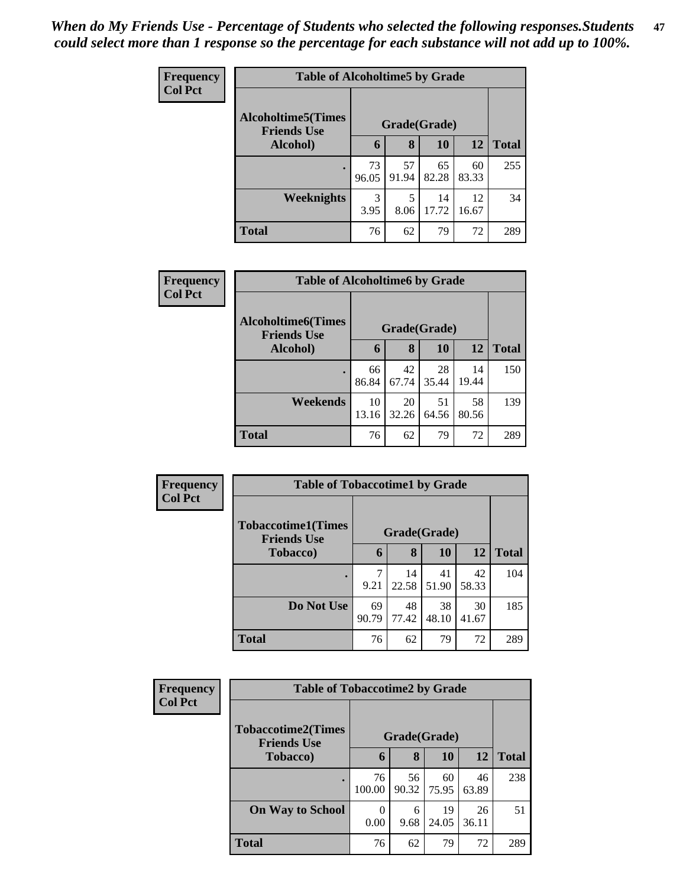*When do My Friends Use - Percentage of Students who selected the following responses.Students could select more than 1 response so the percentage for each substance will not add up to 100%.*

**Frequency**
**Col Pct**

| Table of Alcoholtime5 by Grade | | | | | |
|---|---|---|---|---|---|
| **Alcoholtime5(Times Friends Use Alcohol)** | **Grade(Grade)** | | | | **Total** |
| | **6** | **8** | **10** | **12** | |
| **.** | 73<br>96.05 | 57<br>91.94 | 65<br>82.28 | 60<br>83.33 | 255 |
| **Weeknights** | 3<br>3.95 | 5<br>8.06 | 14<br>17.72 | 12<br>16.67 | 34 |
| **Total** | 76 | 62 | 79 | 72 | 289 |

**Frequency**
**Col Pct**

| Table of Alcoholtime6 by Grade | | | | | |
|---|---|---|---|---|---|
| **Alcoholtime6(Times Friends Use Alcohol)** | **Grade(Grade)** | | | | **Total** |
| | **6** | **8** | **10** | **12** | |
| **.** | 66<br>86.84 | 42<br>67.74 | 28<br>35.44 | 14<br>19.44 | 150 |
| **Weekends** | 10<br>13.16 | 20<br>32.26 | 51<br>64.56 | 58<br>80.56 | 139 |
| **Total** | 76 | 62 | 79 | 72 | 289 |

**Frequency**
**Col Pct**

| Table of Tobaccotime1 by Grade | | | | | |
|---|---|---|---|---|---|
| **Tobaccotime1(Times Friends Use Tobacco)** | **Grade(Grade)** | | | | **Total** |
| | **6** | **8** | **10** | **12** | |
| **.** | 7<br>9.21 | 14<br>22.58 | 41<br>51.90 | 42<br>58.33 | 104 |
| **Do Not Use** | 69<br>90.79 | 48<br>77.42 | 38<br>48.10 | 30<br>41.67 | 185 |
| **Total** | 76 | 62 | 79 | 72 | 289 |

**Frequency**
**Col Pct**

| Table of Tobaccotime2 by Grade | | | | | |
|---|---|---|---|---|---|
| **Tobaccotime2(Times Friends Use Tobacco)** | **Grade(Grade)** | | | | **Total** |
| | **6** | **8** | **10** | **12** | |
| **.** | 76<br>100.00 | 56<br>90.32 | 60<br>75.95 | 46<br>63.89 | 238 |
| **On Way to School** | 0<br>0.00 | 6<br>9.68 | 19<br>24.05 | 26<br>36.11 | 51 |
| **Total** | 76 | 62 | 79 | 72 | 289 |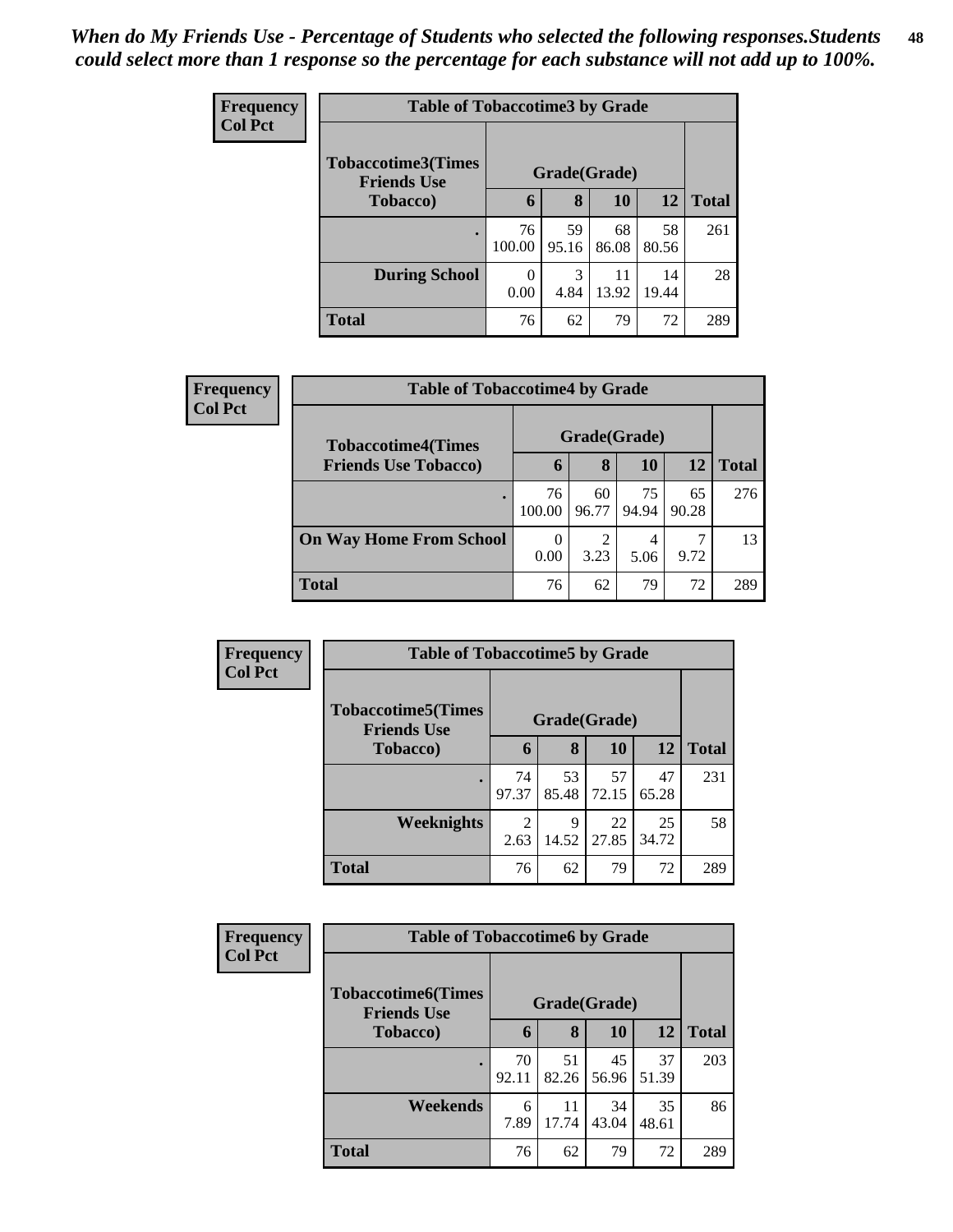*When do My Friends Use - Percentage of Students who selected the following responses.Students could select more than 1 response so the percentage for each substance will not add up to 100%.*

**Frequency**
**Col Pct**

| Table of Tobaccotime3 by Grade | | | | | |
|---|---|---|---|---|---|
| **Tobaccotime3(Times Friends Use Tobacco)** | **Grade(Grade)** | | | | |
| | **6** | **8** | **10** | **12** | **Total** |
| **.** | 76<br>100.00 | 59<br>95.16 | 68<br>86.08 | 58<br>80.56 | 261 |
| **During School** | 0<br>0.00 | 3<br>4.84 | 11<br>13.92 | 14<br>19.44 | 28 |
| **Total** | 76 | 62 | 79 | 72 | 289 |

**Frequency**
**Col Pct**

| Table of Tobaccotime4 by Grade | | | | | |
|---|---|---|---|---|---|
| **Tobaccotime4(Times Friends Use Tobacco)** | **Grade(Grade)** | | | | |
| | **6** | **8** | **10** | **12** | **Total** |
| **.** | 76<br>100.00 | 60<br>96.77 | 75<br>94.94 | 65<br>90.28 | 276 |
| **On Way Home From School** | 0<br>0.00 | 2<br>3.23 | 4<br>5.06 | 7<br>9.72 | 13 |
| **Total** | 76 | 62 | 79 | 72 | 289 |

**Frequency**
**Col Pct**

| Table of Tobaccotime5 by Grade | | | | | |
|---|---|---|---|---|---|
| **Tobaccotime5(Times Friends Use Tobacco)** | **Grade(Grade)** | | | | |
| | **6** | **8** | **10** | **12** | **Total** |
| **.** | 74<br>97.37 | 53<br>85.48 | 57<br>72.15 | 47<br>65.28 | 231 |
| **Weeknights** | 2<br>2.63 | 9<br>14.52 | 22<br>27.85 | 25<br>34.72 | 58 |
| **Total** | 76 | 62 | 79 | 72 | 289 |

**Frequency**
**Col Pct**

| Table of Tobaccotime6 by Grade | | | | | |
|---|---|---|---|---|---|
| **Tobaccotime6(Times Friends Use Tobacco)** | **Grade(Grade)** | | | | |
| | **6** | **8** | **10** | **12** | **Total** |
| **.** | 70<br>92.11 | 51<br>82.26 | 45<br>56.96 | 37<br>51.39 | 203 |
| **Weekends** | 6<br>7.89 | 11<br>17.74 | 34<br>43.04 | 35<br>48.61 | 86 |
| **Total** | 76 | 62 | 79 | 72 | 289 |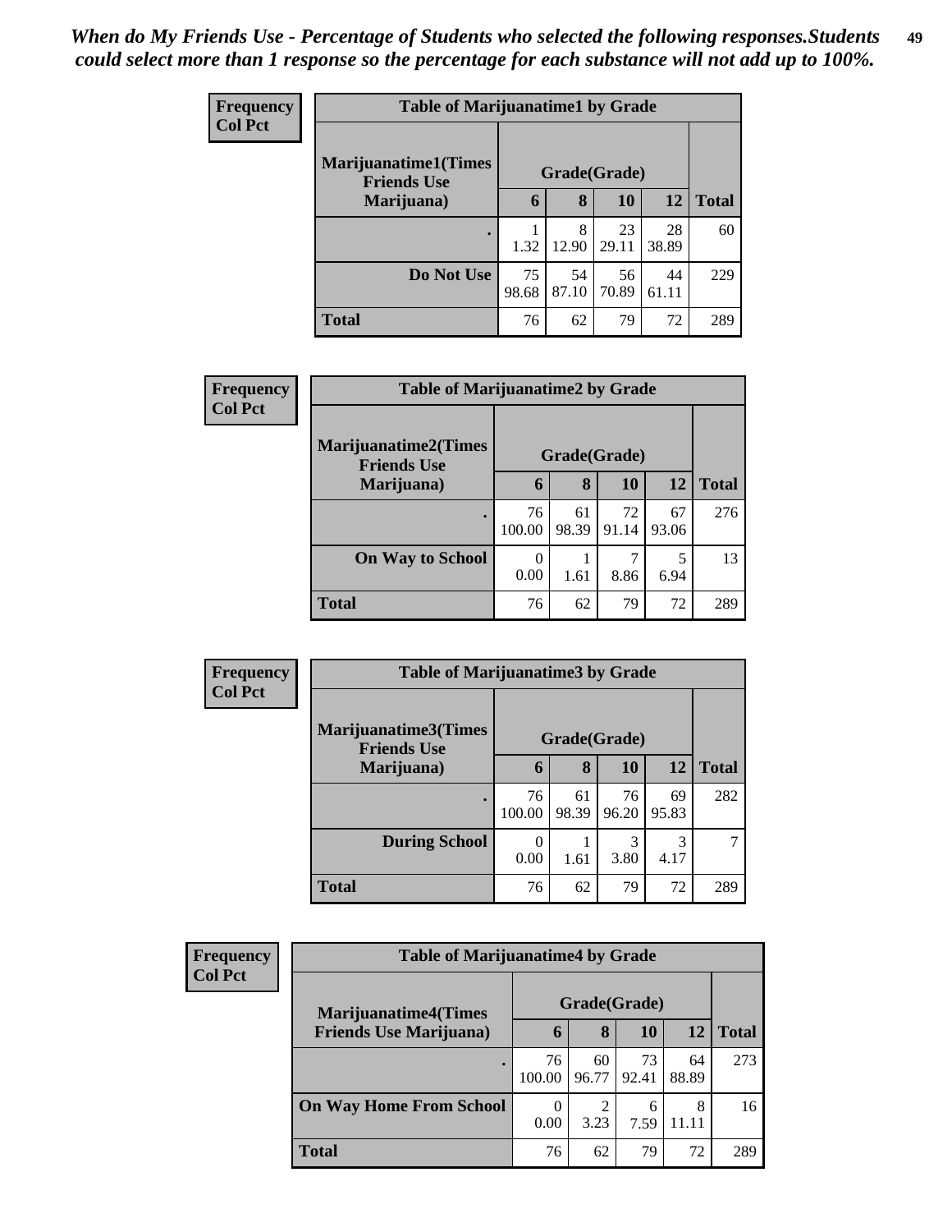*When do My Friends Use - Percentage of Students who selected the following responses.Students could select more than 1 response so the percentage for each substance will not add up to 100%.*

**Frequency / Col Pct**

| Table of Marijuanatime1 by Grade | | | | | |
|---|---|---|---|---|---|
| Marijuanatime1(Times Friends Use Marijuana) | Grade(Grade) | | | | |
| | 6 | 8 | 10 | 12 | Total |
| . | 1<br>1.32 | 8<br>12.90 | 23<br>29.11 | 28<br>38.89 | 60 |
| Do Not Use | 75<br>98.68 | 54<br>87.10 | 56<br>70.89 | 44<br>61.11 | 229 |
| Total | 76 | 62 | 79 | 72 | 289 |

**Frequency / Col Pct**

| Table of Marijuanatime2 by Grade | | | | | |
|---|---|---|---|---|---|
| Marijuanatime2(Times Friends Use Marijuana) | Grade(Grade) | | | | |
| | 6 | 8 | 10 | 12 | Total |
| . | 76<br>100.00 | 61<br>98.39 | 72<br>91.14 | 67<br>93.06 | 276 |
| On Way to School | 0<br>0.00 | 1<br>1.61 | 7<br>8.86 | 5<br>6.94 | 13 |
| Total | 76 | 62 | 79 | 72 | 289 |

**Frequency / Col Pct**

| Table of Marijuanatime3 by Grade | | | | | |
|---|---|---|---|---|---|
| Marijuanatime3(Times Friends Use Marijuana) | Grade(Grade) | | | | |
| | 6 | 8 | 10 | 12 | Total |
| . | 76<br>100.00 | 61<br>98.39 | 76<br>96.20 | 69<br>95.83 | 282 |
| During School | 0<br>0.00 | 1<br>1.61 | 3<br>3.80 | 3<br>4.17 | 7 |
| Total | 76 | 62 | 79 | 72 | 289 |

**Frequency / Col Pct**

| Table of Marijuanatime4 by Grade | | | | | |
|---|---|---|---|---|---|
| Marijuanatime4(Times Friends Use Marijuana) | Grade(Grade) | | | | |
| | 6 | 8 | 10 | 12 | Total |
| . | 76<br>100.00 | 60<br>96.77 | 73<br>92.41 | 64<br>88.89 | 273 |
| On Way Home From School | 0<br>0.00 | 2<br>3.23 | 6<br>7.59 | 8<br>11.11 | 16 |
| Total | 76 | 62 | 79 | 72 | 289 |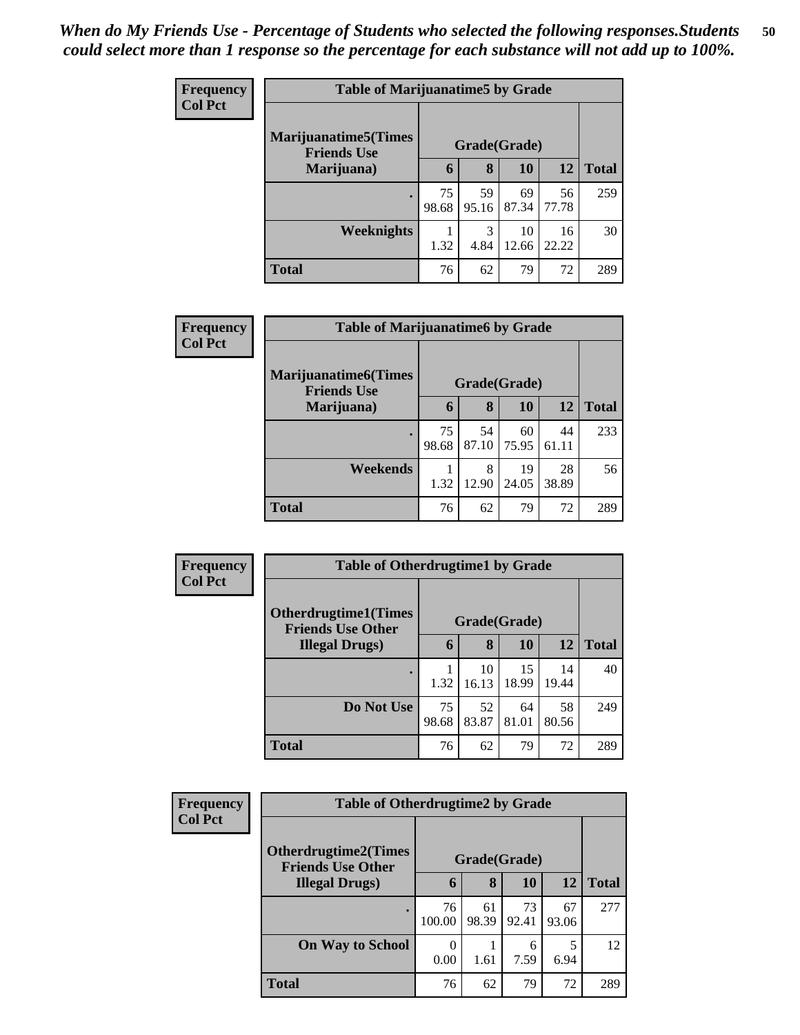*When do My Friends Use - Percentage of Students who selected the following responses.Students could select more than 1 response so the percentage for each substance will not add up to 100%.*

**Frequency**
**Col Pct**

| Table of Marijuanatime5 by Grade | | | | | |
|---|---|---|---|---|---|
| **Marijuanatime5(Times Friends Use Marijuana)** | **Grade(Grade)** | | | | |
| | **6** | **8** | **10** | **12** | **Total** |
| **.** | 75<br>98.68 | 59<br>95.16 | 69<br>87.34 | 56<br>77.78 | 259 |
| **Weeknights** | 1<br>1.32 | 3<br>4.84 | 10<br>12.66 | 16<br>22.22 | 30 |
| **Total** | 76 | 62 | 79 | 72 | 289 |

**Frequency**
**Col Pct**

| Table of Marijuanatime6 by Grade | | | | | |
|---|---|---|---|---|---|
| **Marijuanatime6(Times Friends Use Marijuana)** | **Grade(Grade)** | | | | |
| | **6** | **8** | **10** | **12** | **Total** |
| **.** | 75<br>98.68 | 54<br>87.10 | 60<br>75.95 | 44<br>61.11 | 233 |
| **Weekends** | 1<br>1.32 | 8<br>12.90 | 19<br>24.05 | 28<br>38.89 | 56 |
| **Total** | 76 | 62 | 79 | 72 | 289 |

**Frequency**
**Col Pct**

| Table of Otherdrugtime1 by Grade | | | | | |
|---|---|---|---|---|---|
| **Otherdrugtime1(Times Friends Use Other Illegal Drugs)** | **Grade(Grade)** | | | | |
| | **6** | **8** | **10** | **12** | **Total** |
| **.** | 1<br>1.32 | 10<br>16.13 | 15<br>18.99 | 14<br>19.44 | 40 |
| **Do Not Use** | 75<br>98.68 | 52<br>83.87 | 64<br>81.01 | 58<br>80.56 | 249 |
| **Total** | 76 | 62 | 79 | 72 | 289 |

**Frequency**
**Col Pct**

| Table of Otherdrugtime2 by Grade | | | | | |
|---|---|---|---|---|---|
| **Otherdrugtime2(Times Friends Use Other Illegal Drugs)** | **Grade(Grade)** | | | | |
| | **6** | **8** | **10** | **12** | **Total** |
| **.** | 76<br>100.00 | 61<br>98.39 | 73<br>92.41 | 67<br>93.06 | 277 |
| **On Way to School** | 0<br>0.00 | 1<br>1.61 | 6<br>7.59 | 5<br>6.94 | 12 |
| **Total** | 76 | 62 | 79 | 72 | 289 |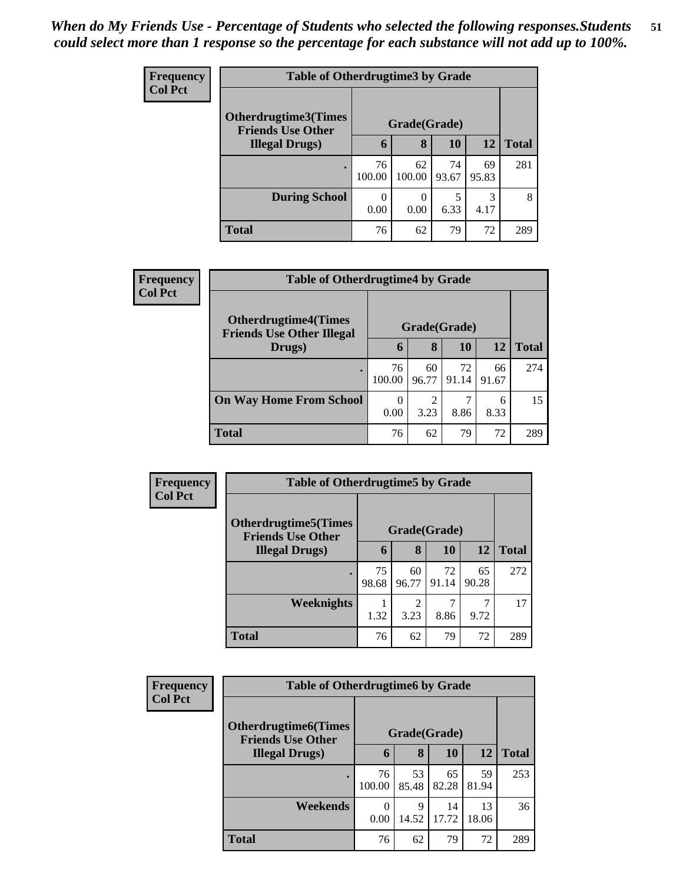*When do My Friends Use - Percentage of Students who selected the following responses.Students could select more than 1 response so the percentage for each substance will not add up to 100%.*

**Frequency**
**Col Pct**

| Otherdrugtime3(Times Friends Use Other Illegal Drugs) | Grade(Grade) | | | | Total |
|---|---|---|---|---|---|
| | 6 | 8 | 10 | 12 | |
| . | 76<br>100.00 | 62<br>100.00 | 74<br>93.67 | 69<br>95.83 | 281 |
| During School | 0<br>0.00 | 0<br>0.00 | 5<br>6.33 | 3<br>4.17 | 8 |
| Total | 76 | 62 | 79 | 72 | 289 |

Table of Otherdrugtime3 by Grade

**Frequency**
**Col Pct**

| Otherdrugtime4(Times Friends Use Other Illegal Drugs) | Grade(Grade) | | | | Total |
|---|---|---|---|---|---|
| | 6 | 8 | 10 | 12 | |
| . | 76<br>100.00 | 60<br>96.77 | 72<br>91.14 | 66<br>91.67 | 274 |
| On Way Home From School | 0<br>0.00 | 2<br>3.23 | 7<br>8.86 | 6<br>8.33 | 15 |
| Total | 76 | 62 | 79 | 72 | 289 |

Table of Otherdrugtime4 by Grade

**Frequency**
**Col Pct**

| Otherdrugtime5(Times Friends Use Other Illegal Drugs) | Grade(Grade) | | | | Total |
|---|---|---|---|---|---|
| | 6 | 8 | 10 | 12 | |
| . | 75<br>98.68 | 60<br>96.77 | 72<br>91.14 | 65<br>90.28 | 272 |
| Weeknights | 1<br>1.32 | 2<br>3.23 | 7<br>8.86 | 7<br>9.72 | 17 |
| Total | 76 | 62 | 79 | 72 | 289 |

Table of Otherdrugtime5 by Grade

**Frequency**
**Col Pct**

| Otherdrugtime6(Times Friends Use Other Illegal Drugs) | Grade(Grade) | | | | Total |
|---|---|---|---|---|---|
| | 6 | 8 | 10 | 12 | |
| . | 76<br>100.00 | 53<br>85.48 | 65<br>82.28 | 59<br>81.94 | 253 |
| Weekends | 0<br>0.00 | 9<br>14.52 | 14<br>17.72 | 13<br>18.06 | 36 |
| Total | 76 | 62 | 79 | 72 | 289 |

Table of Otherdrugtime6 by Grade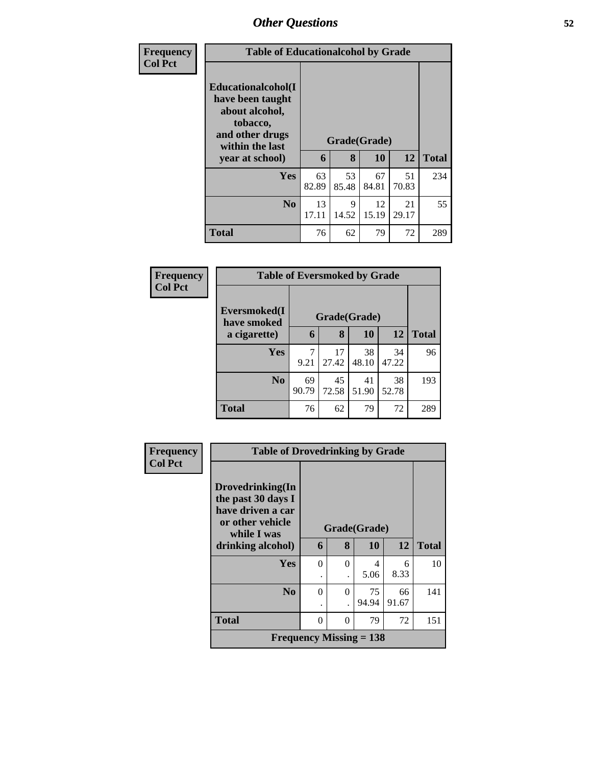## Other Questions

| Frequency<br>Col Pct |
|---|

**Table of Educationalcohol by Grade**

| Educationalcohol(I have been taught about alcohol, tobacco, and other drugs within the last year at school) | Grade(Grade) | | | | |
|---|---|---|---|---|---|
| | 6 | 8 | 10 | 12 | Total |
| Yes | 63<br>82.89 | 53<br>85.48 | 67<br>84.81 | 51<br>70.83 | 234 |
| No | 13<br>17.11 | 9<br>14.52 | 12<br>15.19 | 21<br>29.17 | 55 |
| Total | 76 | 62 | 79 | 72 | 289 |

| Frequency<br>Col Pct |
|---|

**Table of Eversmoked by Grade**

| Eversmoked(I have smoked a cigarette) | Grade(Grade) | | | | |
|---|---|---|---|---|---|
| | 6 | 8 | 10 | 12 | Total |
| Yes | 7<br>9.21 | 17<br>27.42 | 38<br>48.10 | 34<br>47.22 | 96 |
| No | 69<br>90.79 | 45<br>72.58 | 41<br>51.90 | 38<br>52.78 | 193 |
| Total | 76 | 62 | 79 | 72 | 289 |

| Frequency<br>Col Pct |
|---|

**Table of Drovedrinking by Grade**

| Drovedrinking(In the past 30 days I have driven a car or other vehicle while I was drinking alcohol) | Grade(Grade) | | | | |
|---|---|---|---|---|---|
| | 6 | 8 | 10 | 12 | Total |
| Yes | 0<br>. | 0<br>. | 4<br>5.06 | 6<br>8.33 | 10 |
| No | 0<br>. | 0<br>. | 75<br>94.94 | 66<br>91.67 | 141 |
| Total | 0 | 0 | 79 | 72 | 151 |
| Frequency Missing = 138 | | | | | |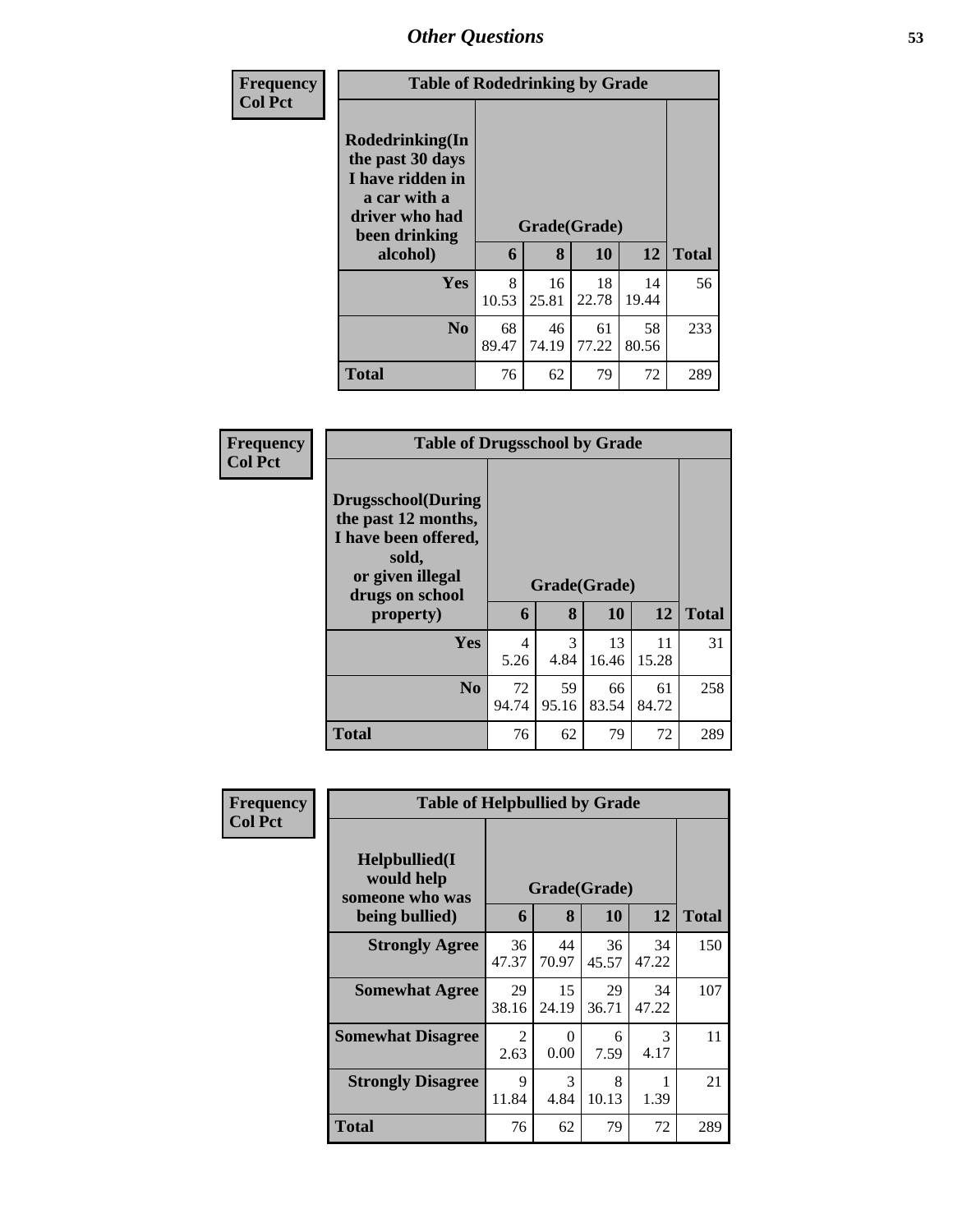Frequency
Col Pct

| Table of Rodedrinking by Grade | | | | | |
|---|---|---|---|---|---|
| Rodedrinking(In the past 30 days I have ridden in a car with a driver who had been drinking alcohol) | Grade(Grade) | | | | Total |
| | 6 | 8 | 10 | 12 | |
| **Yes** | 8<br>10.53 | 16<br>25.81 | 18<br>22.78 | 14<br>19.44 | 56 |
| **No** | 68<br>89.47 | 46<br>74.19 | 61<br>77.22 | 58<br>80.56 | 233 |
| **Total** | 76 | 62 | 79 | 72 | 289 |

Frequency
Col Pct

| Table of Drugsschool by Grade | | | | | |
|---|---|---|---|---|---|
| Drugsschool(During the past 12 months, I have been offered, sold, or given illegal drugs on school property) | Grade(Grade) | | | | Total |
| | 6 | 8 | 10 | 12 | |
| **Yes** | 4<br>5.26 | 3<br>4.84 | 13<br>16.46 | 11<br>15.28 | 31 |
| **No** | 72<br>94.74 | 59<br>95.16 | 66<br>83.54 | 61<br>84.72 | 258 |
| **Total** | 76 | 62 | 79 | 72 | 289 |

Frequency
Col Pct

| Table of Helpbullied by Grade | | | | | |
|---|---|---|---|---|---|
| Helpbullied(I would help someone who was being bullied) | Grade(Grade) | | | | Total |
| | 6 | 8 | 10 | 12 | |
| **Strongly Agree** | 36<br>47.37 | 44<br>70.97 | 36<br>45.57 | 34<br>47.22 | 150 |
| **Somewhat Agree** | 29<br>38.16 | 15<br>24.19 | 29<br>36.71 | 34<br>47.22 | 107 |
| **Somewhat Disagree** | 2<br>2.63 | 0<br>0.00 | 6<br>7.59 | 3<br>4.17 | 11 |
| **Strongly Disagree** | 9<br>11.84 | 3<br>4.84 | 8<br>10.13 | 1<br>1.39 | 21 |
| **Total** | 76 | 62 | 79 | 72 | 289 |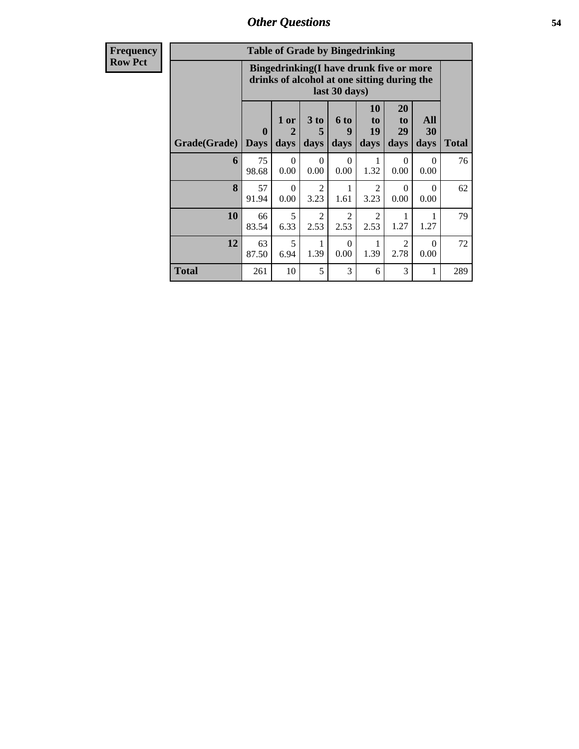## Other Questions

| Frequency<br>Row Pct |
|---|

| Table of Grade by Bingedrinking | | | | | | | | |
|---|---|---|---|---|---|---|---|---|
| | Bingedrinking(I have drunk five or more drinks of alcohol at one sitting during the last 30 days) | | | | | | | |
| Grade(Grade) | 0 Days | 1 or 2 days | 3 to 5 days | 6 to 9 days | 10 to 19 days | 20 to 29 days | All 30 days | Total |
| 6 | 75<br>98.68 | 0<br>0.00 | 0<br>0.00 | 0<br>0.00 | 1<br>1.32 | 0<br>0.00 | 0<br>0.00 | 76 |
| 8 | 57<br>91.94 | 0<br>0.00 | 2<br>3.23 | 1<br>1.61 | 2<br>3.23 | 0<br>0.00 | 0<br>0.00 | 62 |
| 10 | 66<br>83.54 | 5<br>6.33 | 2<br>2.53 | 2<br>2.53 | 2<br>2.53 | 1<br>1.27 | 1<br>1.27 | 79 |
| 12 | 63<br>87.50 | 5<br>6.94 | 1<br>1.39 | 0<br>0.00 | 1<br>1.39 | 2<br>2.78 | 0<br>0.00 | 72 |
| Total | 261 | 10 | 5 | 3 | 6 | 3 | 1 | 289 |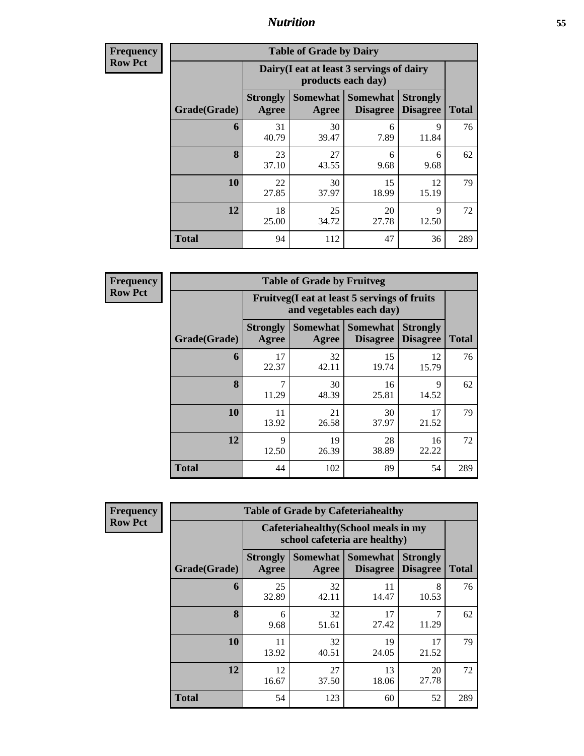**Frequency**
**Row Pct**

| Table of Grade by Dairy | | | | | |
|---|---|---|---|---|---|
| | Dairy(I eat at least 3 servings of dairy products each day) | | | | |
| Grade(Grade) | Strongly Agree | Somewhat Agree | Somewhat Disagree | Strongly Disagree | Total |
| 6 | 31<br>40.79 | 30<br>39.47 | 6<br>7.89 | 9<br>11.84 | 76 |
| 8 | 23<br>37.10 | 27<br>43.55 | 6<br>9.68 | 6<br>9.68 | 62 |
| 10 | 22<br>27.85 | 30<br>37.97 | 15<br>18.99 | 12<br>15.19 | 79 |
| 12 | 18<br>25.00 | 25<br>34.72 | 20<br>27.78 | 9<br>12.50 | 72 |
| Total | 94 | 112 | 47 | 36 | 289 |

**Frequency**
**Row Pct**

| Table of Grade by Fruitveg | | | | | |
|---|---|---|---|---|---|
| | Fruitveg(I eat at least 5 servings of fruits and vegetables each day) | | | | |
| Grade(Grade) | Strongly Agree | Somewhat Agree | Somewhat Disagree | Strongly Disagree | Total |
| 6 | 17<br>22.37 | 32<br>42.11 | 15<br>19.74 | 12<br>15.79 | 76 |
| 8 | 7<br>11.29 | 30<br>48.39 | 16<br>25.81 | 9<br>14.52 | 62 |
| 10 | 11<br>13.92 | 21<br>26.58 | 30<br>37.97 | 17<br>21.52 | 79 |
| 12 | 9<br>12.50 | 19<br>26.39 | 28<br>38.89 | 16<br>22.22 | 72 |
| Total | 44 | 102 | 89 | 54 | 289 |

**Frequency**
**Row Pct**

| Table of Grade by Cafeteriahealthy | | | | | |
|---|---|---|---|---|---|
| | Cafeteriahealthy(School meals in my school cafeteria are healthy) | | | | |
| Grade(Grade) | Strongly Agree | Somewhat Agree | Somewhat Disagree | Strongly Disagree | Total |
| 6 | 25<br>32.89 | 32<br>42.11 | 11<br>14.47 | 8<br>10.53 | 76 |
| 8 | 6<br>9.68 | 32<br>51.61 | 17<br>27.42 | 7<br>11.29 | 62 |
| 10 | 11<br>13.92 | 32<br>40.51 | 19<br>24.05 | 17<br>21.52 | 79 |
| 12 | 12<br>16.67 | 27<br>37.50 | 13<br>18.06 | 20<br>27.78 | 72 |
| Total | 54 | 123 | 60 | 52 | 289 |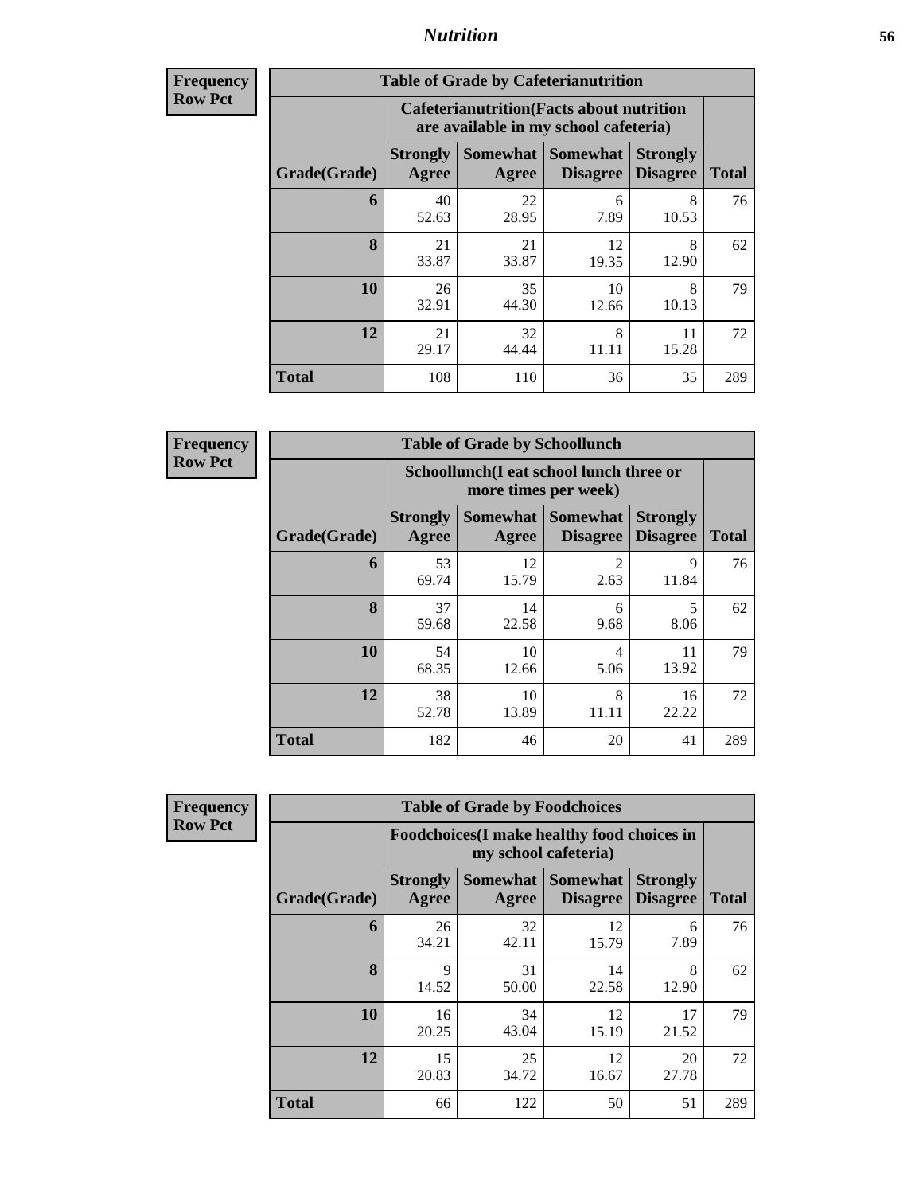# Nutrition

**Frequency Row Pct**

| Table of Grade by Cafeterianutrition | | | | | |
|---|---|---|---|---|---|
| | Cafeterianutrition(Facts about nutrition are available in my school cafeteria) | | | | |
| Grade(Grade) | Strongly Agree | Somewhat Agree | Somewhat Disagree | Strongly Disagree | Total |
| 6 | 40<br>52.63 | 22<br>28.95 | 6<br>7.89 | 8<br>10.53 | 76 |
| 8 | 21<br>33.87 | 21<br>33.87 | 12<br>19.35 | 8<br>12.90 | 62 |
| 10 | 26<br>32.91 | 35<br>44.30 | 10<br>12.66 | 8<br>10.13 | 79 |
| 12 | 21<br>29.17 | 32<br>44.44 | 8<br>11.11 | 11<br>15.28 | 72 |
| Total | 108 | 110 | 36 | 35 | 289 |

**Frequency Row Pct**

| Table of Grade by Schoollunch | | | | | |
|---|---|---|---|---|---|
| | Schoollunch(I eat school lunch three or more times per week) | | | | |
| Grade(Grade) | Strongly Agree | Somewhat Agree | Somewhat Disagree | Strongly Disagree | Total |
| 6 | 53<br>69.74 | 12<br>15.79 | 2<br>2.63 | 9<br>11.84 | 76 |
| 8 | 37<br>59.68 | 14<br>22.58 | 6<br>9.68 | 5<br>8.06 | 62 |
| 10 | 54<br>68.35 | 10<br>12.66 | 4<br>5.06 | 11<br>13.92 | 79 |
| 12 | 38<br>52.78 | 10<br>13.89 | 8<br>11.11 | 16<br>22.22 | 72 |
| Total | 182 | 46 | 20 | 41 | 289 |

**Frequency Row Pct**

| Table of Grade by Foodchoices | | | | | |
|---|---|---|---|---|---|
| | Foodchoices(I make healthy food choices in my school cafeteria) | | | | |
| Grade(Grade) | Strongly Agree | Somewhat Agree | Somewhat Disagree | Strongly Disagree | Total |
| 6 | 26<br>34.21 | 32<br>42.11 | 12<br>15.79 | 6<br>7.89 | 76 |
| 8 | 9<br>14.52 | 31<br>50.00 | 14<br>22.58 | 8<br>12.90 | 62 |
| 10 | 16<br>20.25 | 34<br>43.04 | 12<br>15.19 | 17<br>21.52 | 79 |
| 12 | 15<br>20.83 | 25<br>34.72 | 12<br>16.67 | 20<br>27.78 | 72 |
| Total | 66 | 122 | 50 | 51 | 289 |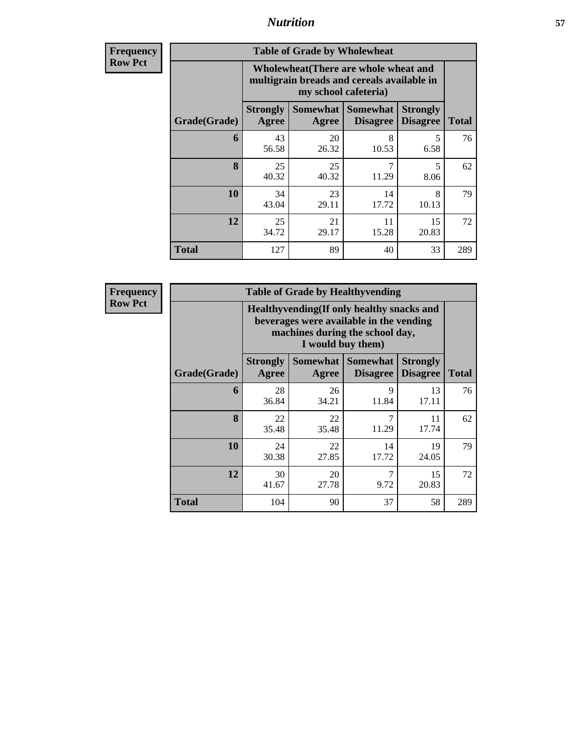| Frequency |
|---|
| Row Pct |

| Table of Grade by Wholewheat | | | | | |
|---|---|---|---|---|---|
| | Wholewheat(There are whole wheat and multigrain breads and cereals available in my school cafeteria) | | | | |
| Grade(Grade) | Strongly Agree | Somewhat Agree | Somewhat Disagree | Strongly Disagree | Total |
| 6 | 43<br>56.58 | 20<br>26.32 | 8<br>10.53 | 5<br>6.58 | 76 |
| 8 | 25<br>40.32 | 25<br>40.32 | 7<br>11.29 | 5<br>8.06 | 62 |
| 10 | 34<br>43.04 | 23<br>29.11 | 14<br>17.72 | 8<br>10.13 | 79 |
| 12 | 25<br>34.72 | 21<br>29.17 | 11<br>15.28 | 15<br>20.83 | 72 |
| Total | 127 | 89 | 40 | 33 | 289 |

| Frequency |
|---|
| Row Pct |

| Table of Grade by Healthyvending | | | | | |
|---|---|---|---|---|---|
| | Healthyvending(If only healthy snacks and beverages were available in the vending machines during the school day, I would buy them) | | | | |
| Grade(Grade) | Strongly Agree | Somewhat Agree | Somewhat Disagree | Strongly Disagree | Total |
| 6 | 28<br>36.84 | 26<br>34.21 | 9<br>11.84 | 13<br>17.11 | 76 |
| 8 | 22<br>35.48 | 22<br>35.48 | 7<br>11.29 | 11<br>17.74 | 62 |
| 10 | 24<br>30.38 | 22<br>27.85 | 14<br>17.72 | 19<br>24.05 | 79 |
| 12 | 30<br>41.67 | 20<br>27.78 | 7<br>9.72 | 15<br>20.83 | 72 |
| Total | 104 | 90 | 37 | 58 | 289 |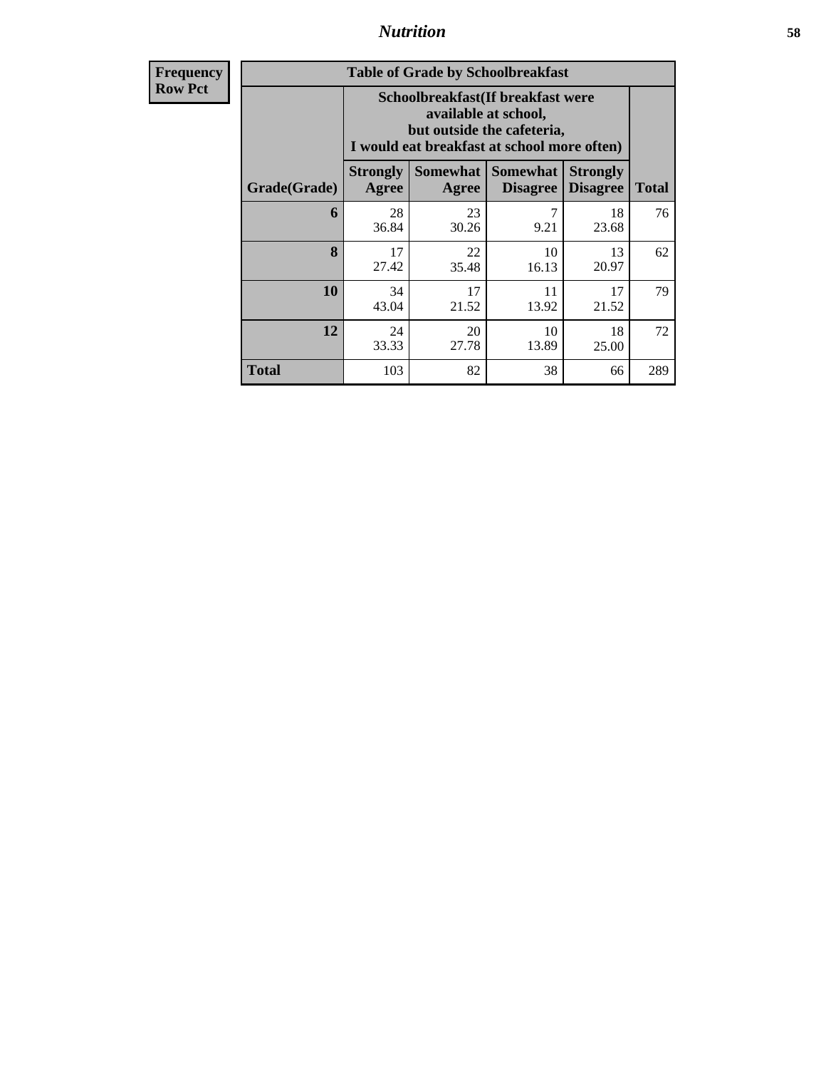| Frequency Row Pct | Table of Grade by Schoolbreakfast | | | | |
|---|---|---|---|---|---|
| | Schoolbreakfast(If breakfast were available at school, but outside the cafeteria, I would eat breakfast at school more often) | | | | |
| Grade(Grade) | Strongly Agree | Somewhat Agree | Somewhat Disagree | Strongly Disagree | Total |
| 6 | 28<br>36.84 | 23<br>30.26 | 7<br>9.21 | 18<br>23.68 | 76 |
| 8 | 17<br>27.42 | 22<br>35.48 | 10<br>16.13 | 13<br>20.97 | 62 |
| 10 | 34<br>43.04 | 17<br>21.52 | 11<br>13.92 | 17<br>21.52 | 79 |
| 12 | 24<br>33.33 | 20<br>27.78 | 10<br>13.89 | 18<br>25.00 | 72 |
| Total | 103 | 82 | 38 | 66 | 289 |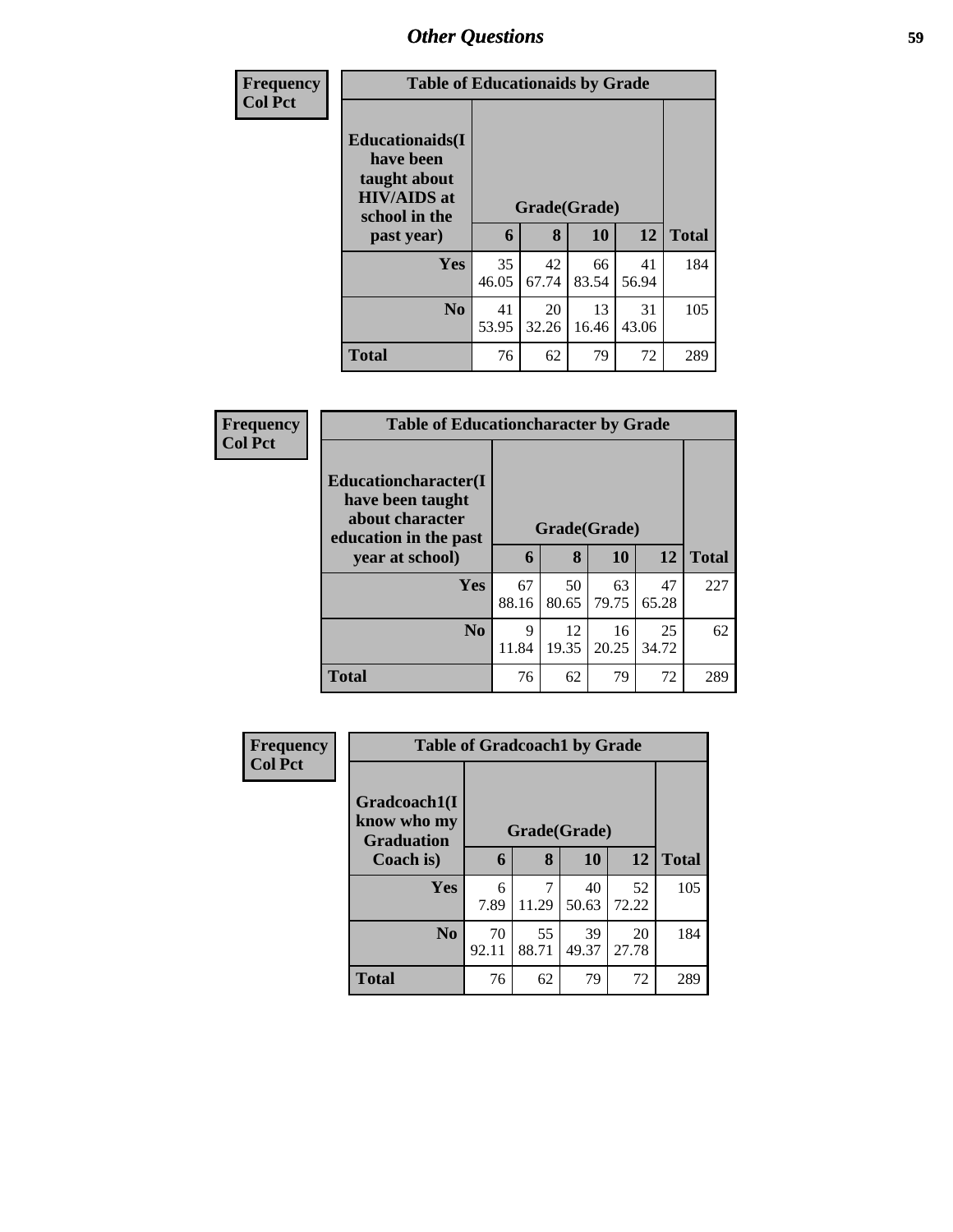## Other Questions

**Frequency**
**Col Pct**

| Table of Educationaids by Grade | | | | | |
|---|---|---|---|---|---|
| **Educationaids(I have been taught about HIV/AIDS at school in the past year)** | **Grade(Grade)** | | | | |
| | **6** | **8** | **10** | **12** | **Total** |
| **Yes** | 35<br>46.05 | 42<br>67.74 | 66<br>83.54 | 41<br>56.94 | 184 |
| **No** | 41<br>53.95 | 20<br>32.26 | 13<br>16.46 | 31<br>43.06 | 105 |
| **Total** | 76 | 62 | 79 | 72 | 289 |

**Frequency**
**Col Pct**

| Table of Educationcharacter by Grade | | | | | |
|---|---|---|---|---|---|
| **Educationcharacter(I have been taught about character education in the past year at school)** | **Grade(Grade)** | | | | |
| | **6** | **8** | **10** | **12** | **Total** |
| **Yes** | 67<br>88.16 | 50<br>80.65 | 63<br>79.75 | 47<br>65.28 | 227 |
| **No** | 9<br>11.84 | 12<br>19.35 | 16<br>20.25 | 25<br>34.72 | 62 |
| **Total** | 76 | 62 | 79 | 72 | 289 |

**Frequency**
**Col Pct**

| Table of Gradcoach1 by Grade | | | | | |
|---|---|---|---|---|---|
| **Gradcoach1(I know who my Graduation Coach is)** | **Grade(Grade)** | | | | |
| | **6** | **8** | **10** | **12** | **Total** |
| **Yes** | 6<br>7.89 | 7<br>11.29 | 40<br>50.63 | 52<br>72.22 | 105 |
| **No** | 70<br>92.11 | 55<br>88.71 | 39<br>49.37 | 20<br>27.78 | 184 |
| **Total** | 76 | 62 | 79 | 72 | 289 |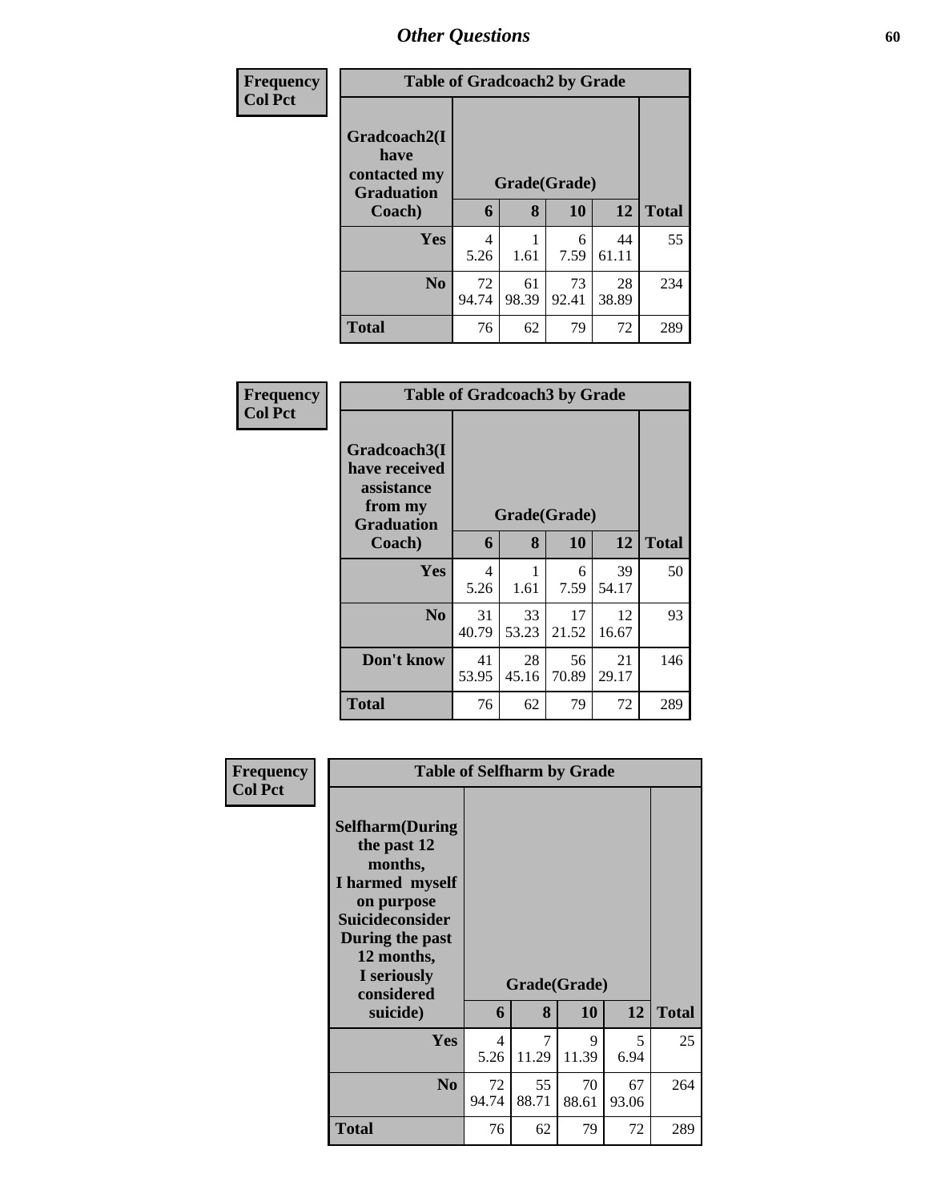## Other Questions

**Frequency**
**Col Pct**

**Table of Gradcoach2 by Grade**

| Gradcoach2(I have contacted my Graduation Coach) | Grade(Grade) | | | | Total |
|---|---|---|---|---|---|
| | 6 | 8 | 10 | 12 | |
| **Yes** | 4<br>5.26 | 1<br>1.61 | 6<br>7.59 | 44<br>61.11 | 55 |
| **No** | 72<br>94.74 | 61<br>98.39 | 73<br>92.41 | 28<br>38.89 | 234 |
| **Total** | 76 | 62 | 79 | 72 | 289 |

**Frequency**
**Col Pct**

**Table of Gradcoach3 by Grade**

| Gradcoach3(I have received assistance from my Graduation Coach) | Grade(Grade) | | | | Total |
|---|---|---|---|---|---|
| | 6 | 8 | 10 | 12 | |
| **Yes** | 4<br>5.26 | 1<br>1.61 | 6<br>7.59 | 39<br>54.17 | 50 |
| **No** | 31<br>40.79 | 33<br>53.23 | 17<br>21.52 | 12<br>16.67 | 93 |
| **Don't know** | 41<br>53.95 | 28<br>45.16 | 56<br>70.89 | 21<br>29.17 | 146 |
| **Total** | 76 | 62 | 79 | 72 | 289 |

**Frequency**
**Col Pct**

**Table of Selfharm by Grade**

| Selfharm(During the past 12 months, I harmed myself on purpose Suicideconsider During the past 12 months, I seriously considered suicide) | Grade(Grade) | | | | Total |
|---|---|---|---|---|---|
| | 6 | 8 | 10 | 12 | |
| **Yes** | 4<br>5.26 | 7<br>11.29 | 9<br>11.39 | 5<br>6.94 | 25 |
| **No** | 72<br>94.74 | 55<br>88.71 | 70<br>88.61 | 67<br>93.06 | 264 |
| **Total** | 76 | 62 | 79 | 72 | 289 |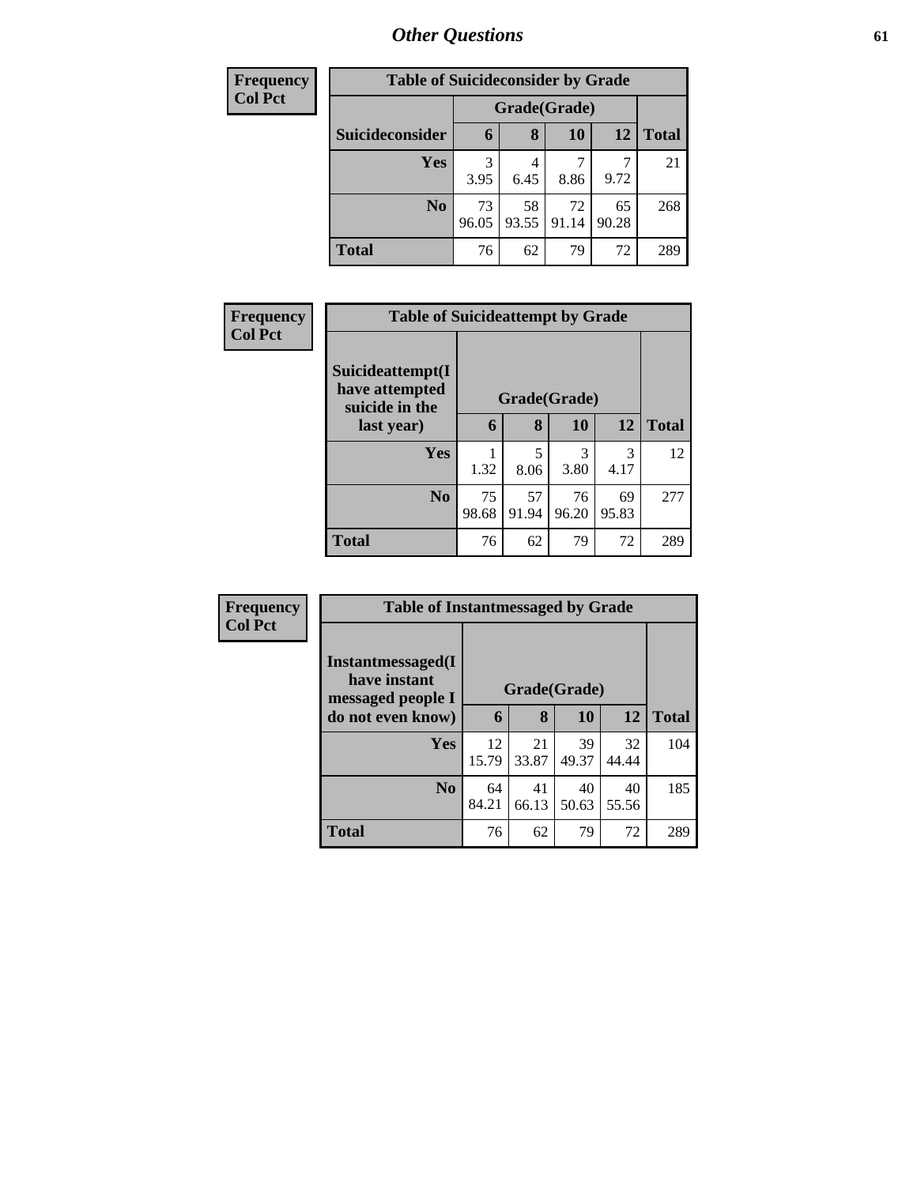## Other Questions

**Frequency**
**Col Pct**

| Table of Suicideconsider by Grade | | | | | |
|---|---|---|---|---|---|
| | Grade(Grade) | | | | |
| **Suicideconsider** | **6** | **8** | **10** | **12** | **Total** |
| **Yes** | 3<br>3.95 | 4<br>6.45 | 7<br>8.86 | 7<br>9.72 | 21 |
| **No** | 73<br>96.05 | 58<br>93.55 | 72<br>91.14 | 65<br>90.28 | 268 |
| **Total** | 76 | 62 | 79 | 72 | 289 |

**Frequency**
**Col Pct**

| Table of Suicideattempt by Grade | | | | | |
|---|---|---|---|---|---|
| **Suicideattempt(I have attempted suicide in the last year)** | Grade(Grade) | | | | |
| | **6** | **8** | **10** | **12** | **Total** |
| **Yes** | 1<br>1.32 | 5<br>8.06 | 3<br>3.80 | 3<br>4.17 | 12 |
| **No** | 75<br>98.68 | 57<br>91.94 | 76<br>96.20 | 69<br>95.83 | 277 |
| **Total** | 76 | 62 | 79 | 72 | 289 |

**Frequency**
**Col Pct**

| Table of Instantmessaged by Grade | | | | | |
|---|---|---|---|---|---|
| **Instantmessaged(I have instant messaged people I do not even know)** | Grade(Grade) | | | | |
| | **6** | **8** | **10** | **12** | **Total** |
| **Yes** | 12<br>15.79 | 21<br>33.87 | 39<br>49.37 | 32<br>44.44 | 104 |
| **No** | 64<br>84.21 | 41<br>66.13 | 40<br>50.63 | 40<br>55.56 | 185 |
| **Total** | 76 | 62 | 79 | 72 | 289 |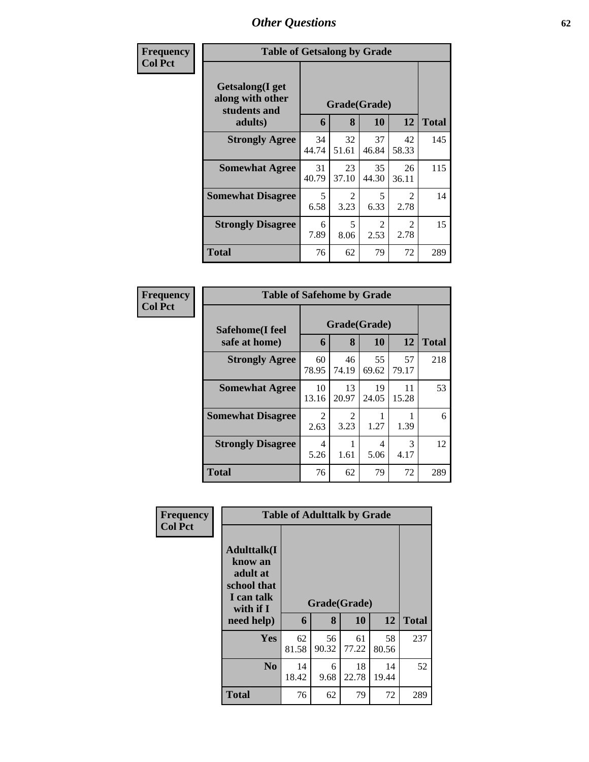## Other Questions

Frequency
Col Pct

**Table of Getsalong by Grade**

| Getsalong(I get along with other students and adults) | Grade(Grade) | | | | Total |
|---|---|---|---|---|---|
| | 6 | 8 | 10 | 12 | |
| **Strongly Agree** | 34<br>44.74 | 32<br>51.61 | 37<br>46.84 | 42<br>58.33 | 145 |
| **Somewhat Agree** | 31<br>40.79 | 23<br>37.10 | 35<br>44.30 | 26<br>36.11 | 115 |
| **Somewhat Disagree** | 5<br>6.58 | 2<br>3.23 | 5<br>6.33 | 2<br>2.78 | 14 |
| **Strongly Disagree** | 6<br>7.89 | 5<br>8.06 | 2<br>2.53 | 2<br>2.78 | 15 |
| **Total** | 76 | 62 | 79 | 72 | 289 |

Frequency
Col Pct

**Table of Safehome by Grade**

| Safehome(I feel safe at home) | Grade(Grade) | | | | Total |
|---|---|---|---|---|---|
| | 6 | 8 | 10 | 12 | |
| **Strongly Agree** | 60<br>78.95 | 46<br>74.19 | 55<br>69.62 | 57<br>79.17 | 218 |
| **Somewhat Agree** | 10<br>13.16 | 13<br>20.97 | 19<br>24.05 | 11<br>15.28 | 53 |
| **Somewhat Disagree** | 2<br>2.63 | 2<br>3.23 | 1<br>1.27 | 1<br>1.39 | 6 |
| **Strongly Disagree** | 4<br>5.26 | 1<br>1.61 | 4<br>5.06 | 3<br>4.17 | 12 |
| **Total** | 76 | 62 | 79 | 72 | 289 |

Frequency
Col Pct

**Table of Adulttalk by Grade**

| Adulttalk(I know an adult at school that I can talk with if I need help) | Grade(Grade) | | | | Total |
|---|---|---|---|---|---|
| | 6 | 8 | 10 | 12 | |
| **Yes** | 62<br>81.58 | 56<br>90.32 | 61<br>77.22 | 58<br>80.56 | 237 |
| **No** | 14<br>18.42 | 6<br>9.68 | 18<br>22.78 | 14<br>19.44 | 52 |
| **Total** | 76 | 62 | 79 | 72 | 289 |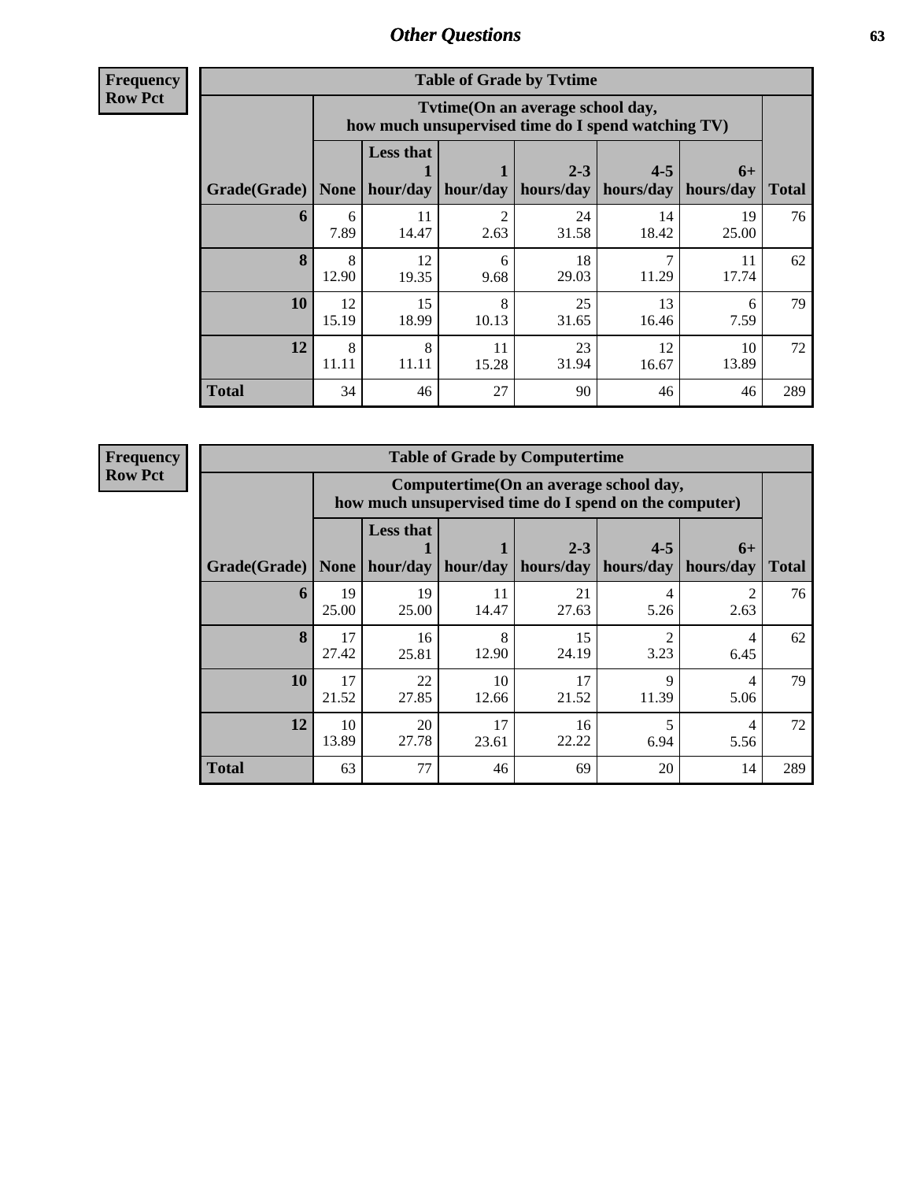**Frequency**
**Row Pct**

| Table of Grade by Tvtime | | | | | | | |
|---|---|---|---|---|---|---|---|
| | Tvtime(On an average school day, how much unsupervised time do I spend watching TV) | | | | | | |
| Grade(Grade) | None | Less that 1 hour/day | 1 hour/day | 2-3 hours/day | 4-5 hours/day | 6+ hours/day | Total |
| **6** | 6<br>7.89 | 11<br>14.47 | 2<br>2.63 | 24<br>31.58 | 14<br>18.42 | 19<br>25.00 | 76 |
| **8** | 8<br>12.90 | 12<br>19.35 | 6<br>9.68 | 18<br>29.03 | 7<br>11.29 | 11<br>17.74 | 62 |
| **10** | 12<br>15.19 | 15<br>18.99 | 8<br>10.13 | 25<br>31.65 | 13<br>16.46 | 6<br>7.59 | 79 |
| **12** | 8<br>11.11 | 8<br>11.11 | 11<br>15.28 | 23<br>31.94 | 12<br>16.67 | 10<br>13.89 | 72 |
| **Total** | 34 | 46 | 27 | 90 | 46 | 46 | 289 |

**Frequency**
**Row Pct**

| Table of Grade by Computertime | | | | | | | |
|---|---|---|---|---|---|---|---|
| | Computertime(On an average school day, how much unsupervised time do I spend on the computer) | | | | | | |
| Grade(Grade) | None | Less that 1 hour/day | 1 hour/day | 2-3 hours/day | 4-5 hours/day | 6+ hours/day | Total |
| **6** | 19<br>25.00 | 19<br>25.00 | 11<br>14.47 | 21<br>27.63 | 4<br>5.26 | 2<br>2.63 | 76 |
| **8** | 17<br>27.42 | 16<br>25.81 | 8<br>12.90 | 15<br>24.19 | 2<br>3.23 | 4<br>6.45 | 62 |
| **10** | 17<br>21.52 | 22<br>27.85 | 10<br>12.66 | 17<br>21.52 | 9<br>11.39 | 4<br>5.06 | 79 |
| **12** | 10<br>13.89 | 20<br>27.78 | 17<br>23.61 | 16<br>22.22 | 5<br>6.94 | 4<br>5.56 | 72 |
| **Total** | 63 | 77 | 46 | 69 | 20 | 14 | 289 |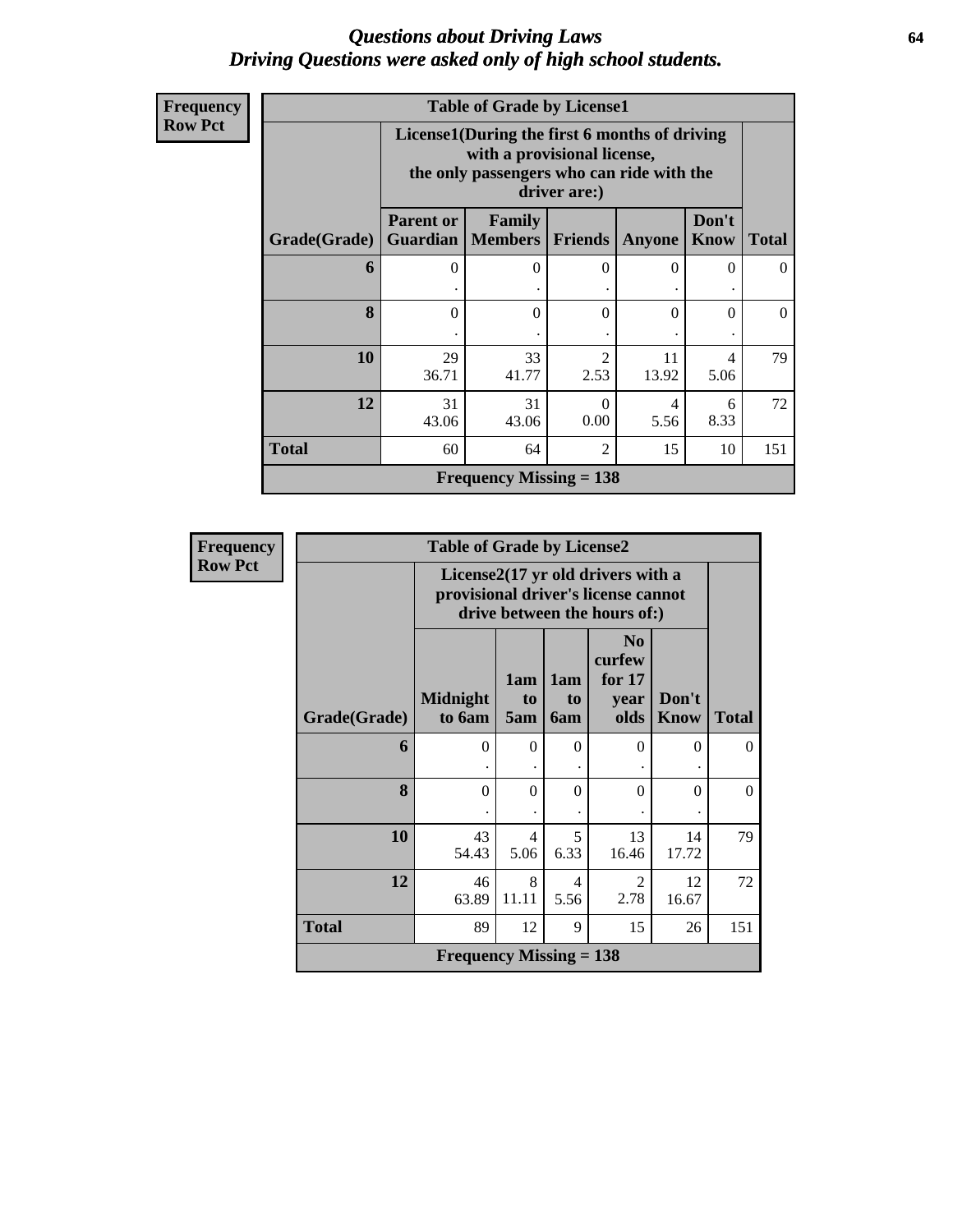# *Questions about Driving Laws*
## *Driving Questions were asked only of high school students.*

**Frequency**
**Row Pct**

| Table of Grade by License1 | | | | | | |
|---|---|---|---|---|---|---|
| | License1(During the first 6 months of driving with a provisional license, the only passengers who can ride with the driver are:) | | | | | |
| Grade(Grade) | Parent or Guardian | Family Members | Friends | Anyone | Don't Know | Total |
| 6 | 0<br>. | 0<br>. | 0<br>. | 0<br>. | 0<br>. | 0 |
| 8 | 0<br>. | 0<br>. | 0<br>. | 0<br>. | 0<br>. | 0 |
| 10 | 29<br>36.71 | 33<br>41.77 | 2<br>2.53 | 11<br>13.92 | 4<br>5.06 | 79 |
| 12 | 31<br>43.06 | 31<br>43.06 | 0<br>0.00 | 4<br>5.56 | 6<br>8.33 | 72 |
| Total | 60 | 64 | 2 | 15 | 10 | 151 |
| Frequency Missing = 138 | | | | | | |

**Frequency**
**Row Pct**

| Table of Grade by License2 | | | | | | |
|---|---|---|---|---|---|---|
| | License2(17 yr old drivers with a provisional driver's license cannot drive between the hours of:) | | | | | |
| Grade(Grade) | Midnight to 6am | 1am to 5am | 1am to 6am | No curfew for 17 year olds | Don't Know | Total |
| 6 | 0<br>. | 0<br>. | 0<br>. | 0<br>. | 0<br>. | 0 |
| 8 | 0<br>. | 0<br>. | 0<br>. | 0<br>. | 0<br>. | 0 |
| 10 | 43<br>54.43 | 4<br>5.06 | 5<br>6.33 | 13<br>16.46 | 14<br>17.72 | 79 |
| 12 | 46<br>63.89 | 8<br>11.11 | 4<br>5.56 | 2<br>2.78 | 12<br>16.67 | 72 |
| Total | 89 | 12 | 9 | 15 | 26 | 151 |
| Frequency Missing = 138 | | | | | | |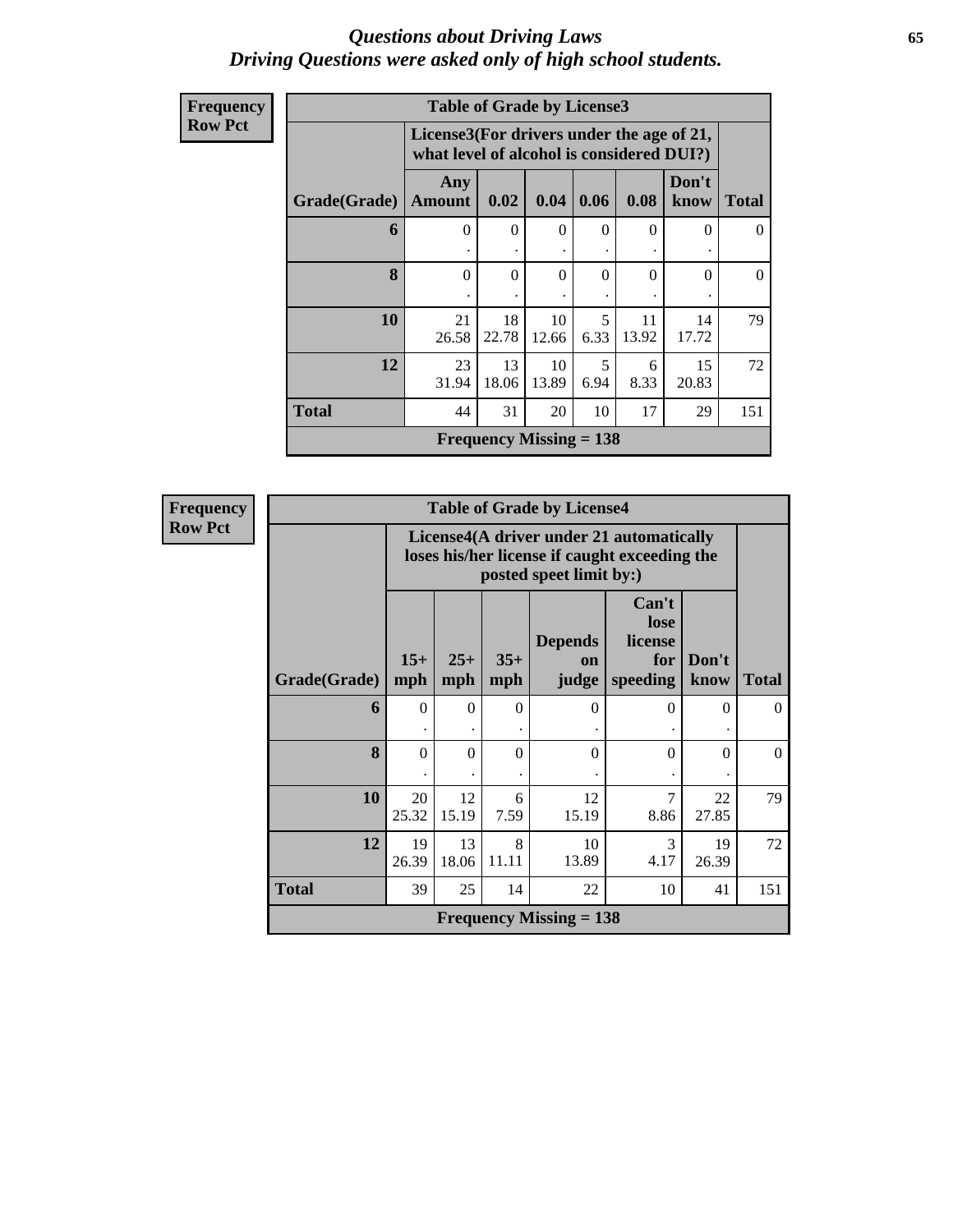# *Questions about Driving Laws*
# *Driving Questions were asked only of high school students.*

**Frequency**
**Row Pct**

**Table of Grade by License3**

| Grade(Grade) | License3(For drivers under the age of 21, what level of alcohol is considered DUI?) Any Amount | 0.02 | 0.04 | 0.06 | 0.08 | Don't know | Total |
|---|---|---|---|---|---|---|---|
| **6** | 0<br>. | 0<br>. | 0<br>. | 0<br>. | 0<br>. | 0<br>. | 0 |
| **8** | 0<br>. | 0<br>. | 0<br>. | 0<br>. | 0<br>. | 0<br>. | 0 |
| **10** | 21<br>26.58 | 18<br>22.78 | 10<br>12.66 | 5<br>6.33 | 11<br>13.92 | 14<br>17.72 | 79 |
| **12** | 23<br>31.94 | 13<br>18.06 | 10<br>13.89 | 5<br>6.94 | 6<br>8.33 | 15<br>20.83 | 72 |
| **Total** | 44 | 31 | 20 | 10 | 17 | 29 | 151 |

**Frequency Missing = 138**

**Frequency**
**Row Pct**

**Table of Grade by License4**

| Grade(Grade) | License4(A driver under 21 automatically loses his/her license if caught exceeding the posted speet limit by:) 15+ mph | 25+ mph | 35+ mph | Depends on judge | Can't lose license for speeding | Don't know | Total |
|---|---|---|---|---|---|---|---|
| **6** | 0<br>. | 0<br>. | 0<br>. | 0<br>. | 0<br>. | 0<br>. | 0 |
| **8** | 0<br>. | 0<br>. | 0<br>. | 0<br>. | 0<br>. | 0<br>. | 0 |
| **10** | 20<br>25.32 | 12<br>15.19 | 6<br>7.59 | 12<br>15.19 | 7<br>8.86 | 22<br>27.85 | 79 |
| **12** | 19<br>26.39 | 13<br>18.06 | 8<br>11.11 | 10<br>13.89 | 3<br>4.17 | 19<br>26.39 | 72 |
| **Total** | 39 | 25 | 14 | 22 | 10 | 41 | 151 |

**Frequency Missing = 138**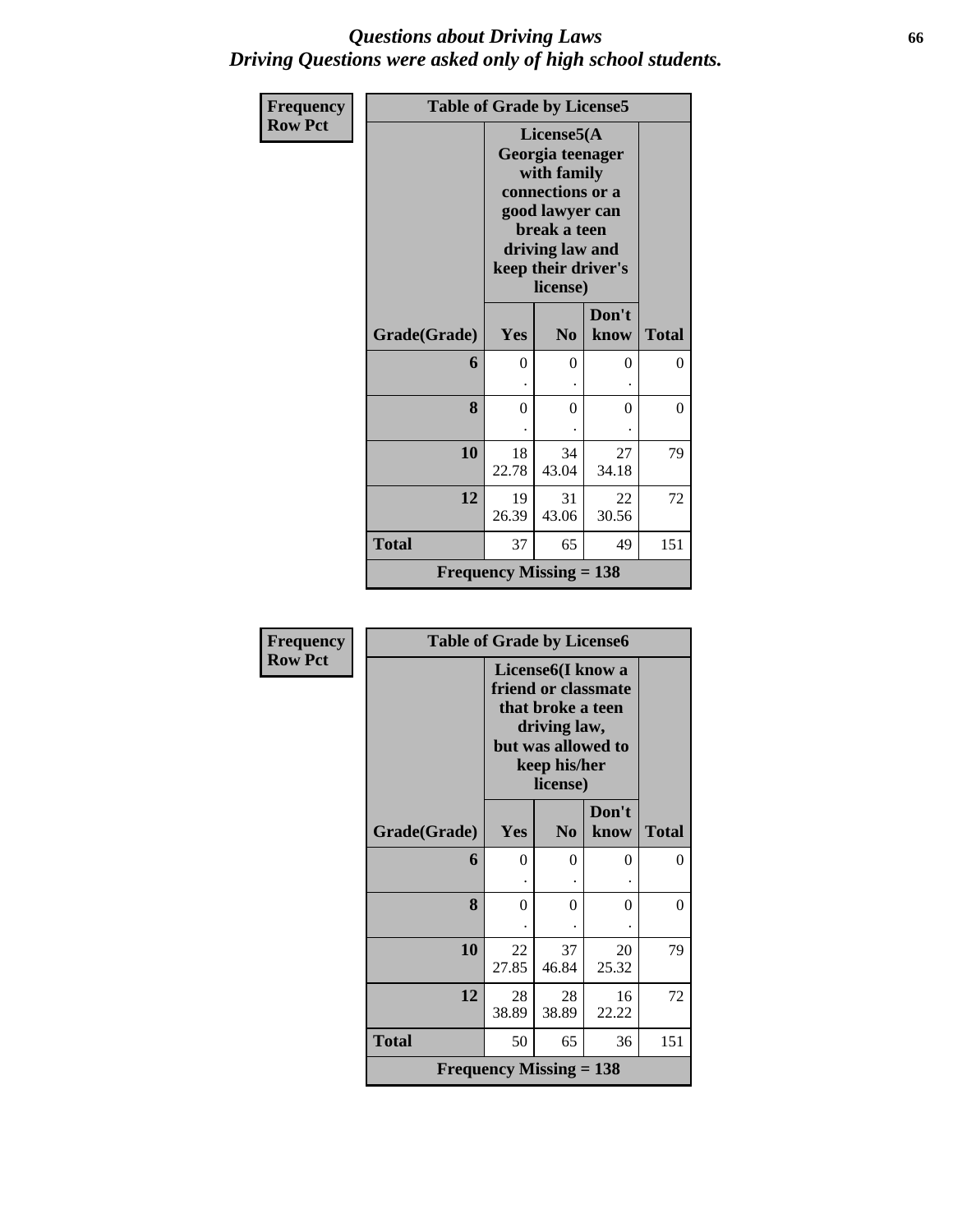# *Questions about Driving Laws*
## *Driving Questions were asked only of high school students.*

**Frequency**
**Row Pct**

**Table of Grade by License5**

| Grade(Grade) | License5(A Georgia teenager with family connections or a good lawyer can break a teen driving law and keep their driver's license) Yes | No | Don't know | Total |
|---|---|---|---|---|
| **6** | 0<br>. | 0<br>. | 0<br>. | 0 |
| **8** | 0<br>. | 0<br>. | 0<br>. | 0 |
| **10** | 18<br>22.78 | 34<br>43.04 | 27<br>34.18 | 79 |
| **12** | 19<br>26.39 | 31<br>43.06 | 22<br>30.56 | 72 |
| **Total** | 37 | 65 | 49 | 151 |

**Frequency Missing = 138**

**Frequency**
**Row Pct**

**Table of Grade by License6**

| Grade(Grade) | License6(I know a friend or classmate that broke a teen driving law, but was allowed to keep his/her license) Yes | No | Don't know | Total |
|---|---|---|---|---|
| **6** | 0<br>. | 0<br>. | 0<br>. | 0 |
| **8** | 0<br>. | 0<br>. | 0<br>. | 0 |
| **10** | 22<br>27.85 | 37<br>46.84 | 20<br>25.32 | 79 |
| **12** | 28<br>38.89 | 28<br>38.89 | 16<br>22.22 | 72 |
| **Total** | 50 | 65 | 36 | 151 |

**Frequency Missing = 138**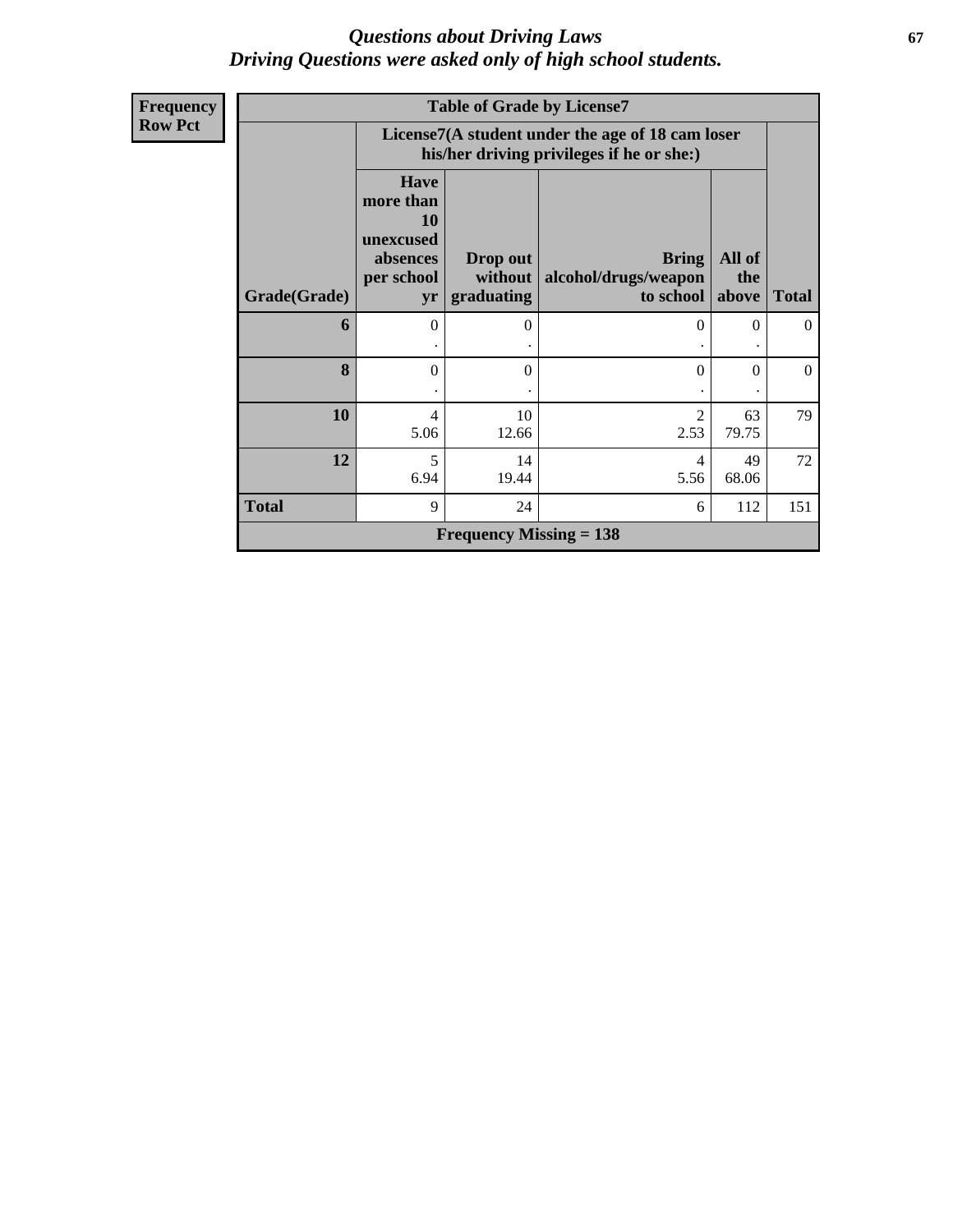# *Questions about Driving Laws*
## *Driving Questions were asked only of high school students.*

| Frequency<br>Row Pct |
|---|

**Table of Grade by License7**

| Grade(Grade) | License7(A student under the age of 18 cam loser his/her driving privileges if he or she:) | | | | Total |
|---|---|---|---|---|---|
| | Have more than 10 unexcused absences per school yr | Drop out without graduating | Bring alcohol/drugs/weapon to school | All of the above | |
| **6** | 0<br>. | 0<br>. | 0<br>. | 0<br>. | 0 |
| **8** | 0<br>. | 0<br>. | 0<br>. | 0<br>. | 0 |
| **10** | 4<br>5.06 | 10<br>12.66 | 2<br>2.53 | 63<br>79.75 | 79 |
| **12** | 5<br>6.94 | 14<br>19.44 | 4<br>5.56 | 49<br>68.06 | 72 |
| **Total** | 9 | 24 | 6 | 112 | 151 |

**Frequency Missing = 138**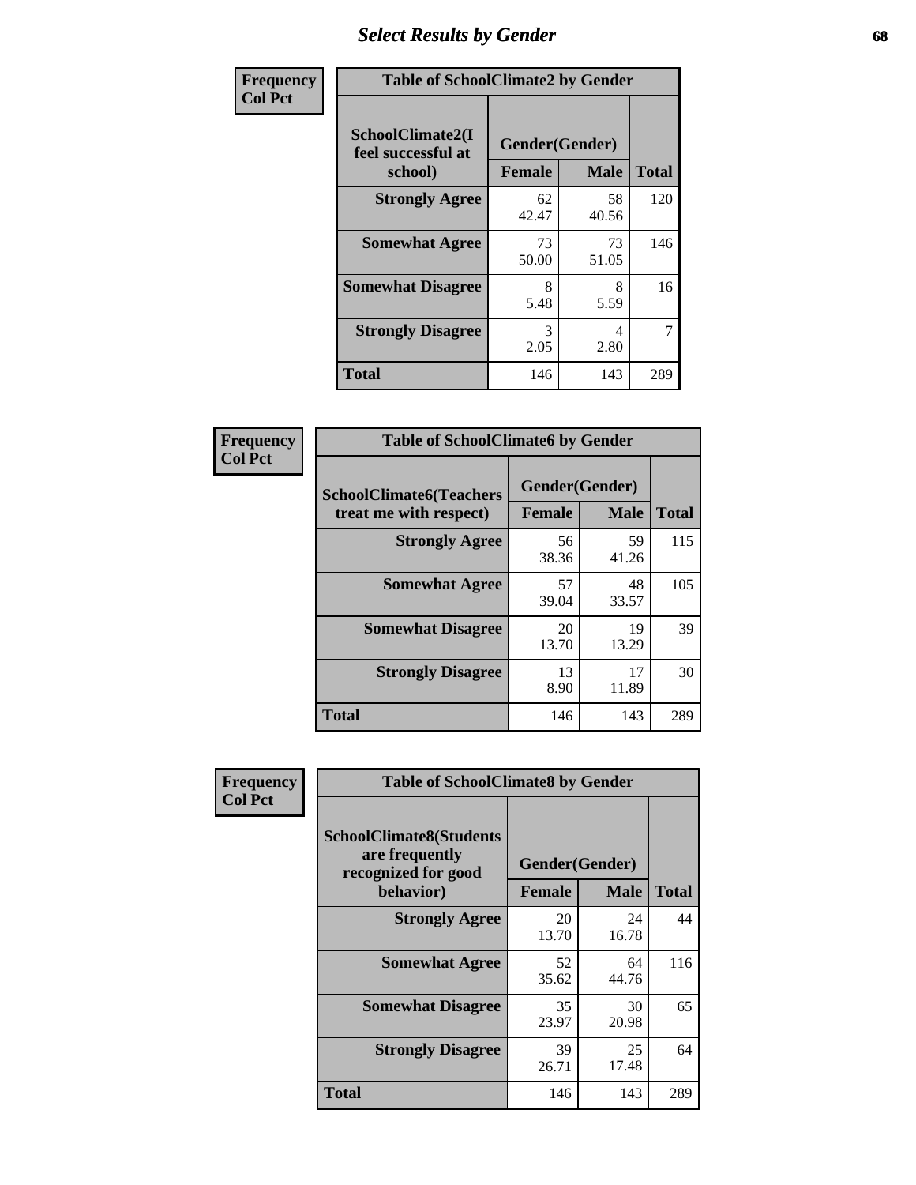# Select Results by Gender

**Frequency**
**Col Pct**

| Table of SchoolClimate2 by Gender | | | |
|---|---|---|---|
| SchoolClimate2(I feel successful at school) | Gender(Gender) | | |
| | Female | Male | Total |
| Strongly Agree | 62<br>42.47 | 58<br>40.56 | 120 |
| Somewhat Agree | 73<br>50.00 | 73<br>51.05 | 146 |
| Somewhat Disagree | 8<br>5.48 | 8<br>5.59 | 16 |
| Strongly Disagree | 3<br>2.05 | 4<br>2.80 | 7 |
| Total | 146 | 143 | 289 |

**Frequency**
**Col Pct**

| Table of SchoolClimate6 by Gender | | | |
|---|---|---|---|
| SchoolClimate6(Teachers treat me with respect) | Gender(Gender) | | |
| | Female | Male | Total |
| Strongly Agree | 56<br>38.36 | 59<br>41.26 | 115 |
| Somewhat Agree | 57<br>39.04 | 48<br>33.57 | 105 |
| Somewhat Disagree | 20<br>13.70 | 19<br>13.29 | 39 |
| Strongly Disagree | 13<br>8.90 | 17<br>11.89 | 30 |
| Total | 146 | 143 | 289 |

**Frequency**
**Col Pct**

| Table of SchoolClimate8 by Gender | | | |
|---|---|---|---|
| SchoolClimate8(Students are frequently recognized for good behavior) | Gender(Gender) | | |
| | Female | Male | Total |
| Strongly Agree | 20<br>13.70 | 24<br>16.78 | 44 |
| Somewhat Agree | 52<br>35.62 | 64<br>44.76 | 116 |
| Somewhat Disagree | 35<br>23.97 | 30<br>20.98 | 65 |
| Strongly Disagree | 39<br>26.71 | 25<br>17.48 | 64 |
| Total | 146 | 143 | 289 |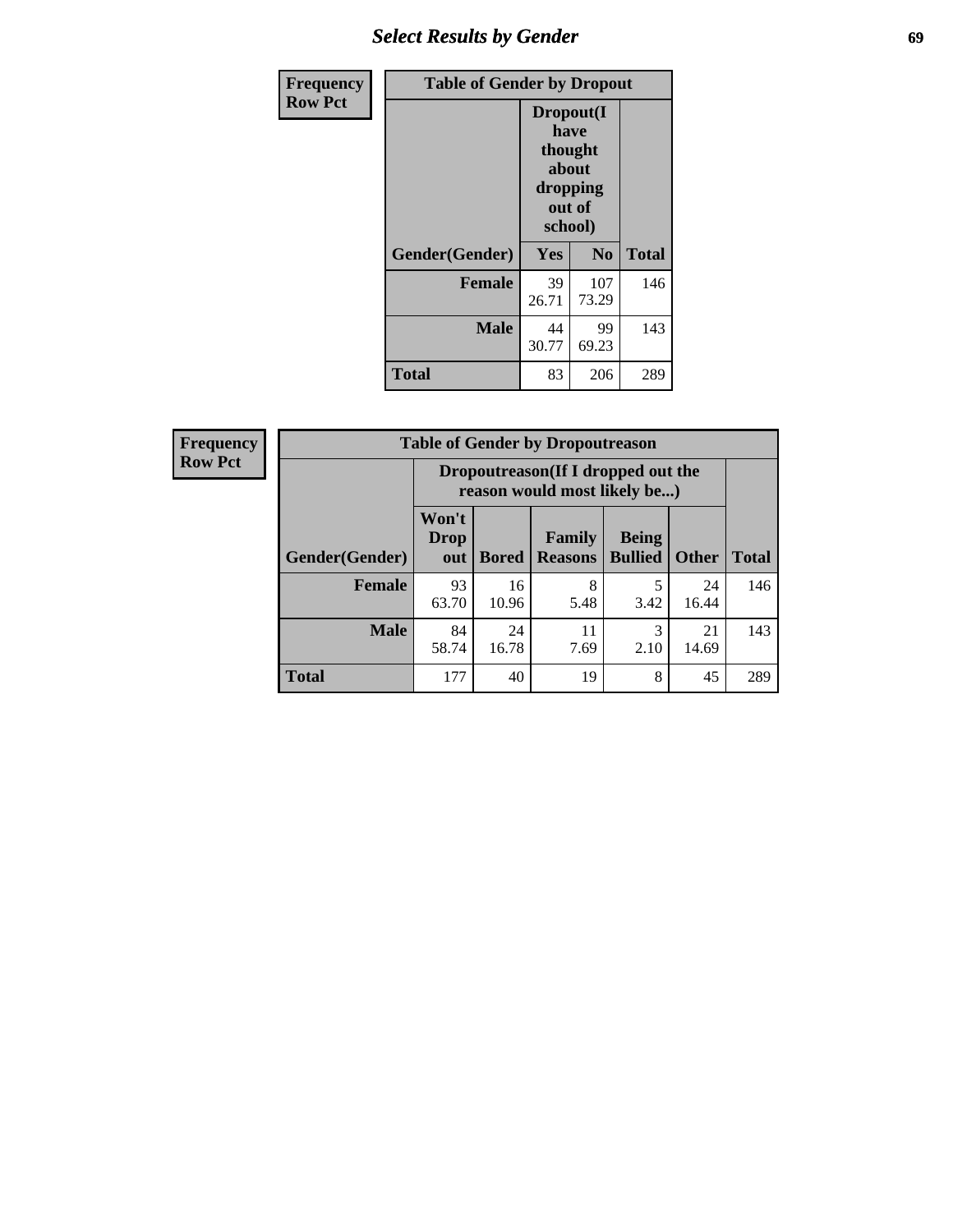# Select Results by Gender

Frequency
Row Pct

| Table of Gender by Dropout | | | |
|---|---|---|---|
| | Dropout(I have thought about dropping out of school) | | |
| Gender(Gender) | Yes | No | Total |
| Female | 39<br>26.71 | 107<br>73.29 | 146 |
| Male | 44<br>30.77 | 99<br>69.23 | 143 |
| Total | 83 | 206 | 289 |

Frequency
Row Pct

| Table of Gender by Dropoutreason | | | | | | |
|---|---|---|---|---|---|---|
| | Dropoutreason(If I dropped out the reason would most likely be...) | | | | | |
| Gender(Gender) | Won't Drop out | Bored | Family Reasons | Being Bullied | Other | Total |
| Female | 93<br>63.70 | 16<br>10.96 | 8<br>5.48 | 5<br>3.42 | 24<br>16.44 | 146 |
| Male | 84<br>58.74 | 24<br>16.78 | 11<br>7.69 | 3<br>2.10 | 21<br>14.69 | 143 |
| Total | 177 | 40 | 19 | 8 | 45 | 289 |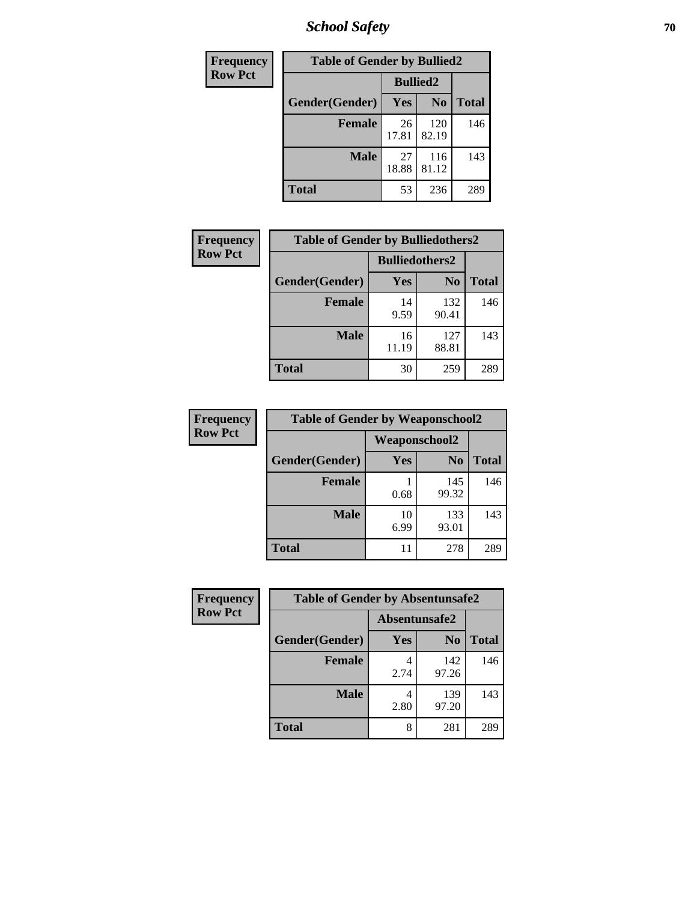| Frequency |
|---|
| Row Pct |

| Table of Gender by Bullied2 | | | |
|---|---|---|---|
| | Bullied2 | | |
| Gender(Gender) | Yes | No | Total |
| Female | 26<br>17.81 | 120<br>82.19 | 146 |
| Male | 27<br>18.88 | 116<br>81.12 | 143 |
| Total | 53 | 236 | 289 |

| Frequency |
|---|
| Row Pct |

| Table of Gender by Bulliedothers2 | | | |
|---|---|---|---|
| | Bulliedothers2 | | |
| Gender(Gender) | Yes | No | Total |
| Female | 14<br>9.59 | 132<br>90.41 | 146 |
| Male | 16<br>11.19 | 127<br>88.81 | 143 |
| Total | 30 | 259 | 289 |

| Frequency |
|---|
| Row Pct |

| Table of Gender by Weaponschool2 | | | |
|---|---|---|---|
| | Weaponschool2 | | |
| Gender(Gender) | Yes | No | Total |
| Female | 1<br>0.68 | 145<br>99.32 | 146 |
| Male | 10<br>6.99 | 133<br>93.01 | 143 |
| Total | 11 | 278 | 289 |

| Frequency |
|---|
| Row Pct |

| Table of Gender by Absentunsafe2 | | | |
|---|---|---|---|
| | Absentunsafe2 | | |
| Gender(Gender) | Yes | No | Total |
| Female | 4<br>2.74 | 142<br>97.26 | 146 |
| Male | 4<br>2.80 | 139<br>97.20 | 143 |
| Total | 8 | 281 | 289 |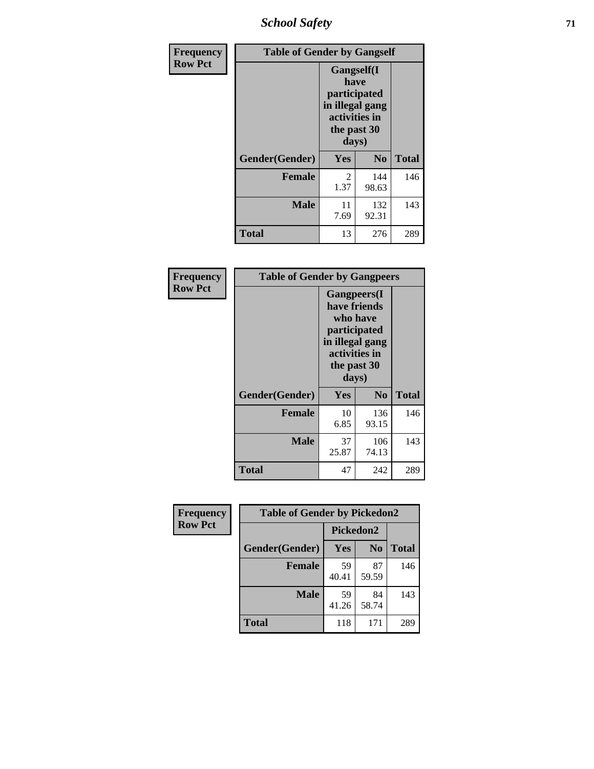| Frequency Row Pct | Table of Gender by Gangself | | |
|---|---|---|---|
| | Gangself(I have participated in illegal gang activities in the past 30 days) | | |
| Gender(Gender) | Yes | No | Total |
| Female | 2<br>1.37 | 144<br>98.63 | 146 |
| Male | 11<br>7.69 | 132<br>92.31 | 143 |
| Total | 13 | 276 | 289 |

| Frequency Row Pct | Table of Gender by Gangpeers | | |
|---|---|---|---|
| | Gangpeers(I have friends who have participated in illegal gang activities in the past 30 days) | | |
| Gender(Gender) | Yes | No | Total |
| Female | 10<br>6.85 | 136<br>93.15 | 146 |
| Male | 37<br>25.87 | 106<br>74.13 | 143 |
| Total | 47 | 242 | 289 |

| Frequency Row Pct | Table of Gender by Pickedon2 | | |
|---|---|---|---|
| | Pickedon2 | | |
| Gender(Gender) | Yes | No | Total |
| Female | 59<br>40.41 | 87<br>59.59 | 146 |
| Male | 59<br>41.26 | 84<br>58.74 | 143 |
| Total | 118 | 171 | 289 |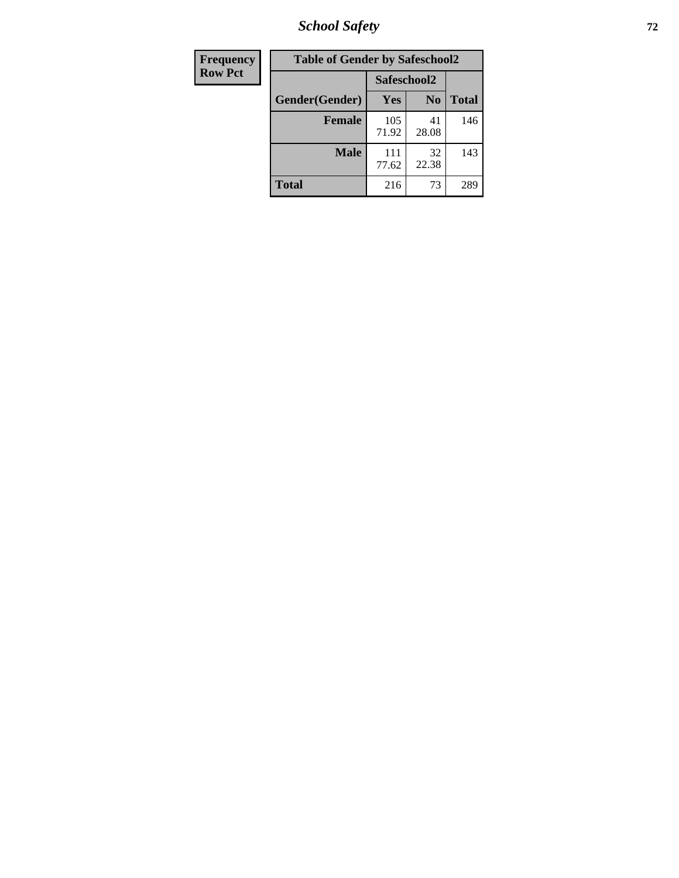| Frequency Row Pct |
|---|

| Table of Gender by Safeschool2 | | | |
|---|---|---|---|
| | Safeschool2 | | |
| Gender(Gender) | Yes | No | Total |
| Female | 105<br>71.92 | 41<br>28.08 | 146 |
| Male | 111<br>77.62 | 32<br>22.38 | 143 |
| Total | 216 | 73 | 289 |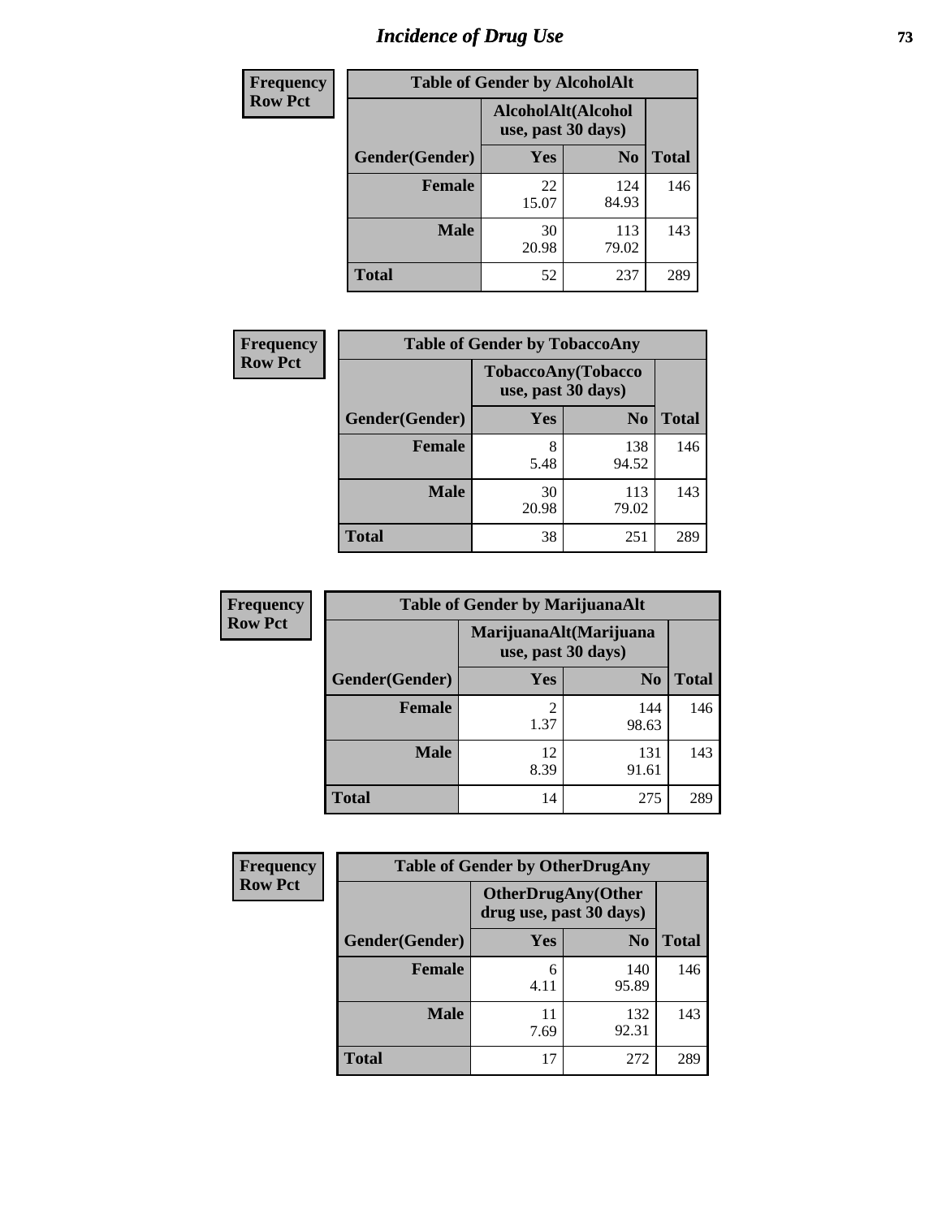# Incidence of Drug Use

**Frequency**
**Row Pct**

| Table of Gender by AlcoholAlt | | | |
|---|---|---|---|
| | AlcoholAlt(Alcohol use, past 30 days) | | |
| Gender(Gender) | Yes | No | Total |
| Female | 22<br>15.07 | 124<br>84.93 | 146 |
| Male | 30<br>20.98 | 113<br>79.02 | 143 |
| Total | 52 | 237 | 289 |

**Frequency**
**Row Pct**

| Table of Gender by TobaccoAny | | | |
|---|---|---|---|
| | TobaccoAny(Tobacco use, past 30 days) | | |
| Gender(Gender) | Yes | No | Total |
| Female | 8<br>5.48 | 138<br>94.52 | 146 |
| Male | 30<br>20.98 | 113<br>79.02 | 143 |
| Total | 38 | 251 | 289 |

**Frequency**
**Row Pct**

| Table of Gender by MarijuanaAlt | | | |
|---|---|---|---|
| | MarijuanaAlt(Marijuana use, past 30 days) | | |
| Gender(Gender) | Yes | No | Total |
| Female | 2<br>1.37 | 144<br>98.63 | 146 |
| Male | 12<br>8.39 | 131<br>91.61 | 143 |
| Total | 14 | 275 | 289 |

**Frequency**
**Row Pct**

| Table of Gender by OtherDrugAny | | | |
|---|---|---|---|
| | OtherDrugAny(Other drug use, past 30 days) | | |
| Gender(Gender) | Yes | No | Total |
| Female | 6<br>4.11 | 140<br>95.89 | 146 |
| Male | 11<br>7.69 | 132<br>92.31 | 143 |
| Total | 17 | 272 | 289 |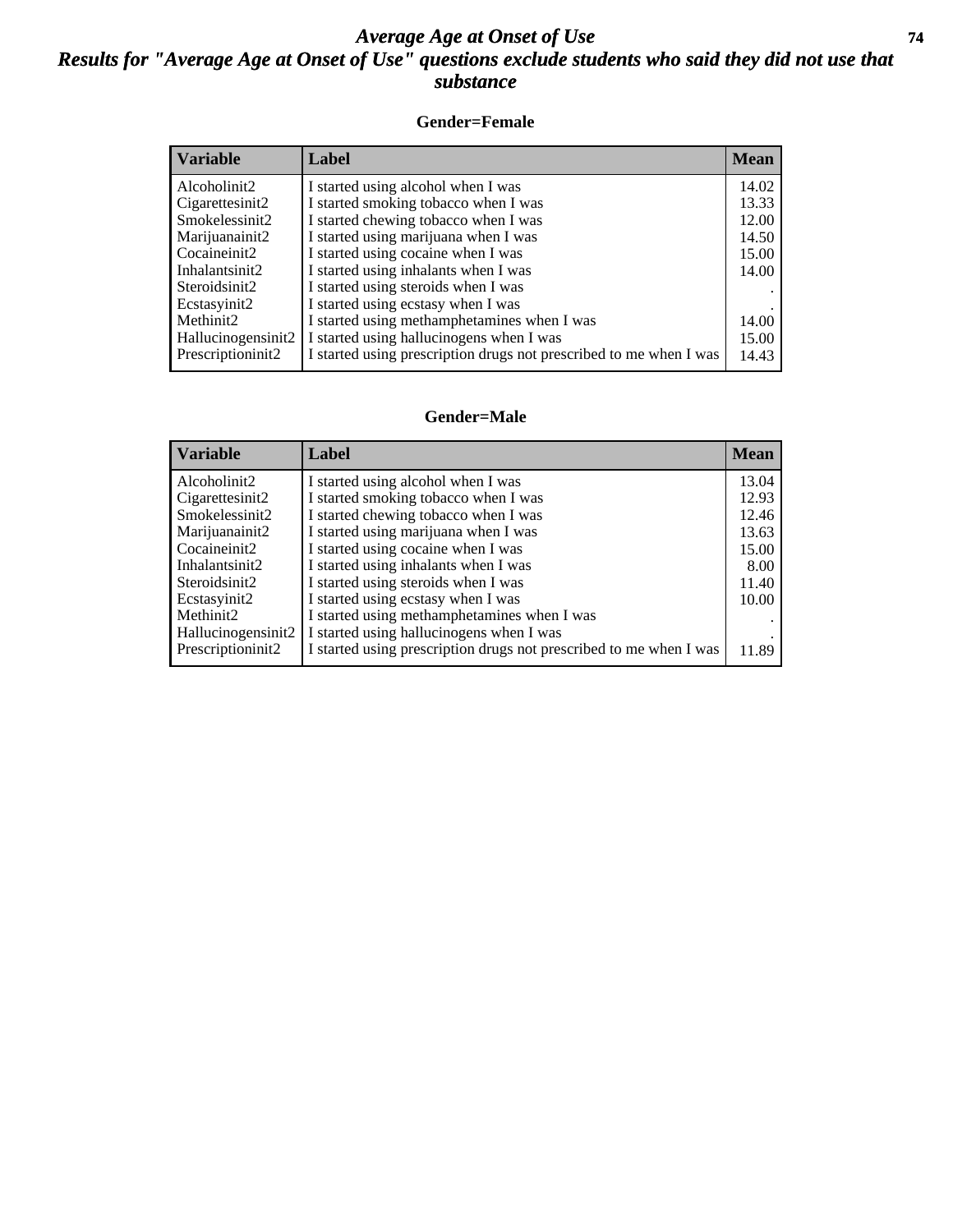# *Average Age at Onset of Use*
## *Results for "Average Age at Onset of Use" questions exclude students who said they did not use that substance*

### Gender=Female

| Variable | Label | Mean |
|---|---|---|
| Alcoholinit2 | I started using alcohol when I was | 14.02 |
| Cigarettesinit2 | I started smoking tobacco when I was | 13.33 |
| Smokelessinit2 | I started chewing tobacco when I was | 12.00 |
| Marijuanainit2 | I started using marijuana when I was | 14.50 |
| Cocaineinit2 | I started using cocaine when I was | 15.00 |
| Inhalantsinit2 | I started using inhalants when I was | 14.00 |
| Steroidsinit2 | I started using steroids when I was | . |
| Ecstasyinit2 | I started using ecstasy when I was | . |
| Methinit2 | I started using methamphetamines when I was | 14.00 |
| Hallucinogensinit2 | I started using hallucinogens when I was | 15.00 |
| Prescriptioninit2 | I started using prescription drugs not prescribed to me when I was | 14.43 |

### Gender=Male

| Variable | Label | Mean |
|---|---|---|
| Alcoholinit2 | I started using alcohol when I was | 13.04 |
| Cigarettesinit2 | I started smoking tobacco when I was | 12.93 |
| Smokelessinit2 | I started chewing tobacco when I was | 12.46 |
| Marijuanainit2 | I started using marijuana when I was | 13.63 |
| Cocaineinit2 | I started using cocaine when I was | 15.00 |
| Inhalantsinit2 | I started using inhalants when I was | 8.00 |
| Steroidsinit2 | I started using steroids when I was | 11.40 |
| Ecstasyinit2 | I started using ecstasy when I was | 10.00 |
| Methinit2 | I started using methamphetamines when I was | . |
| Hallucinogensinit2 | I started using hallucinogens when I was | . |
| Prescriptioninit2 | I started using prescription drugs not prescribed to me when I was | 11.89 |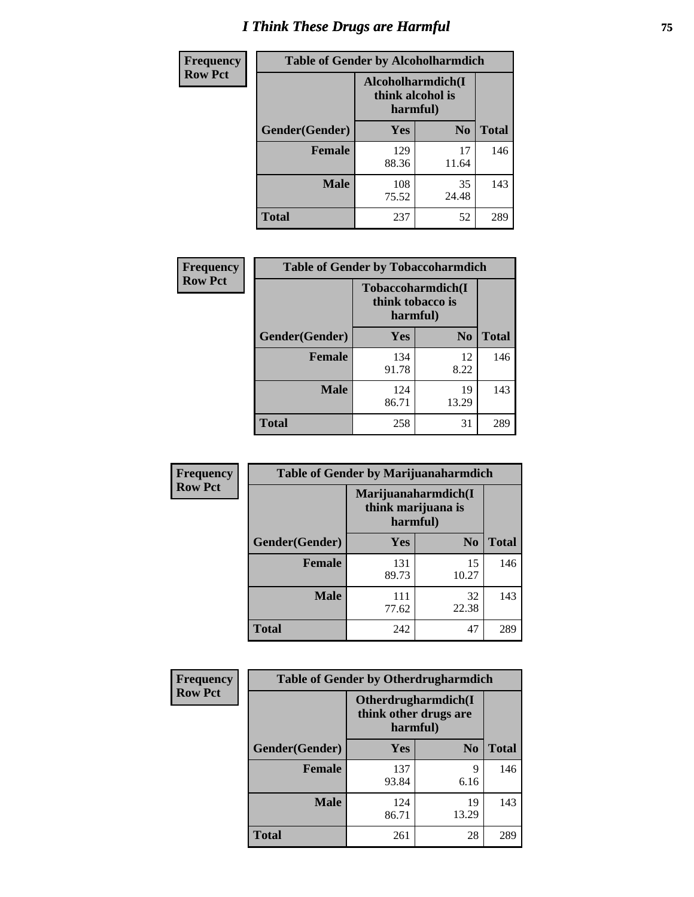# I Think These Drugs are Harmful

| Frequency Row Pct | Table of Gender by Alcoholharmdich | | |
|---|---|---|---|
| | Alcoholharmdich(I think alcohol is harmful) | | |
| Gender(Gender) | Yes | No | Total |
| Female | 129<br>88.36 | 17<br>11.64 | 146 |
| Male | 108<br>75.52 | 35<br>24.48 | 143 |
| Total | 237 | 52 | 289 |

| Frequency Row Pct | Table of Gender by Tobaccoharmdich | | |
|---|---|---|---|
| | Tobaccoharmdich(I think tobacco is harmful) | | |
| Gender(Gender) | Yes | No | Total |
| Female | 134<br>91.78 | 12<br>8.22 | 146 |
| Male | 124<br>86.71 | 19<br>13.29 | 143 |
| Total | 258 | 31 | 289 |

| Frequency Row Pct | Table of Gender by Marijuanaharmdich | | |
|---|---|---|---|
| | Marijuanaharmdich(I think marijuana is harmful) | | |
| Gender(Gender) | Yes | No | Total |
| Female | 131<br>89.73 | 15<br>10.27 | 146 |
| Male | 111<br>77.62 | 32<br>22.38 | 143 |
| Total | 242 | 47 | 289 |

| Frequency Row Pct | Table of Gender by Otherdrugharmdich | | |
|---|---|---|---|
| | Otherdrugharmdich(I think other drugs are harmful) | | |
| Gender(Gender) | Yes | No | Total |
| Female | 137<br>93.84 | 9<br>6.16 | 146 |
| Male | 124<br>86.71 | 19<br>13.29 | 143 |
| Total | 261 | 28 | 289 |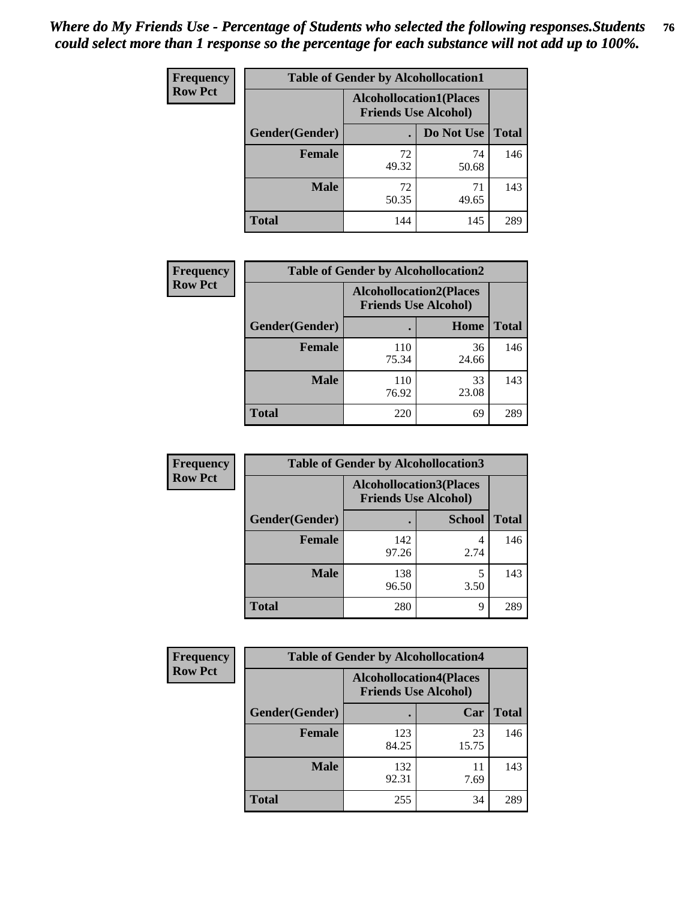*Where do My Friends Use - Percentage of Students who selected the following responses.Students could select more than 1 response so the percentage for each substance will not add up to 100%.*

**Frequency Row Pct**

| Table of Gender by Alcohollocation1 | | | |
|---|---|---|---|
| | Alcohollocation1(Places Friends Use Alcohol) | | |
| Gender(Gender) | . | Do Not Use | Total |
| Female | 72<br>49.32 | 74<br>50.68 | 146 |
| Male | 72<br>50.35 | 71<br>49.65 | 143 |
| Total | 144 | 145 | 289 |

**Frequency Row Pct**

| Table of Gender by Alcohollocation2 | | | |
|---|---|---|---|
| | Alcohollocation2(Places Friends Use Alcohol) | | |
| Gender(Gender) | . | Home | Total |
| Female | 110<br>75.34 | 36<br>24.66 | 146 |
| Male | 110<br>76.92 | 33<br>23.08 | 143 |
| Total | 220 | 69 | 289 |

**Frequency Row Pct**

| Table of Gender by Alcohollocation3 | | | |
|---|---|---|---|
| | Alcohollocation3(Places Friends Use Alcohol) | | |
| Gender(Gender) | . | School | Total |
| Female | 142<br>97.26 | 4<br>2.74 | 146 |
| Male | 138<br>96.50 | 5<br>3.50 | 143 |
| Total | 280 | 9 | 289 |

**Frequency Row Pct**

| Table of Gender by Alcohollocation4 | | | |
|---|---|---|---|
| | Alcohollocation4(Places Friends Use Alcohol) | | |
| Gender(Gender) | . | Car | Total |
| Female | 123<br>84.25 | 23<br>15.75 | 146 |
| Male | 132<br>92.31 | 11<br>7.69 | 143 |
| Total | 255 | 34 | 289 |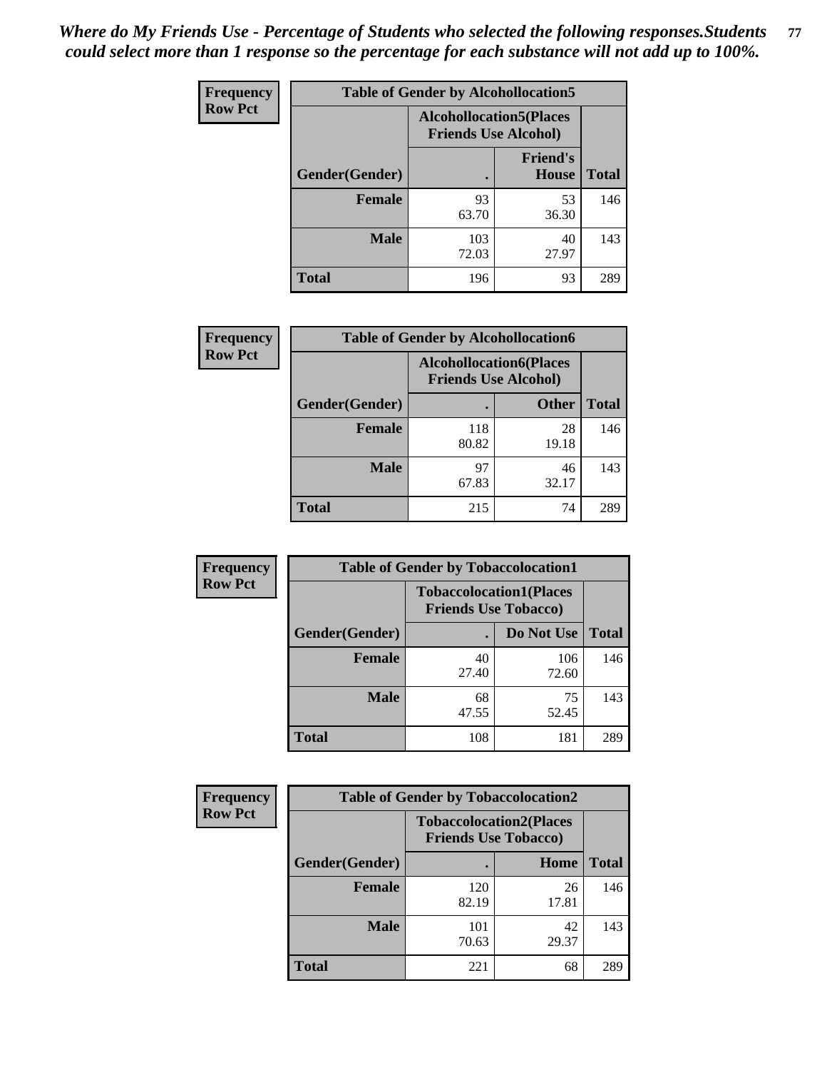*Where do My Friends Use - Percentage of Students who selected the following responses.Students could select more than 1 response so the percentage for each substance will not add up to 100%.*

**Frequency**
**Row Pct**

| Table of Gender by Alcohollocation5 | | | |
|---|---|---|---|
| | Alcohollocation5(Places Friends Use Alcohol) | | |
| Gender(Gender) | . | Friend's House | Total |
| Female | 93<br>63.70 | 53<br>36.30 | 146 |
| Male | 103<br>72.03 | 40<br>27.97 | 143 |
| Total | 196 | 93 | 289 |

**Frequency**
**Row Pct**

| Table of Gender by Alcohollocation6 | | | |
|---|---|---|---|
| | Alcohollocation6(Places Friends Use Alcohol) | | |
| Gender(Gender) | . | Other | Total |
| Female | 118<br>80.82 | 28<br>19.18 | 146 |
| Male | 97<br>67.83 | 46<br>32.17 | 143 |
| Total | 215 | 74 | 289 |

**Frequency**
**Row Pct**

| Table of Gender by Tobaccolocation1 | | | |
|---|---|---|---|
| | Tobaccolocation1(Places Friends Use Tobacco) | | |
| Gender(Gender) | . | Do Not Use | Total |
| Female | 40<br>27.40 | 106<br>72.60 | 146 |
| Male | 68<br>47.55 | 75<br>52.45 | 143 |
| Total | 108 | 181 | 289 |

**Frequency**
**Row Pct**

| Table of Gender by Tobaccolocation2 | | | |
|---|---|---|---|
| | Tobaccolocation2(Places Friends Use Tobacco) | | |
| Gender(Gender) | . | Home | Total |
| Female | 120<br>82.19 | 26<br>17.81 | 146 |
| Male | 101<br>70.63 | 42<br>29.37 | 143 |
| Total | 221 | 68 | 289 |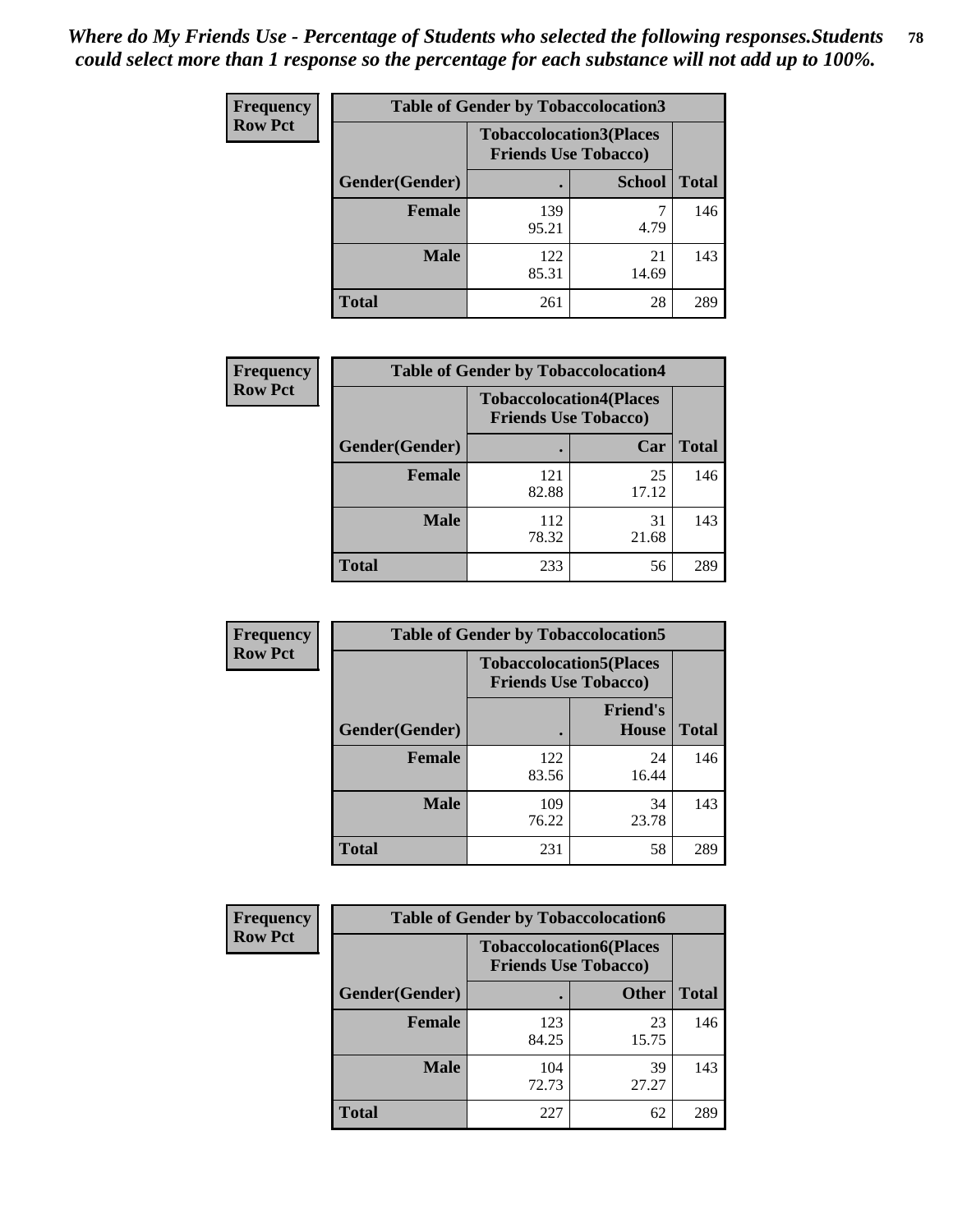*Where do My Friends Use - Percentage of Students who selected the following responses.Students could select more than 1 response so the percentage for each substance will not add up to 100%.*

**Frequency**
**Row Pct**

| Table of Gender by Tobaccolocation3 | | | |
|---|---|---|---|
| | Tobaccolocation3(Places Friends Use Tobacco) | | |
| Gender(Gender) | . | School | Total |
| Female | 139<br>95.21 | 7<br>4.79 | 146 |
| Male | 122<br>85.31 | 21<br>14.69 | 143 |
| Total | 261 | 28 | 289 |

**Frequency**
**Row Pct**

| Table of Gender by Tobaccolocation4 | | | |
|---|---|---|---|
| | Tobaccolocation4(Places Friends Use Tobacco) | | |
| Gender(Gender) | . | Car | Total |
| Female | 121<br>82.88 | 25<br>17.12 | 146 |
| Male | 112<br>78.32 | 31<br>21.68 | 143 |
| Total | 233 | 56 | 289 |

**Frequency**
**Row Pct**

| Table of Gender by Tobaccolocation5 | | | |
|---|---|---|---|
| | Tobaccolocation5(Places Friends Use Tobacco) | | |
| Gender(Gender) | . | Friend's House | Total |
| Female | 122<br>83.56 | 24<br>16.44 | 146 |
| Male | 109<br>76.22 | 34<br>23.78 | 143 |
| Total | 231 | 58 | 289 |

**Frequency**
**Row Pct**

| Table of Gender by Tobaccolocation6 | | | |
|---|---|---|---|
| | Tobaccolocation6(Places Friends Use Tobacco) | | |
| Gender(Gender) | . | Other | Total |
| Female | 123<br>84.25 | 23<br>15.75 | 146 |
| Male | 104<br>72.73 | 39<br>27.27 | 143 |
| Total | 227 | 62 | 289 |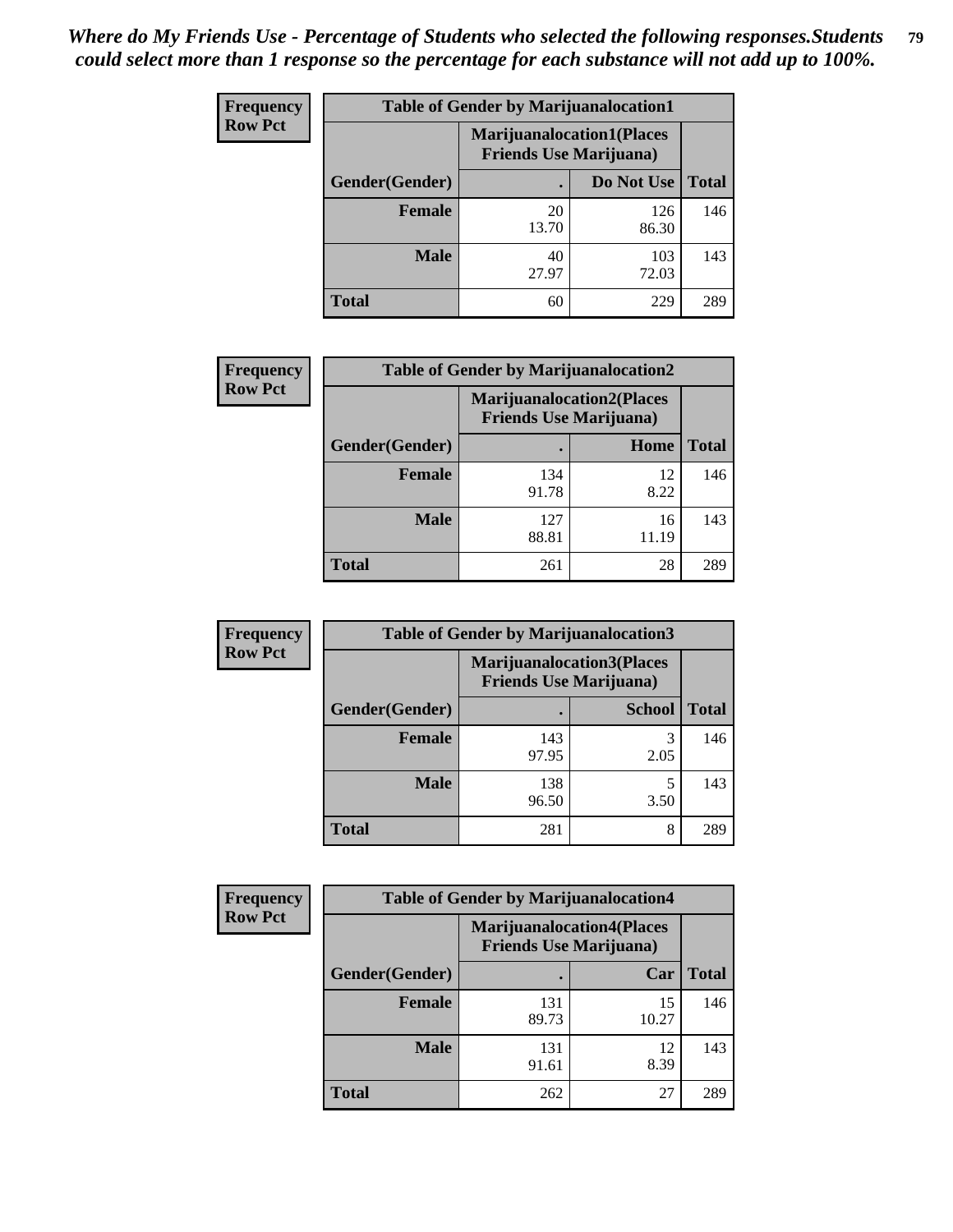*Where do My Friends Use - Percentage of Students who selected the following responses.Students could select more than 1 response so the percentage for each substance will not add up to 100%.*

**Frequency**
**Row Pct**

| Table of Gender by Marijuanalocation1 | | | |
|---|---|---|---|
| | Marijuanalocation1(Places Friends Use Marijuana) | | |
| Gender(Gender) | . | Do Not Use | Total |
| Female | 20<br>13.70 | 126<br>86.30 | 146 |
| Male | 40<br>27.97 | 103<br>72.03 | 143 |
| Total | 60 | 229 | 289 |

**Frequency**
**Row Pct**

| Table of Gender by Marijuanalocation2 | | | |
|---|---|---|---|
| | Marijuanalocation2(Places Friends Use Marijuana) | | |
| Gender(Gender) | . | Home | Total |
| Female | 134<br>91.78 | 12<br>8.22 | 146 |
| Male | 127<br>88.81 | 16<br>11.19 | 143 |
| Total | 261 | 28 | 289 |

**Frequency**
**Row Pct**

| Table of Gender by Marijuanalocation3 | | | |
|---|---|---|---|
| | Marijuanalocation3(Places Friends Use Marijuana) | | |
| Gender(Gender) | . | School | Total |
| Female | 143<br>97.95 | 3<br>2.05 | 146 |
| Male | 138<br>96.50 | 5<br>3.50 | 143 |
| Total | 281 | 8 | 289 |

**Frequency**
**Row Pct**

| Table of Gender by Marijuanalocation4 | | | |
|---|---|---|---|
| | Marijuanalocation4(Places Friends Use Marijuana) | | |
| Gender(Gender) | . | Car | Total |
| Female | 131<br>89.73 | 15<br>10.27 | 146 |
| Male | 131<br>91.61 | 12<br>8.39 | 143 |
| Total | 262 | 27 | 289 |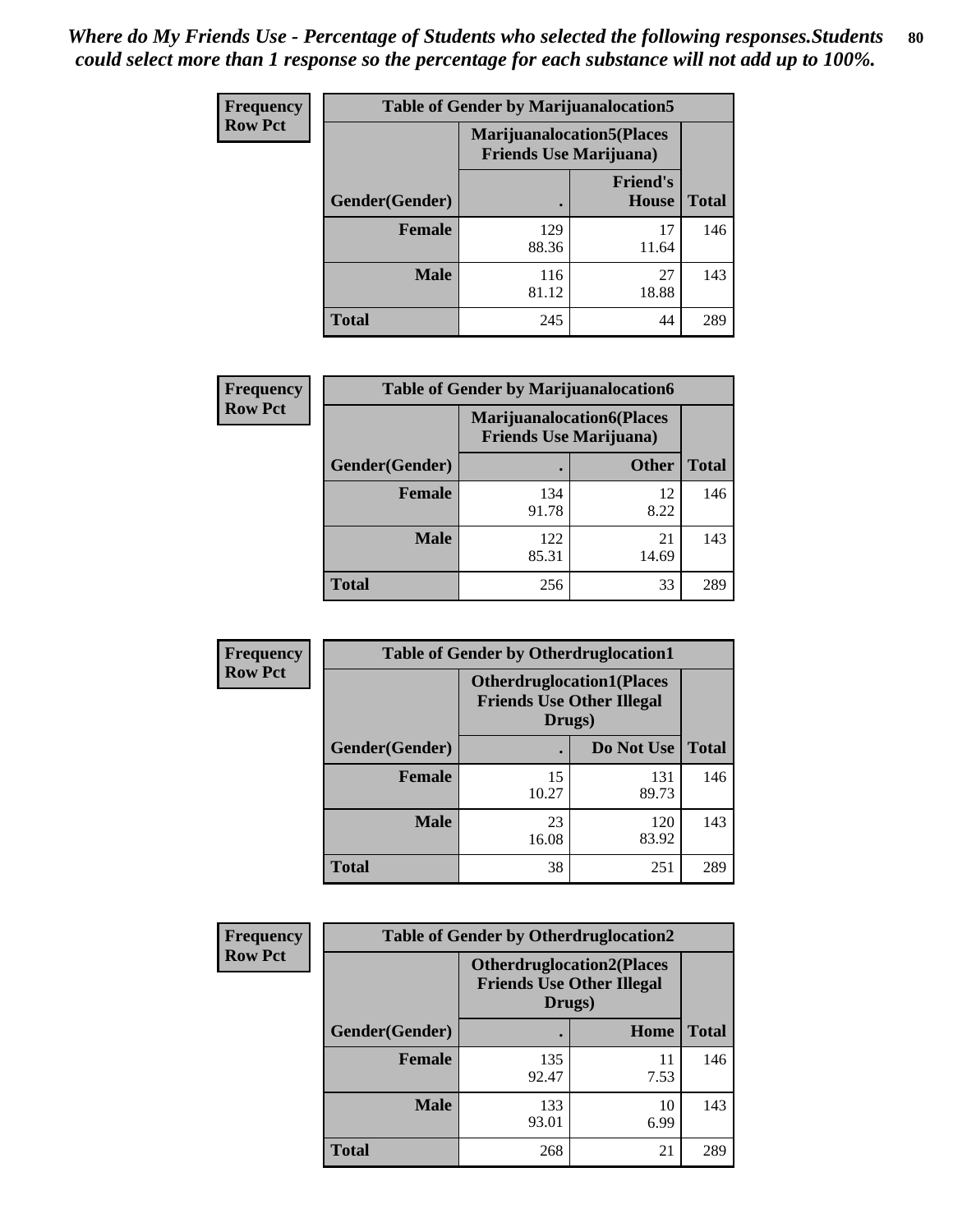*Where do My Friends Use - Percentage of Students who selected the following responses.Students could select more than 1 response so the percentage for each substance will not add up to 100%.*

**Frequency Row Pct**

| Table of Gender by Marijuanalocation5 | | | |
|---|---|---|---|
| | Marijuanalocation5(Places Friends Use Marijuana) | | |
| Gender(Gender) | . | Friend's House | Total |
| **Female** | 129<br>88.36 | 17<br>11.64 | 146 |
| **Male** | 116<br>81.12 | 27<br>18.88 | 143 |
| **Total** | 245 | 44 | 289 |

**Frequency Row Pct**

| Table of Gender by Marijuanalocation6 | | | |
|---|---|---|---|
| | Marijuanalocation6(Places Friends Use Marijuana) | | |
| Gender(Gender) | . | Other | Total |
| **Female** | 134<br>91.78 | 12<br>8.22 | 146 |
| **Male** | 122<br>85.31 | 21<br>14.69 | 143 |
| **Total** | 256 | 33 | 289 |

**Frequency Row Pct**

| Table of Gender by Otherdruglocation1 | | | |
|---|---|---|---|
| | Otherdruglocation1(Places Friends Use Other Illegal Drugs) | | |
| Gender(Gender) | . | Do Not Use | Total |
| **Female** | 15<br>10.27 | 131<br>89.73 | 146 |
| **Male** | 23<br>16.08 | 120<br>83.92 | 143 |
| **Total** | 38 | 251 | 289 |

**Frequency Row Pct**

| Table of Gender by Otherdruglocation2 | | | |
|---|---|---|---|
| | Otherdruglocation2(Places Friends Use Other Illegal Drugs) | | |
| Gender(Gender) | . | Home | Total |
| **Female** | 135<br>92.47 | 11<br>7.53 | 146 |
| **Male** | 133<br>93.01 | 10<br>6.99 | 143 |
| **Total** | 268 | 21 | 289 |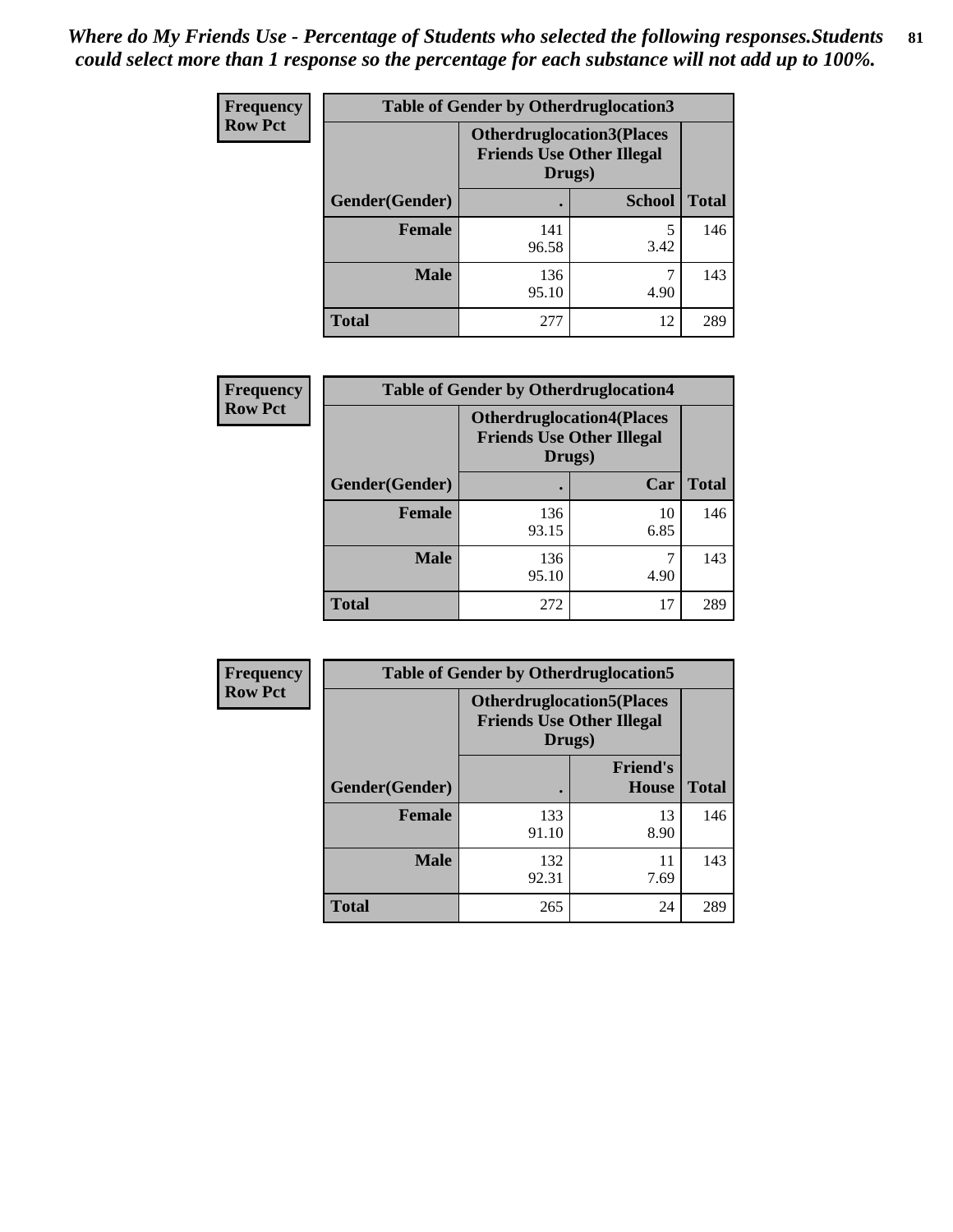*Where do My Friends Use - Percentage of Students who selected the following responses.Students could select more than 1 response so the percentage for each substance will not add up to 100%.*

**Frequency**
**Row Pct**

| Table of Gender by Otherdruglocation3 | | | |
|---|---|---|---|
| | Otherdruglocation3(Places Friends Use Other Illegal Drugs) | | |
| Gender(Gender) | . | School | Total |
| Female | 141<br>96.58 | 5<br>3.42 | 146 |
| Male | 136<br>95.10 | 7<br>4.90 | 143 |
| Total | 277 | 12 | 289 |

**Frequency**
**Row Pct**

| Table of Gender by Otherdruglocation4 | | | |
|---|---|---|---|
| | Otherdruglocation4(Places Friends Use Other Illegal Drugs) | | |
| Gender(Gender) | . | Car | Total |
| Female | 136<br>93.15 | 10<br>6.85 | 146 |
| Male | 136<br>95.10 | 7<br>4.90 | 143 |
| Total | 272 | 17 | 289 |

**Frequency**
**Row Pct**

| Table of Gender by Otherdruglocation5 | | | |
|---|---|---|---|
| | Otherdruglocation5(Places Friends Use Other Illegal Drugs) | | |
| Gender(Gender) | . | Friend's House | Total |
| Female | 133<br>91.10 | 13<br>8.90 | 146 |
| Male | 132<br>92.31 | 11<br>7.69 | 143 |
| Total | 265 | 24 | 289 |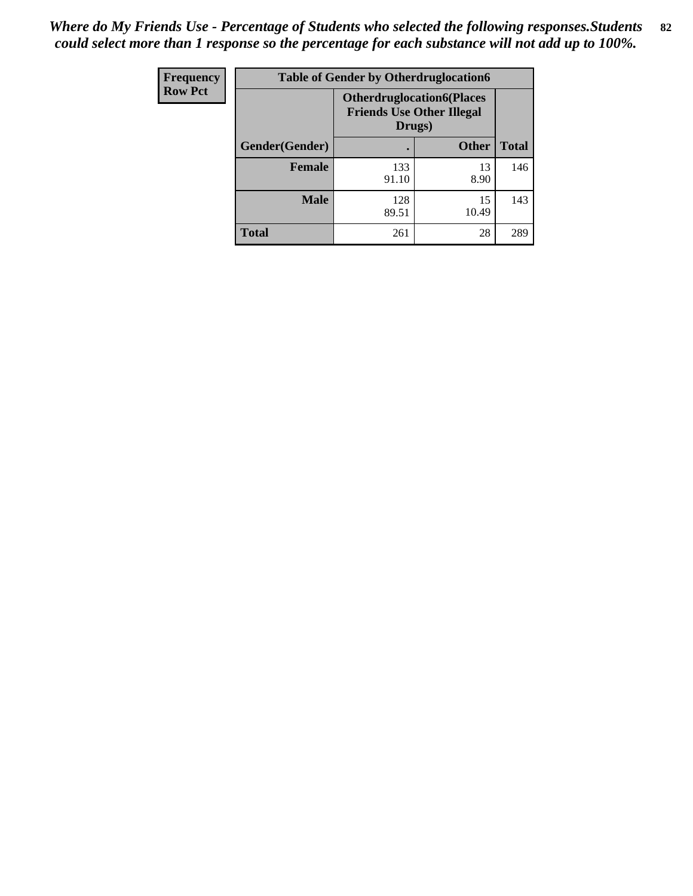*Where do My Friends Use - Percentage of Students who selected the following responses.Students could select more than 1 response so the percentage for each substance will not add up to 100%.*

| Frequency Row Pct | Table of Gender by Otherdruglocation6 | | |
|---|---|---|---|
| | **Otherdruglocation6(Places Friends Use Other Illegal Drugs)** | | |
| **Gender(Gender)** | **.** | **Other** | **Total** |
| **Female** | 133 91.10 | 13 8.90 | 146 |
| **Male** | 128 89.51 | 15 10.49 | 143 |
| **Total** | 261 | 28 | 289 |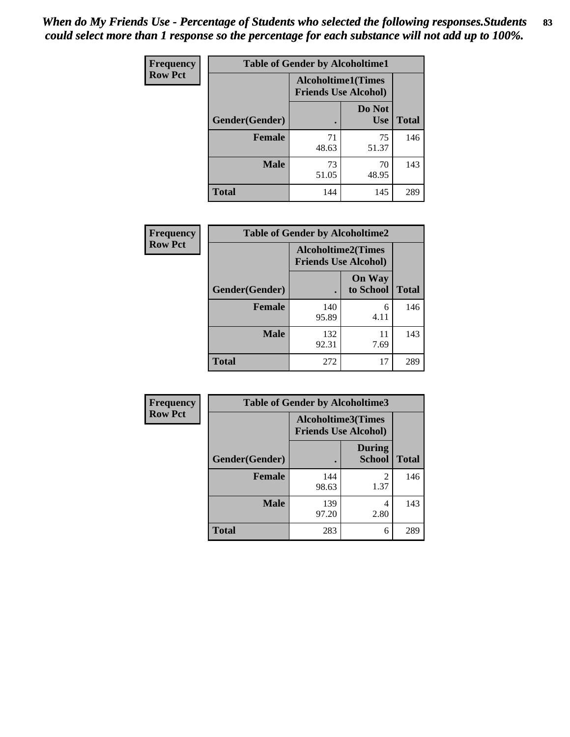*When do My Friends Use - Percentage of Students who selected the following responses.Students could select more than 1 response so the percentage for each substance will not add up to 100%.*

**Frequency**
**Row Pct**

| Table of Gender by Alcoholtime1 | | | |
|---|---|---|---|
| | Alcoholtime1(Times Friends Use Alcohol) | | |
| Gender(Gender) | . | Do Not Use | Total |
| **Female** | 71<br>48.63 | 75<br>51.37 | 146 |
| **Male** | 73<br>51.05 | 70<br>48.95 | 143 |
| **Total** | 144 | 145 | 289 |

**Frequency**
**Row Pct**

| Table of Gender by Alcoholtime2 | | | |
|---|---|---|---|
| | Alcoholtime2(Times Friends Use Alcohol) | | |
| Gender(Gender) | . | On Way to School | Total |
| **Female** | 140<br>95.89 | 6<br>4.11 | 146 |
| **Male** | 132<br>92.31 | 11<br>7.69 | 143 |
| **Total** | 272 | 17 | 289 |

**Frequency**
**Row Pct**

| Table of Gender by Alcoholtime3 | | | |
|---|---|---|---|
| | Alcoholtime3(Times Friends Use Alcohol) | | |
| Gender(Gender) | . | During School | Total |
| **Female** | 144<br>98.63 | 2<br>1.37 | 146 |
| **Male** | 139<br>97.20 | 4<br>2.80 | 143 |
| **Total** | 283 | 6 | 289 |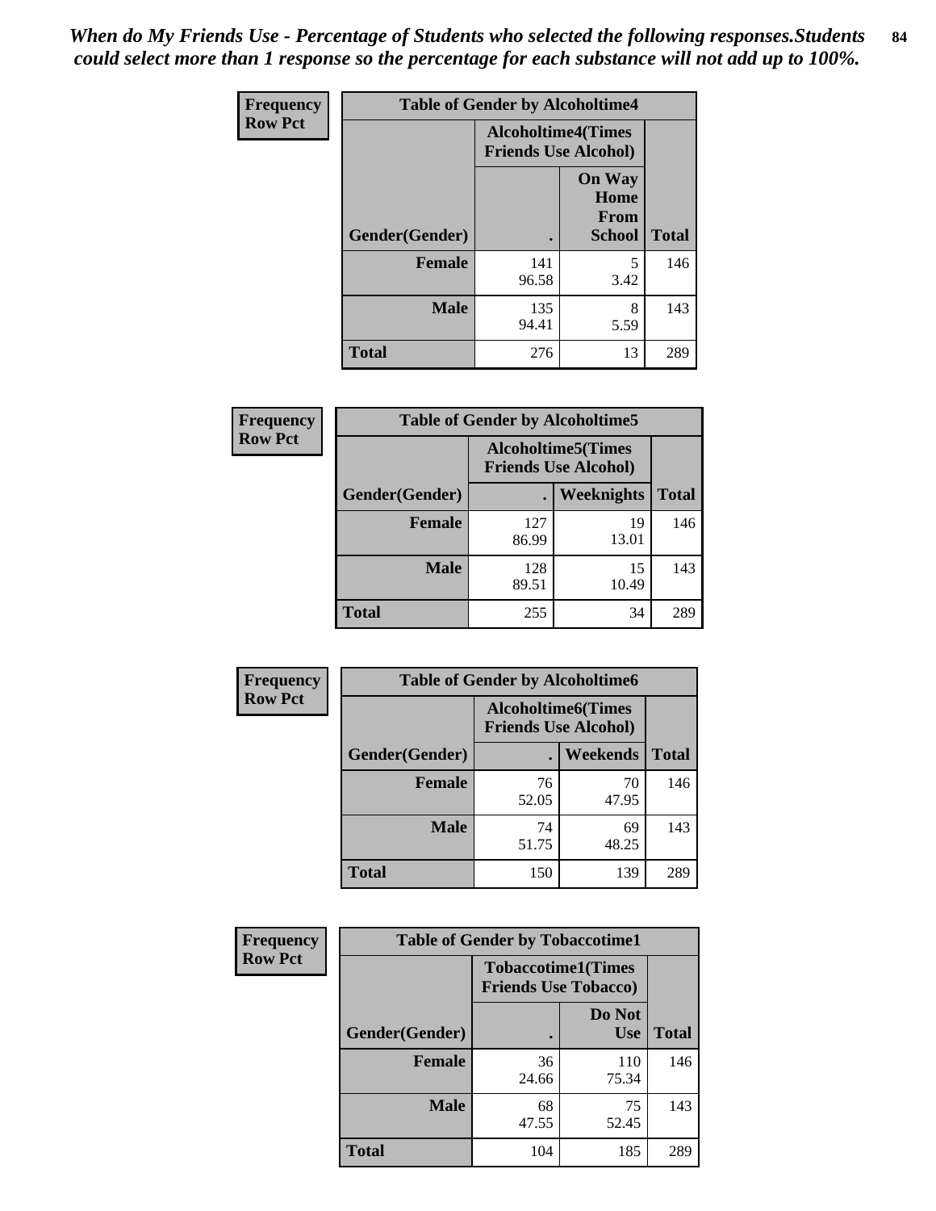*When do My Friends Use - Percentage of Students who selected the following responses.Students could select more than 1 response so the percentage for each substance will not add up to 100%.*

**Frequency**
**Row Pct**

| Table of Gender by Alcoholtime4 | | | |
|---|---|---|---|
| | Alcoholtime4(Times Friends Use Alcohol) | | |
| Gender(Gender) | . | On Way Home From School | Total |
| **Female** | 141<br>96.58 | 5<br>3.42 | 146 |
| **Male** | 135<br>94.41 | 8<br>5.59 | 143 |
| **Total** | 276 | 13 | 289 |

**Frequency**
**Row Pct**

| Table of Gender by Alcoholtime5 | | | |
|---|---|---|---|
| | Alcoholtime5(Times Friends Use Alcohol) | | |
| Gender(Gender) | . | Weeknights | Total |
| **Female** | 127<br>86.99 | 19<br>13.01 | 146 |
| **Male** | 128<br>89.51 | 15<br>10.49 | 143 |
| **Total** | 255 | 34 | 289 |

**Frequency**
**Row Pct**

| Table of Gender by Alcoholtime6 | | | |
|---|---|---|---|
| | Alcoholtime6(Times Friends Use Alcohol) | | |
| Gender(Gender) | . | Weekends | Total |
| **Female** | 76<br>52.05 | 70<br>47.95 | 146 |
| **Male** | 74<br>51.75 | 69<br>48.25 | 143 |
| **Total** | 150 | 139 | 289 |

**Frequency**
**Row Pct**

| Table of Gender by Tobaccotime1 | | | |
|---|---|---|---|
| | Tobaccotime1(Times Friends Use Tobacco) | | |
| Gender(Gender) | . | Do Not Use | Total |
| **Female** | 36<br>24.66 | 110<br>75.34 | 146 |
| **Male** | 68<br>47.55 | 75<br>52.45 | 143 |
| **Total** | 104 | 185 | 289 |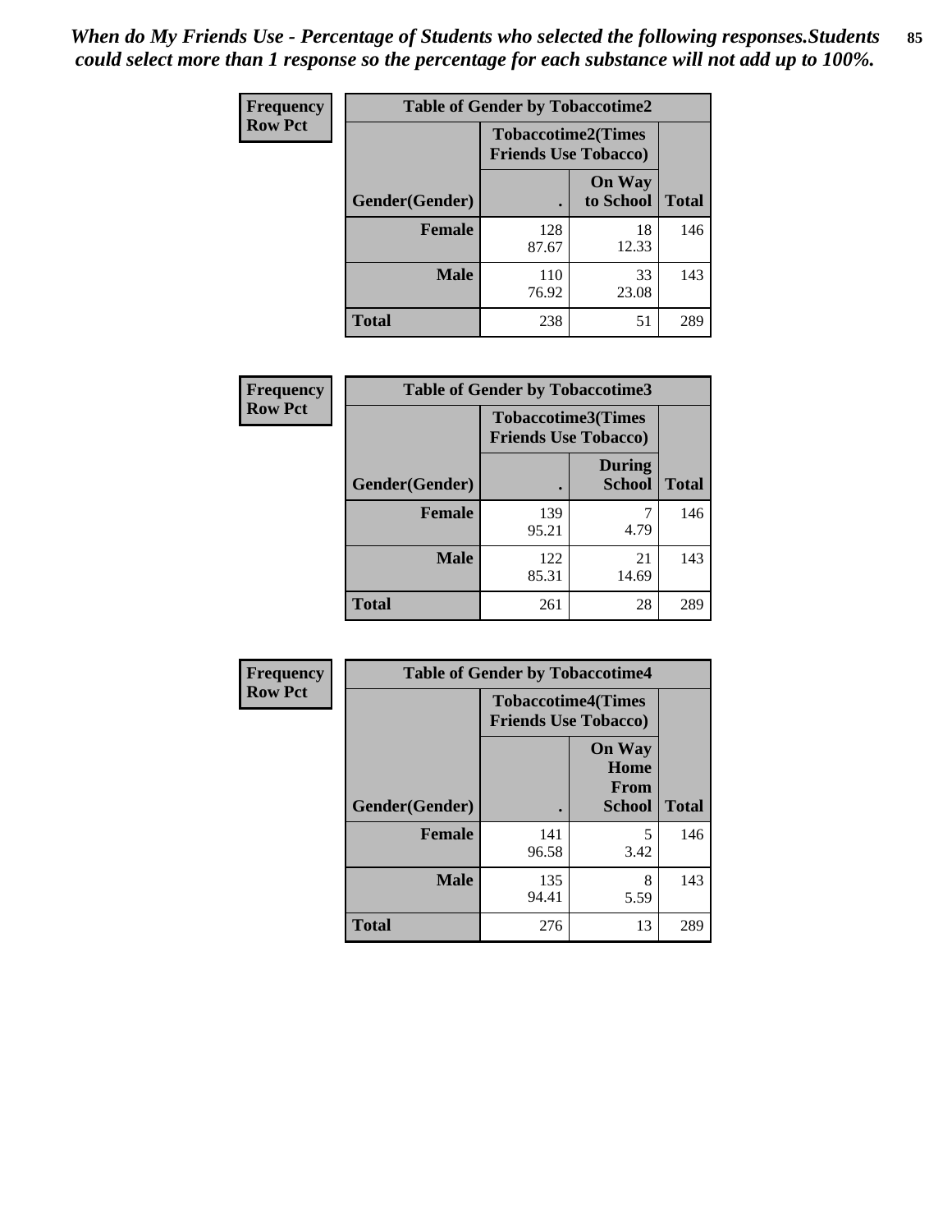*When do My Friends Use - Percentage of Students who selected the following responses.Students could select more than 1 response so the percentage for each substance will not add up to 100%.*

**Frequency**
**Row Pct**

| Table of Gender by Tobaccotime2 | | | |
|---|---|---|---|
| | Tobaccotime2(Times Friends Use Tobacco) | | |
| Gender(Gender) | . | On Way to School | Total |
| **Female** | 128<br>87.67 | 18<br>12.33 | 146 |
| **Male** | 110<br>76.92 | 33<br>23.08 | 143 |
| **Total** | 238 | 51 | 289 |

**Frequency**
**Row Pct**

| Table of Gender by Tobaccotime3 | | | |
|---|---|---|---|
| | Tobaccotime3(Times Friends Use Tobacco) | | |
| Gender(Gender) | . | During School | Total |
| **Female** | 139<br>95.21 | 7<br>4.79 | 146 |
| **Male** | 122<br>85.31 | 21<br>14.69 | 143 |
| **Total** | 261 | 28 | 289 |

**Frequency**
**Row Pct**

| Table of Gender by Tobaccotime4 | | | |
|---|---|---|---|
| | Tobaccotime4(Times Friends Use Tobacco) | | |
| Gender(Gender) | . | On Way Home From School | Total |
| **Female** | 141<br>96.58 | 5<br>3.42 | 146 |
| **Male** | 135<br>94.41 | 8<br>5.59 | 143 |
| **Total** | 276 | 13 | 289 |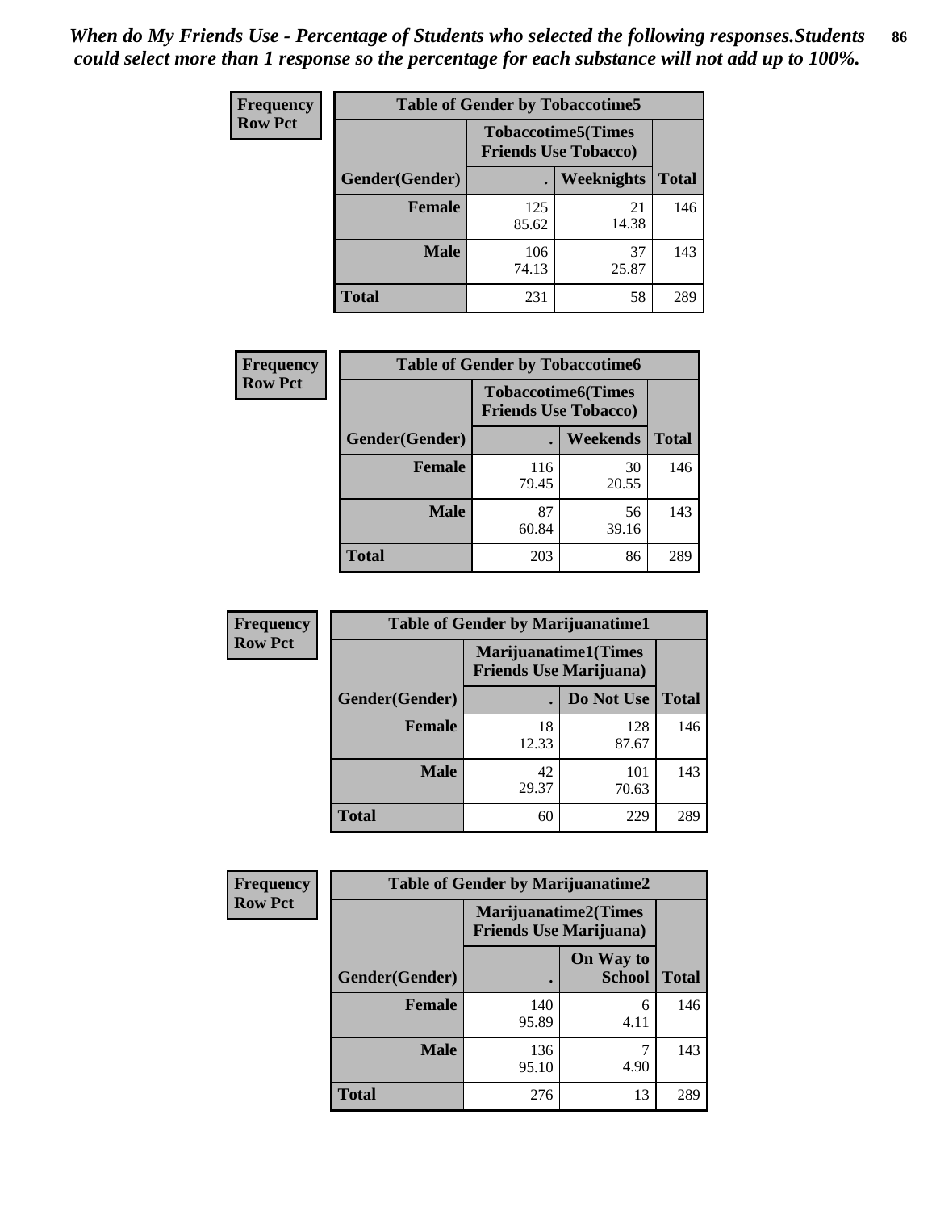*When do My Friends Use - Percentage of Students who selected the following responses.Students could select more than 1 response so the percentage for each substance will not add up to 100%.*

**Frequency**
**Row Pct**

| Table of Gender by Tobaccotime5 | | | |
|---|---|---|---|
| | Tobaccotime5(Times Friends Use Tobacco) | | |
| Gender(Gender) | . | Weeknights | Total |
| **Female** | 125<br>85.62 | 21<br>14.38 | 146 |
| **Male** | 106<br>74.13 | 37<br>25.87 | 143 |
| **Total** | 231 | 58 | 289 |

**Frequency**
**Row Pct**

| Table of Gender by Tobaccotime6 | | | |
|---|---|---|---|
| | Tobaccotime6(Times Friends Use Tobacco) | | |
| Gender(Gender) | . | Weekends | Total |
| **Female** | 116<br>79.45 | 30<br>20.55 | 146 |
| **Male** | 87<br>60.84 | 56<br>39.16 | 143 |
| **Total** | 203 | 86 | 289 |

**Frequency**
**Row Pct**

| Table of Gender by Marijuanatime1 | | | |
|---|---|---|---|
| | Marijuanatime1(Times Friends Use Marijuana) | | |
| Gender(Gender) | . | Do Not Use | Total |
| **Female** | 18<br>12.33 | 128<br>87.67 | 146 |
| **Male** | 42<br>29.37 | 101<br>70.63 | 143 |
| **Total** | 60 | 229 | 289 |

**Frequency**
**Row Pct**

| Table of Gender by Marijuanatime2 | | | |
|---|---|---|---|
| | Marijuanatime2(Times Friends Use Marijuana) | | |
| Gender(Gender) | . | On Way to School | Total |
| **Female** | 140<br>95.89 | 6<br>4.11 | 146 |
| **Male** | 136<br>95.10 | 7<br>4.90 | 143 |
| **Total** | 276 | 13 | 289 |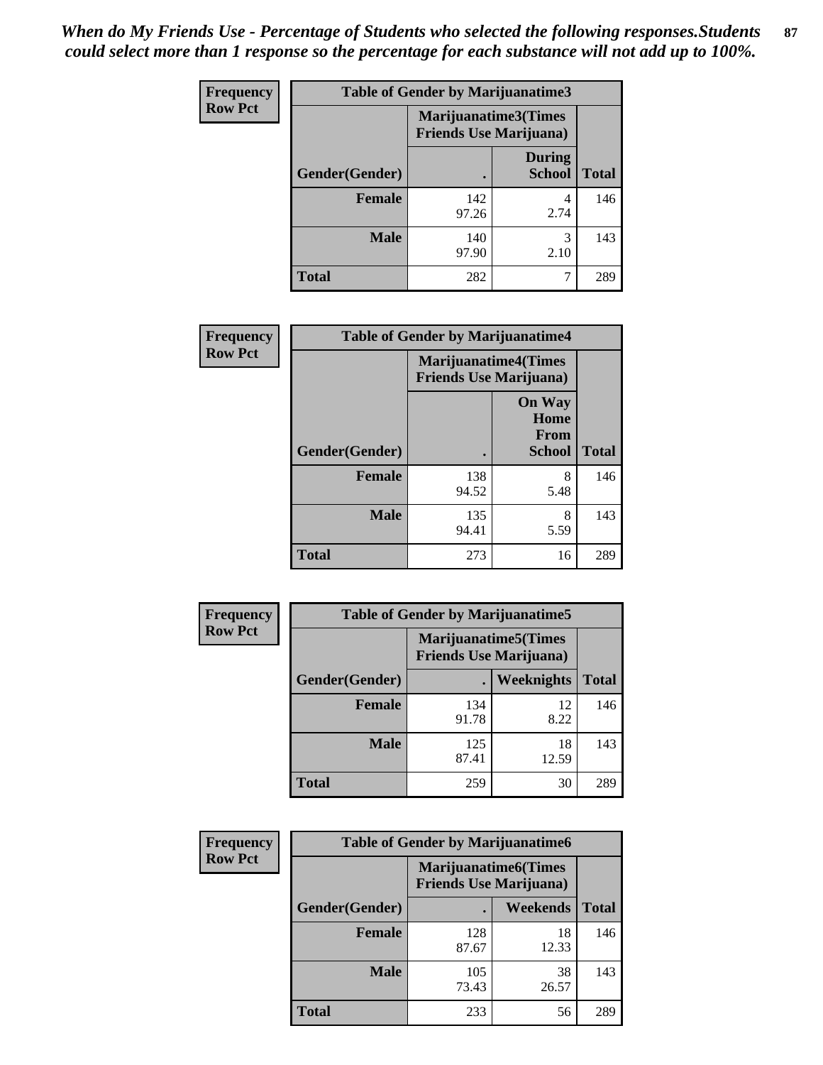*When do My Friends Use - Percentage of Students who selected the following responses.Students could select more than 1 response so the percentage for each substance will not add up to 100%.*

**Frequency**
**Row Pct**

| Table of Gender by Marijuanatime3 | | | |
|---|---|---|---|
| | Marijuanatime3(Times Friends Use Marijuana) | | |
| Gender(Gender) | . | During School | Total |
| Female | 142<br>97.26 | 4<br>2.74 | 146 |
| Male | 140<br>97.90 | 3<br>2.10 | 143 |
| Total | 282 | 7 | 289 |

**Frequency**
**Row Pct**

| Table of Gender by Marijuanatime4 | | | |
|---|---|---|---|
| | Marijuanatime4(Times Friends Use Marijuana) | | |
| Gender(Gender) | . | On Way Home From School | Total |
| Female | 138<br>94.52 | 8<br>5.48 | 146 |
| Male | 135<br>94.41 | 8<br>5.59 | 143 |
| Total | 273 | 16 | 289 |

**Frequency**
**Row Pct**

| Table of Gender by Marijuanatime5 | | | |
|---|---|---|---|
| | Marijuanatime5(Times Friends Use Marijuana) | | |
| Gender(Gender) | . | Weeknights | Total |
| Female | 134<br>91.78 | 12<br>8.22 | 146 |
| Male | 125<br>87.41 | 18<br>12.59 | 143 |
| Total | 259 | 30 | 289 |

**Frequency**
**Row Pct**

| Table of Gender by Marijuanatime6 | | | |
|---|---|---|---|
| | Marijuanatime6(Times Friends Use Marijuana) | | |
| Gender(Gender) | . | Weekends | Total |
| Female | 128<br>87.67 | 18<br>12.33 | 146 |
| Male | 105<br>73.43 | 38<br>26.57 | 143 |
| Total | 233 | 56 | 289 |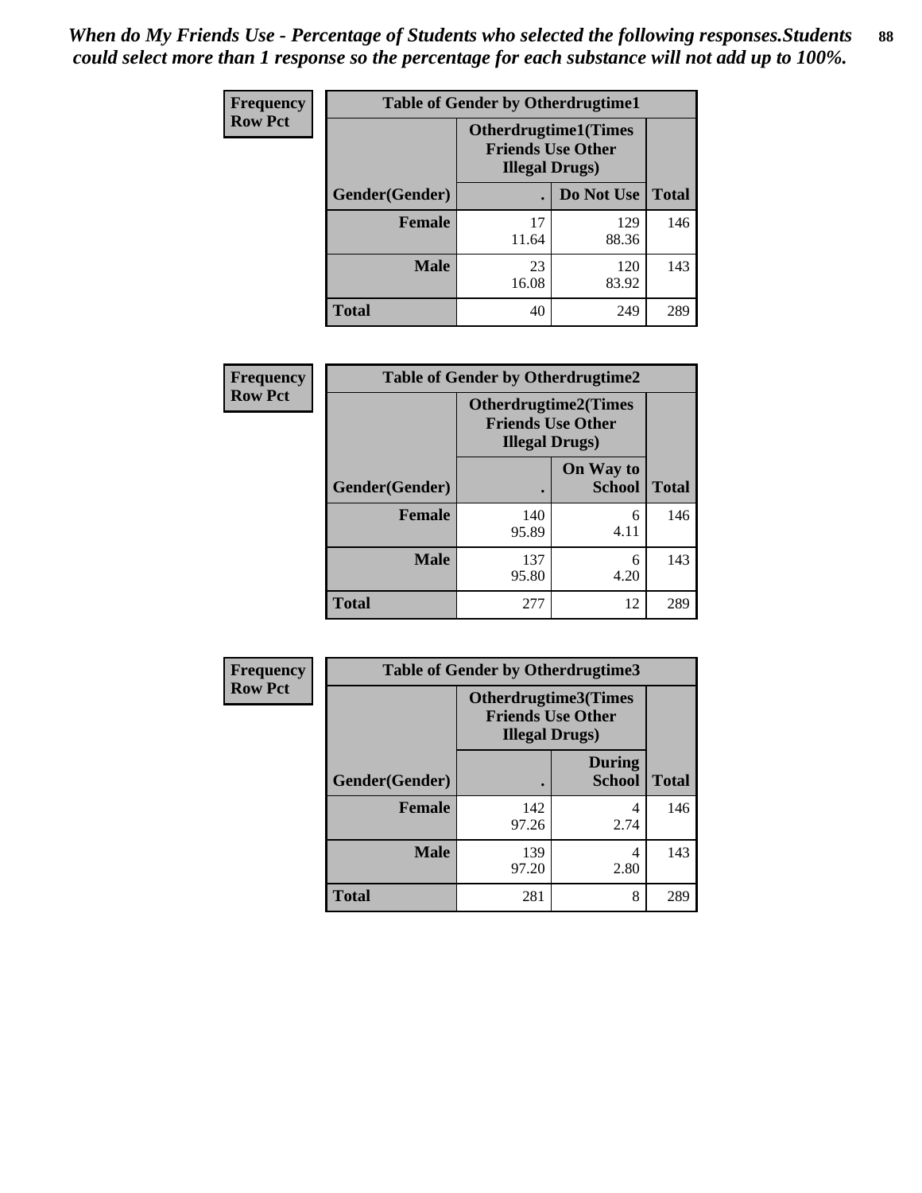*When do My Friends Use - Percentage of Students who selected the following responses.Students could select more than 1 response so the percentage for each substance will not add up to 100%.*

**Frequency**
**Row Pct**

| Table of Gender by Otherdrugtime1 | | | |
|---|---|---|---|
| | Otherdrugtime1(Times Friends Use Other Illegal Drugs) | | |
| Gender(Gender) | . | Do Not Use | Total |
| Female | 17<br>11.64 | 129<br>88.36 | 146 |
| Male | 23<br>16.08 | 120<br>83.92 | 143 |
| Total | 40 | 249 | 289 |

**Frequency**
**Row Pct**

| Table of Gender by Otherdrugtime2 | | | |
|---|---|---|---|
| | Otherdrugtime2(Times Friends Use Other Illegal Drugs) | | |
| Gender(Gender) | . | On Way to School | Total |
| Female | 140<br>95.89 | 6<br>4.11 | 146 |
| Male | 137<br>95.80 | 6<br>4.20 | 143 |
| Total | 277 | 12 | 289 |

**Frequency**
**Row Pct**

| Table of Gender by Otherdrugtime3 | | | |
|---|---|---|---|
| | Otherdrugtime3(Times Friends Use Other Illegal Drugs) | | |
| Gender(Gender) | . | During School | Total |
| Female | 142<br>97.26 | 4<br>2.74 | 146 |
| Male | 139<br>97.20 | 4<br>2.80 | 143 |
| Total | 281 | 8 | 289 |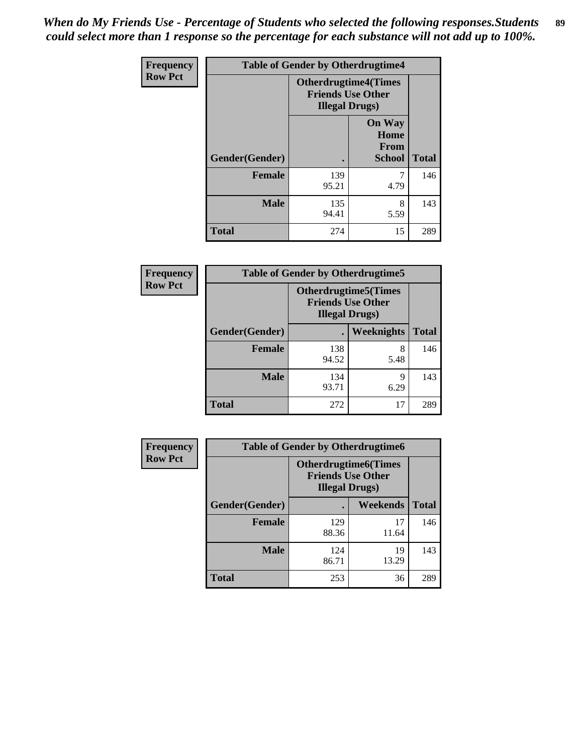*When do My Friends Use - Percentage of Students who selected the following responses.Students could select more than 1 response so the percentage for each substance will not add up to 100%.*

**Frequency**
**Row Pct**

| Table of Gender by Otherdrugtime4 | | | |
|---|---|---|---|
| | Otherdrugtime4(Times Friends Use Other Illegal Drugs) | | |
| Gender(Gender) | . | On Way Home From School | Total |
| Female | 139<br>95.21 | 7<br>4.79 | 146 |
| Male | 135<br>94.41 | 8<br>5.59 | 143 |
| Total | 274 | 15 | 289 |

**Frequency**
**Row Pct**

| Table of Gender by Otherdrugtime5 | | | |
|---|---|---|---|
| | Otherdrugtime5(Times Friends Use Other Illegal Drugs) | | |
| Gender(Gender) | . | Weeknights | Total |
| Female | 138<br>94.52 | 8<br>5.48 | 146 |
| Male | 134<br>93.71 | 9<br>6.29 | 143 |
| Total | 272 | 17 | 289 |

**Frequency**
**Row Pct**

| Table of Gender by Otherdrugtime6 | | | |
|---|---|---|---|
| | Otherdrugtime6(Times Friends Use Other Illegal Drugs) | | |
| Gender(Gender) | . | Weekends | Total |
| Female | 129<br>88.36 | 17<br>11.64 | 146 |
| Male | 124<br>86.71 | 19<br>13.29 | 143 |
| Total | 253 | 36 | 289 |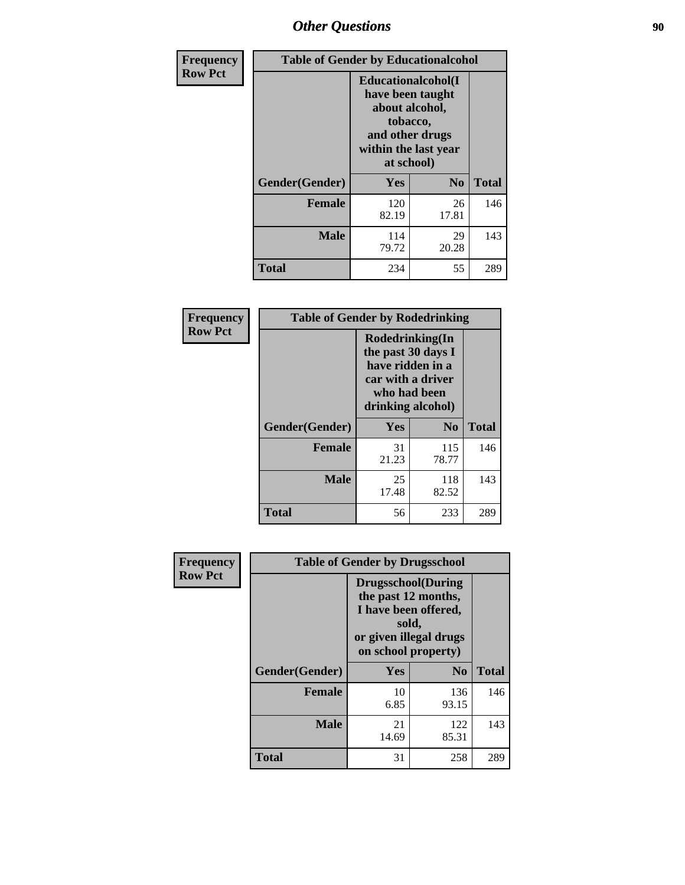# Other Questions

**Frequency**
**Row Pct**

| Table of Gender by Educationalcohol | | | |
|---|---|---|---|
| | Educationalcohol(I have been taught about alcohol, tobacco, and other drugs within the last year at school) | | |
| Gender(Gender) | Yes | No | Total |
| **Female** | 120<br>82.19 | 26<br>17.81 | 146 |
| **Male** | 114<br>79.72 | 29<br>20.28 | 143 |
| **Total** | 234 | 55 | 289 |

**Frequency**
**Row Pct**

| Table of Gender by Rodedrinking | | | |
|---|---|---|---|
| | Rodedrinking(In the past 30 days I have ridden in a car with a driver who had been drinking alcohol) | | |
| Gender(Gender) | Yes | No | Total |
| **Female** | 31<br>21.23 | 115<br>78.77 | 146 |
| **Male** | 25<br>17.48 | 118<br>82.52 | 143 |
| **Total** | 56 | 233 | 289 |

**Frequency**
**Row Pct**

| Table of Gender by Drugsschool | | | |
|---|---|---|---|
| | Drugsschool(During the past 12 months, I have been offered, sold, or given illegal drugs on school property) | | |
| Gender(Gender) | Yes | No | Total |
| **Female** | 10<br>6.85 | 136<br>93.15 | 146 |
| **Male** | 21<br>14.69 | 122<br>85.31 | 143 |
| **Total** | 31 | 258 | 289 |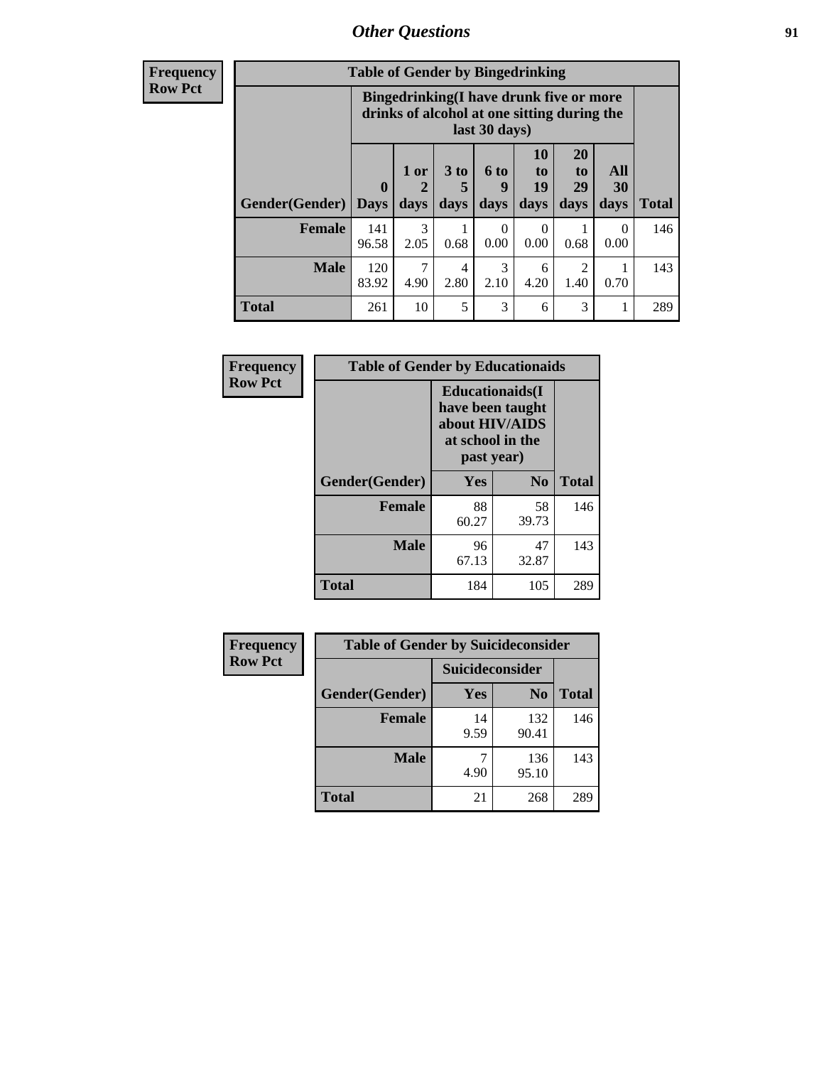## Other Questions

**Frequency**
**Row Pct**

| Table of Gender by Bingedrinking | | | | | | | | |
|---|---|---|---|---|---|---|---|---|
| | Bingedrinking(I have drunk five or more drinks of alcohol at one sitting during the last 30 days) | | | | | | | |
| Gender(Gender) | 0 Days | 1 or 2 days | 3 to 5 days | 6 to 9 days | 10 to 19 days | 20 to 29 days | All 30 days | Total |
| **Female** | 141<br>96.58 | 3<br>2.05 | 1<br>0.68 | 0<br>0.00 | 0<br>0.00 | 1<br>0.68 | 0<br>0.00 | 146 |
| **Male** | 120<br>83.92 | 7<br>4.90 | 4<br>2.80 | 3<br>2.10 | 6<br>4.20 | 2<br>1.40 | 1<br>0.70 | 143 |
| **Total** | 261 | 10 | 5 | 3 | 6 | 3 | 1 | 289 |

**Frequency**
**Row Pct**

| Table of Gender by Educationaids | | | |
|---|---|---|---|
| | Educationaids(I have been taught about HIV/AIDS at school in the past year) | | |
| Gender(Gender) | Yes | No | Total |
| **Female** | 88<br>60.27 | 58<br>39.73 | 146 |
| **Male** | 96<br>67.13 | 47<br>32.87 | 143 |
| **Total** | 184 | 105 | 289 |

**Frequency**
**Row Pct**

| Table of Gender by Suicideconsider | | | |
|---|---|---|---|
| | Suicideconsider | | |
| Gender(Gender) | Yes | No | Total |
| **Female** | 14<br>9.59 | 132<br>90.41 | 146 |
| **Male** | 7<br>4.90 | 136<br>95.10 | 143 |
| **Total** | 21 | 268 | 289 |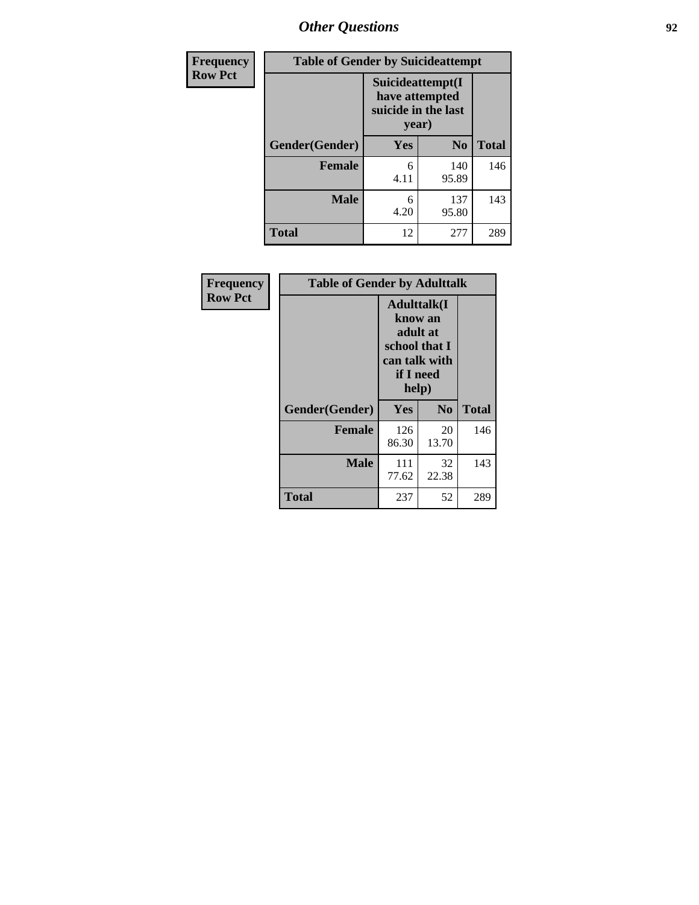# Other Questions

| Frequency Row Pct | Table of Gender by Suicideattempt | | |
|---|---|---|---|
| | Suicideattempt(I have attempted suicide in the last year) | | |
| Gender(Gender) | Yes | No | Total |
| Female | 6<br>4.11 | 140<br>95.89 | 146 |
| Male | 6<br>4.20 | 137<br>95.80 | 143 |
| Total | 12 | 277 | 289 |

| Frequency Row Pct | Table of Gender by Adulttalk | | |
|---|---|---|---|
| | Adulttalk(I know an adult at school that I can talk with if I need help) | | |
| Gender(Gender) | Yes | No | Total |
| Female | 126<br>86.30 | 20<br>13.70 | 146 |
| Male | 111<br>77.62 | 32<br>22.38 | 143 |
| Total | 237 | 52 | 289 |